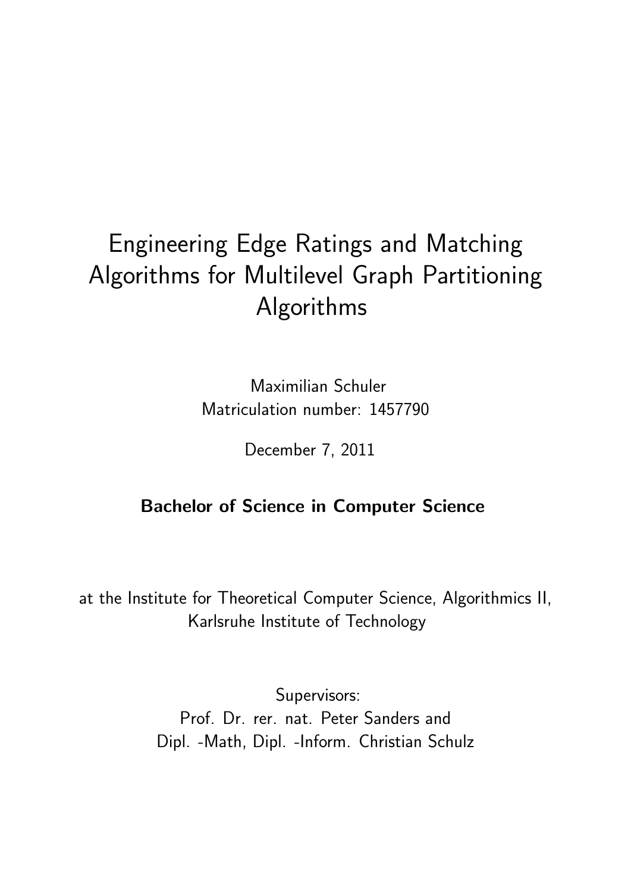# Engineering Edge Ratings and Matching Algorithms for Multilevel Graph Partitioning Algorithms

Maximilian Schuler
Matriculation number: 1457790

December 7, 2011

**Bachelor of Science in Computer Science**

at the Institute for Theoretical Computer Science, Algorithmics II, Karlsruhe Institute of Technology

Supervisors:
Prof. Dr. rer. nat. Peter Sanders and
Dipl. -Math, Dipl. -Inform. Christian Schulz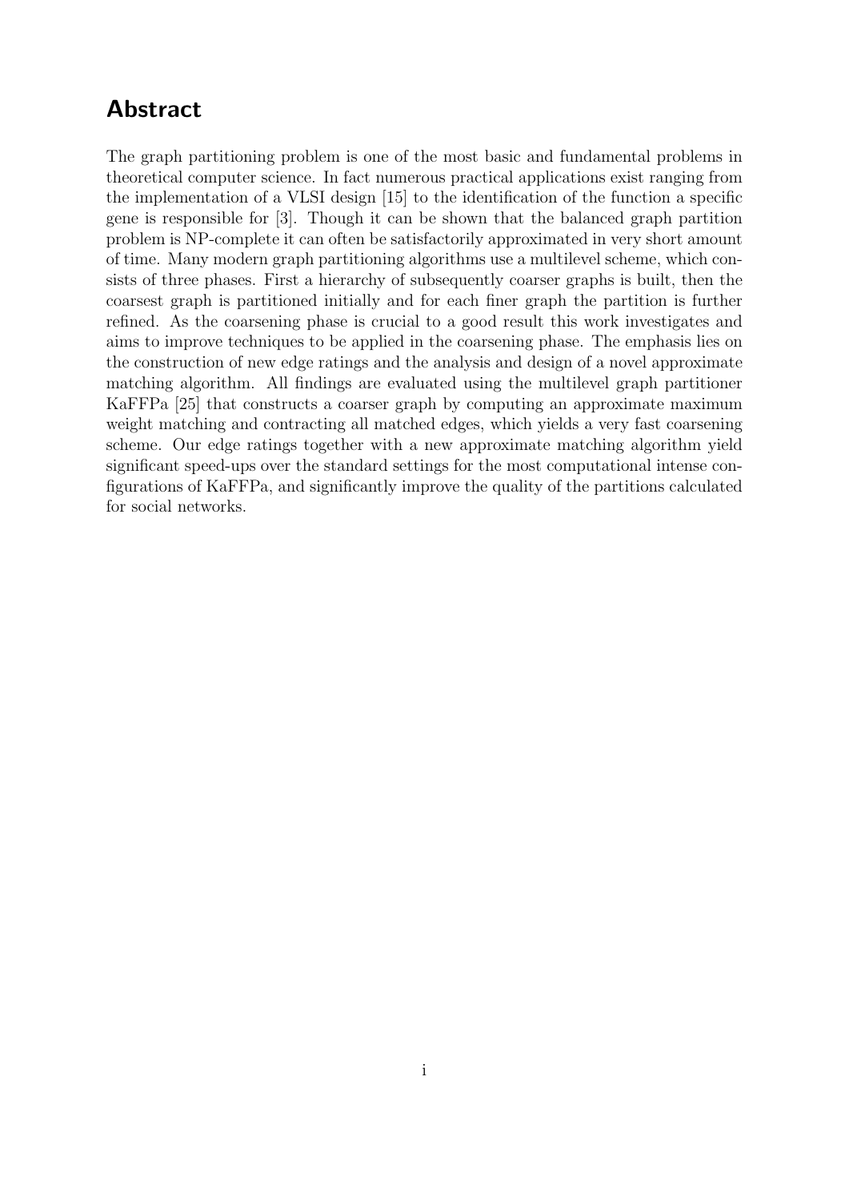## Abstract

The graph partitioning problem is one of the most basic and fundamental problems in theoretical computer science. In fact numerous practical applications exist ranging from the implementation of a VLSI design [15] to the identification of the function a specific gene is responsible for [3]. Though it can be shown that the balanced graph partition problem is NP-complete it can often be satisfactorily approximated in very short amount of time. Many modern graph partitioning algorithms use a multilevel scheme, which consists of three phases. First a hierarchy of subsequently coarser graphs is built, then the coarsest graph is partitioned initially and for each finer graph the partition is further refined. As the coarsening phase is crucial to a good result this work investigates and aims to improve techniques to be applied in the coarsening phase. The emphasis lies on the construction of new edge ratings and the analysis and design of a novel approximate matching algorithm. All findings are evaluated using the multilevel graph partitioner KaFFPa [25] that constructs a coarser graph by computing an approximate maximum weight matching and contracting all matched edges, which yields a very fast coarsening scheme. Our edge ratings together with a new approximate matching algorithm yield significant speed-ups over the standard settings for the most computational intense configurations of KaFFPa, and significantly improve the quality of the partitions calculated for social networks.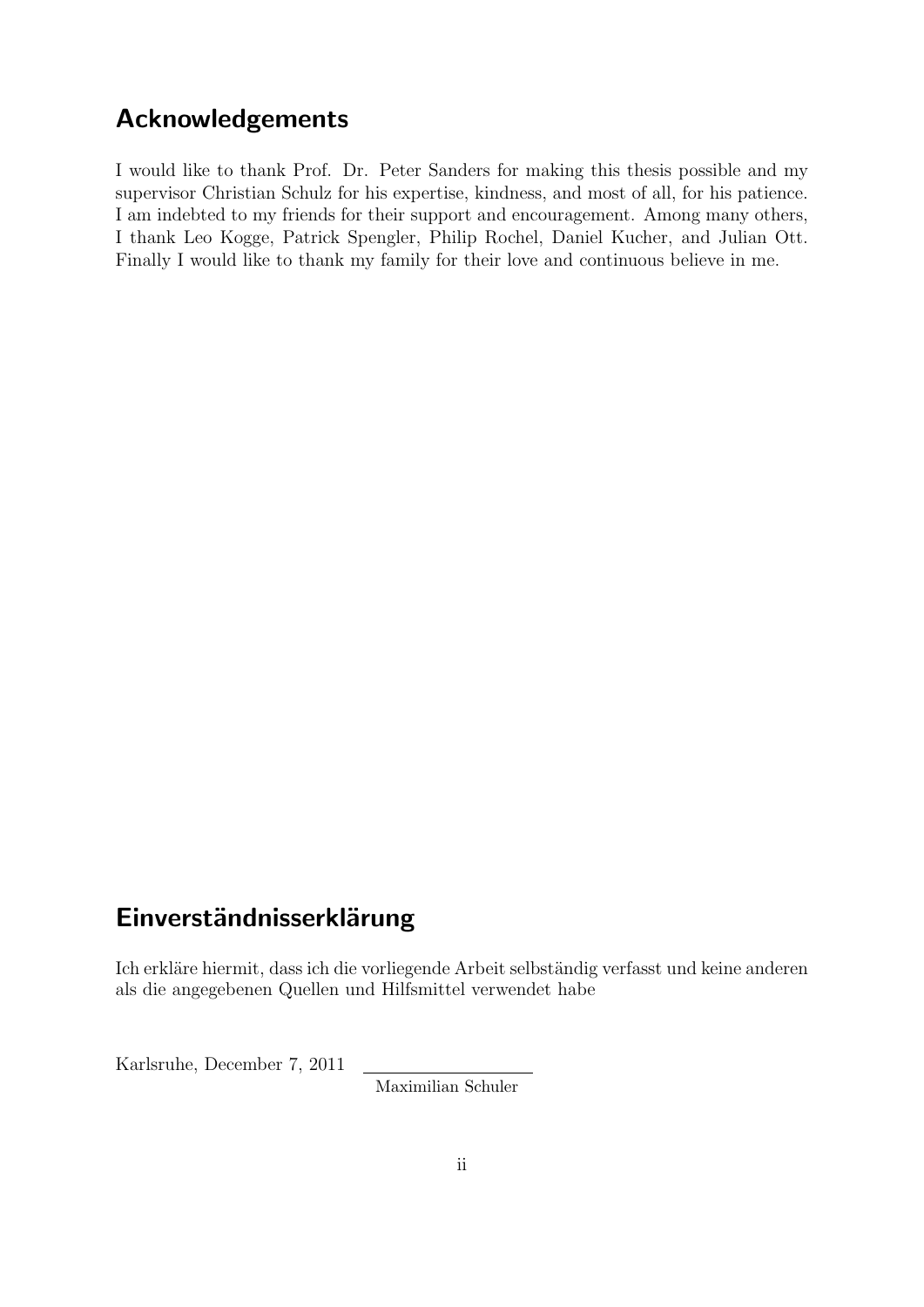## Acknowledgements

I would like to thank Prof. Dr. Peter Sanders for making this thesis possible and my supervisor Christian Schulz for his expertise, kindness, and most of all, for his patience. I am indebted to my friends for their support and encouragement. Among many others, I thank Leo Kogge, Patrick Spengler, Philip Rochel, Daniel Kucher, and Julian Ott. Finally I would like to thank my family for their love and continuous believe in me.

## Einverständnisserklärung

Ich erkläre hiermit, dass ich die vorliegende Arbeit selbständig verfasst und keine anderen als die angegebenen Quellen und Hilfsmittel verwendet habe

Karlsruhe, December 7, 2011

Maximilian Schuler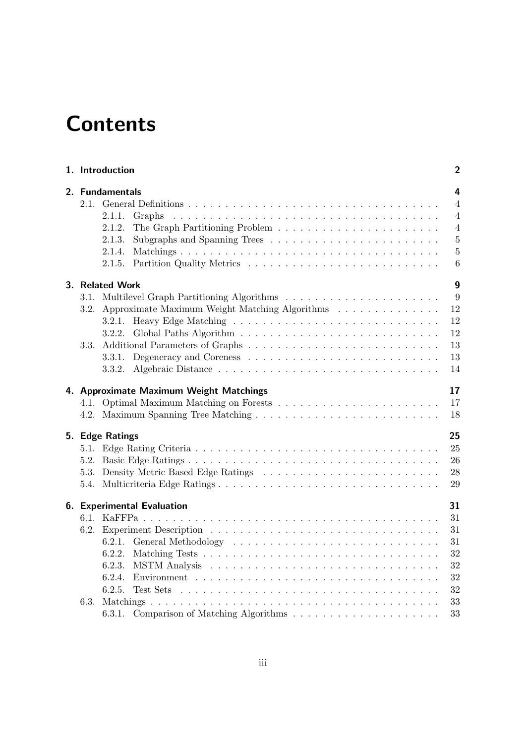# Contents

| | |
|---|---|
| **1. Introduction** | **2** |
| **2. Fundamentals** | **4** |
| 2.1. General Definitions | 4 |
| 2.1.1. Graphs | 4 |
| 2.1.2. The Graph Partitioning Problem | 4 |
| 2.1.3. Subgraphs and Spanning Trees | 5 |
| 2.1.4. Matchings | 5 |
| 2.1.5. Partition Quality Metrics | 6 |
| **3. Related Work** | **9** |
| 3.1. Multilevel Graph Partitioning Algorithms | 9 |
| 3.2. Approximate Maximum Weight Matching Algorithms | 12 |
| 3.2.1. Heavy Edge Matching | 12 |
| 3.2.2. Global Paths Algorithm | 12 |
| 3.3. Additional Parameters of Graphs | 13 |
| 3.3.1. Degeneracy and Coreness | 13 |
| 3.3.2. Algebraic Distance | 14 |
| **4. Approximate Maximum Weight Matchings** | **17** |
| 4.1. Optimal Maximum Matching on Forests | 17 |
| 4.2. Maximum Spanning Tree Matching | 18 |
| **5. Edge Ratings** | **25** |
| 5.1. Edge Rating Criteria | 25 |
| 5.2. Basic Edge Ratings | 26 |
| 5.3. Density Metric Based Edge Ratings | 28 |
| 5.4. Multicriteria Edge Ratings | 29 |
| **6. Experimental Evaluation** | **31** |
| 6.1. KaFFPa | 31 |
| 6.2. Experiment Description | 31 |
| 6.2.1. General Methodology | 31 |
| 6.2.2. Matching Tests | 32 |
| 6.2.3. MSTM Analysis | 32 |
| 6.2.4. Environment | 32 |
| 6.2.5. Test Sets | 32 |
| 6.3. Matchings | 33 |
| 6.3.1. Comparison of Matching Algorithms | 33 |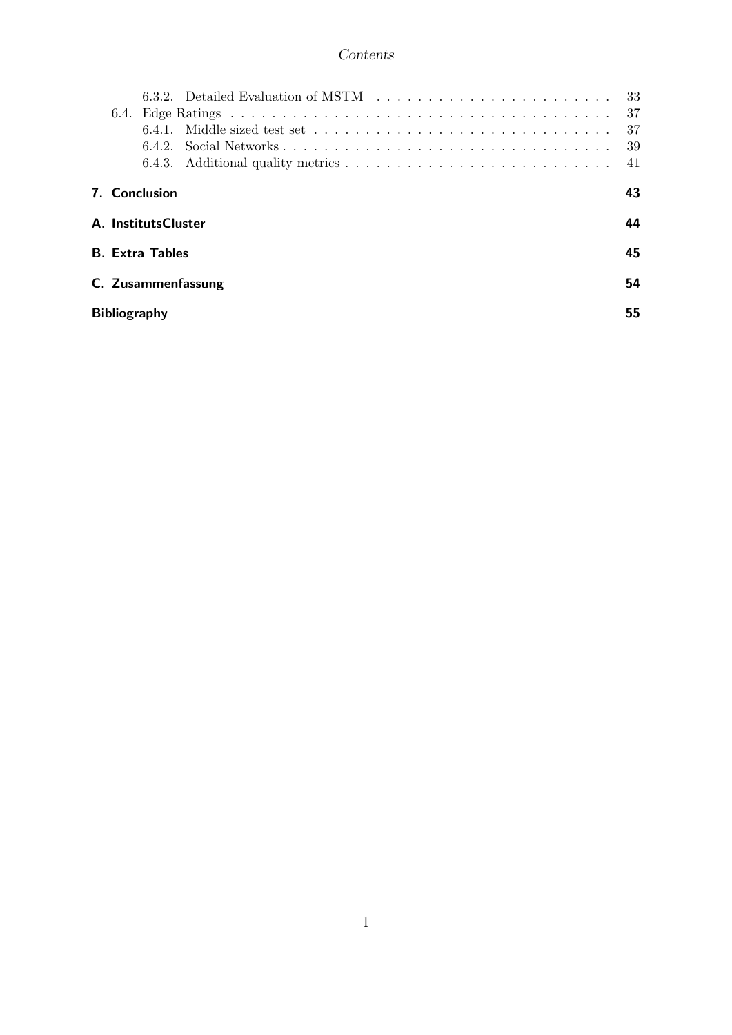6.3.2. Detailed Evaluation of MSTM . . . . . . . . . . . . . . . . . . . . . . . . 33
6.4. Edge Ratings . . . . . . . . . . . . . . . . . . . . . . . . . . . . . . . . . . . . . . 37
6.4.1. Middle sized test set . . . . . . . . . . . . . . . . . . . . . . . . . . . . . 37
6.4.2. Social Networks . . . . . . . . . . . . . . . . . . . . . . . . . . . . . . . . 39
6.4.3. Additional quality metrics . . . . . . . . . . . . . . . . . . . . . . . . . . 41

**7. Conclusion** **43**

**A. InstitutsCluster** **44**

**B. Extra Tables** **45**

**C. Zusammenfassung** **54**

**Bibliography** **55**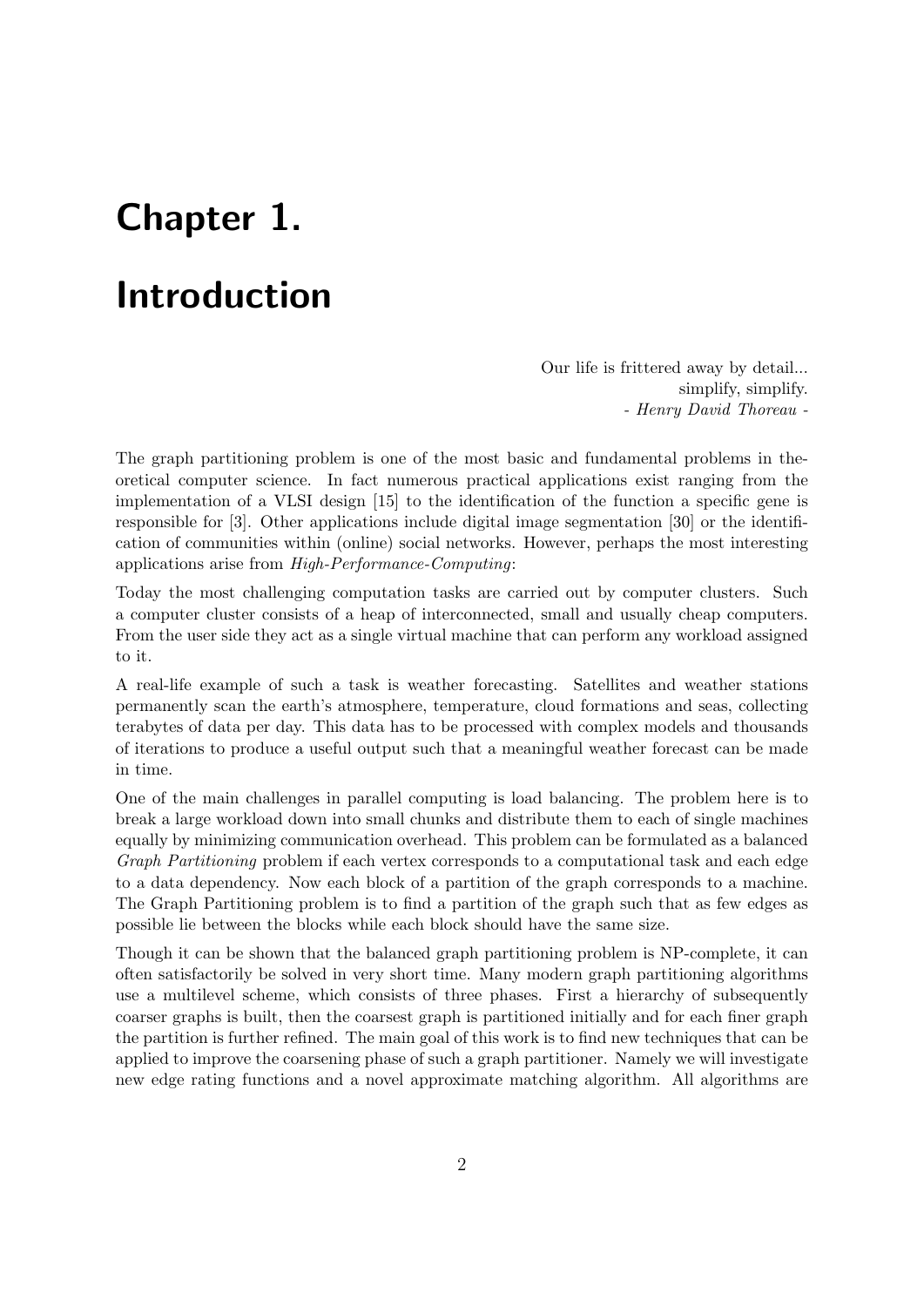# Chapter 1.

# Introduction

Our life is frittered away by detail...
simplify, simplify.
- *Henry David Thoreau* -

The graph partitioning problem is one of the most basic and fundamental problems in theoretical computer science. In fact numerous practical applications exist ranging from the implementation of a VLSI design [15] to the identification of the function a specific gene is responsible for [3]. Other applications include digital image segmentation [30] or the identification of communities within (online) social networks. However, perhaps the most interesting applications arise from *High-Performance-Computing*:

Today the most challenging computation tasks are carried out by computer clusters. Such a computer cluster consists of a heap of interconnected, small and usually cheap computers. From the user side they act as a single virtual machine that can perform any workload assigned to it.

A real-life example of such a task is weather forecasting. Satellites and weather stations permanently scan the earth's atmosphere, temperature, cloud formations and seas, collecting terabytes of data per day. This data has to be processed with complex models and thousands of iterations to produce a useful output such that a meaningful weather forecast can be made in time.

One of the main challenges in parallel computing is load balancing. The problem here is to break a large workload down into small chunks and distribute them to each of single machines equally by minimizing communication overhead. This problem can be formulated as a balanced *Graph Partitioning* problem if each vertex corresponds to a computational task and each edge to a data dependency. Now each block of a partition of the graph corresponds to a machine. The Graph Partitioning problem is to find a partition of the graph such that as few edges as possible lie between the blocks while each block should have the same size.

Though it can be shown that the balanced graph partitioning problem is NP-complete, it can often satisfactorily be solved in very short time. Many modern graph partitioning algorithms use a multilevel scheme, which consists of three phases. First a hierarchy of subsequently coarser graphs is built, then the coarsest graph is partitioned initially and for each finer graph the partition is further refined. The main goal of this work is to find new techniques that can be applied to improve the coarsening phase of such a graph partitioner. Namely we will investigate new edge rating functions and a novel approximate matching algorithm. All algorithms are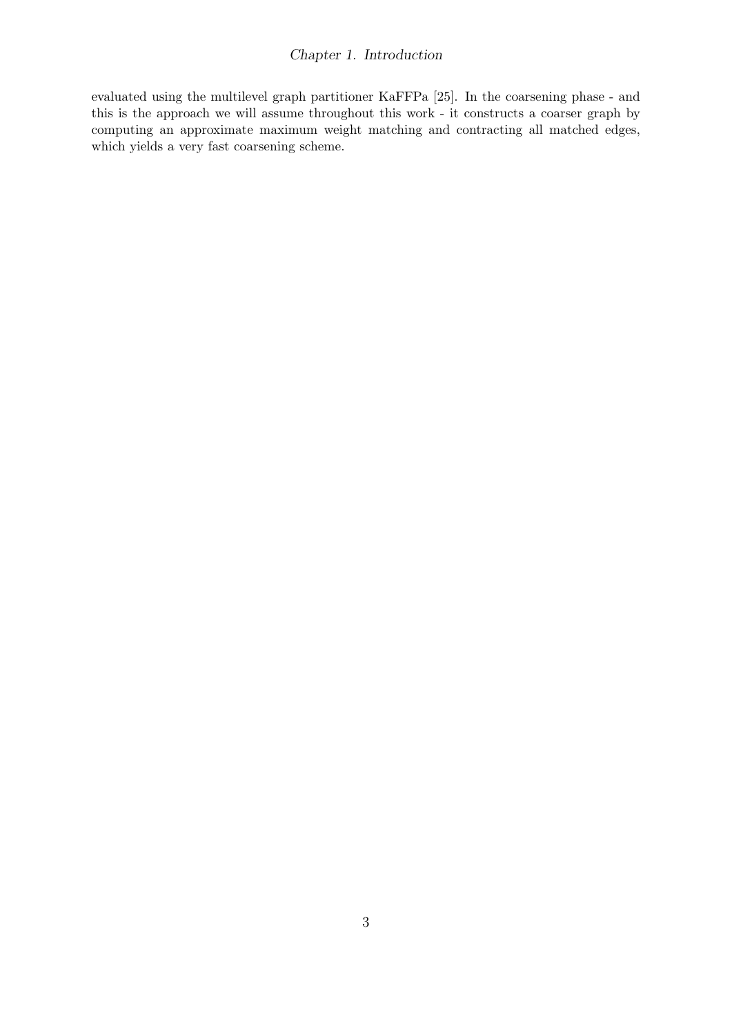evaluated using the multilevel graph partitioner KaFFPa [25]. In the coarsening phase - and this is the approach we will assume throughout this work - it constructs a coarser graph by computing an approximate maximum weight matching and contracting all matched edges, which yields a very fast coarsening scheme.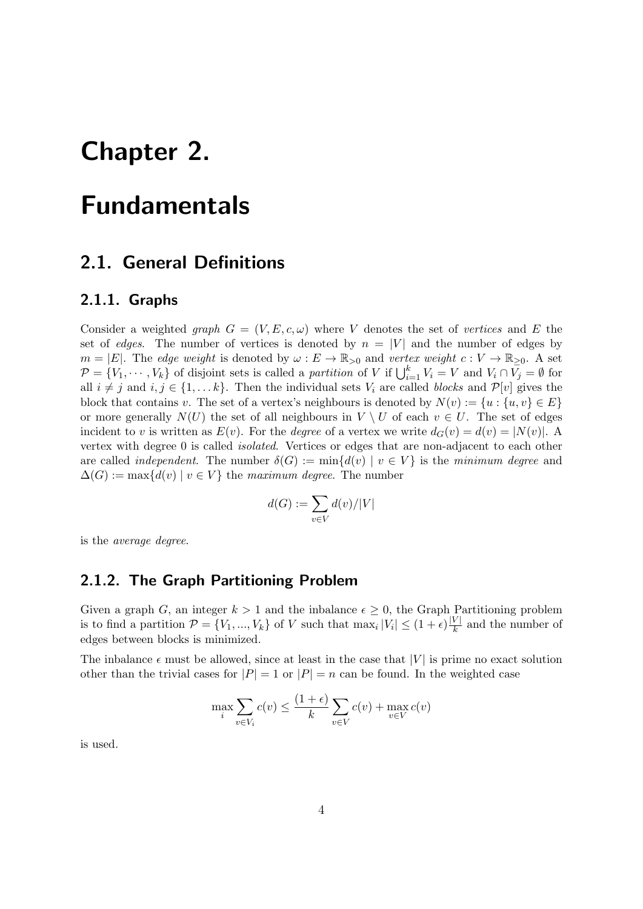# Chapter 2.

# Fundamentals

## 2.1. General Definitions

### 2.1.1. Graphs

Consider a weighted *graph* $G = (V, E, c, \omega)$ where $V$ denotes the set of *vertices* and $E$ the set of *edges*. The number of vertices is denoted by $n = |V|$ and the number of edges by $m = |E|$. The *edge weight* is denoted by $\omega : E \to \mathbb{R}_{>0}$ and *vertex weight* $c : V \to \mathbb{R}_{\geq 0}$. A set $\mathcal{P} = \{V_1, \cdots, V_k\}$ of disjoint sets is called a *partition* of $V$ if $\bigcup_{i=1}^{k} V_i = V$ and $V_i \cap V_j = \emptyset$ for all $i \neq j$ and $i, j \in \{1, \ldots k\}$. Then the individual sets $V_i$ are called *blocks* and $\mathcal{P}[v]$ gives the block that contains $v$. The set of a vertex's neighbours is denoted by $N(v) := \{u : \{u, v\} \in E\}$ or more generally $N(U)$ the set of all neighbours in $V \setminus U$ of each $v \in U$. The set of edges incident to $v$ is written as $E(v)$. For the *degree* of a vertex we write $d_G(v) = d(v) = |N(v)|$. A vertex with degree 0 is called *isolated*. Vertices or edges that are non-adjacent to each other are called *independent*. The number $\delta(G) := \min\{d(v) \mid v \in V\}$ is the *minimum degree* and $\Delta(G) := \max\{d(v) \mid v \in V\}$ the *maximum degree*. The number

$$d(G) := \sum_{v \in V} d(v)/|V|$$

is the *average degree*.

### 2.1.2. The Graph Partitioning Problem

Given a graph $G$, an integer $k > 1$ and the inbalance $\epsilon \geq 0$, the Graph Partitioning problem is to find a partition $\mathcal{P} = \{V_1, ..., V_k\}$ of $V$ such that $\max_i |V_i| \leq (1 + \epsilon)\frac{|V|}{k}$ and the number of edges between blocks is minimized.

The inbalance $\epsilon$ must be allowed, since at least in the case that $|V|$ is prime no exact solution other than the trivial cases for $|P| = 1$ or $|P| = n$ can be found. In the weighted case

$$\max_i \sum_{v \in V_i} c(v) \leq \frac{(1 + \epsilon)}{k} \sum_{v \in V} c(v) + \max_{v \in V} c(v)$$

is used.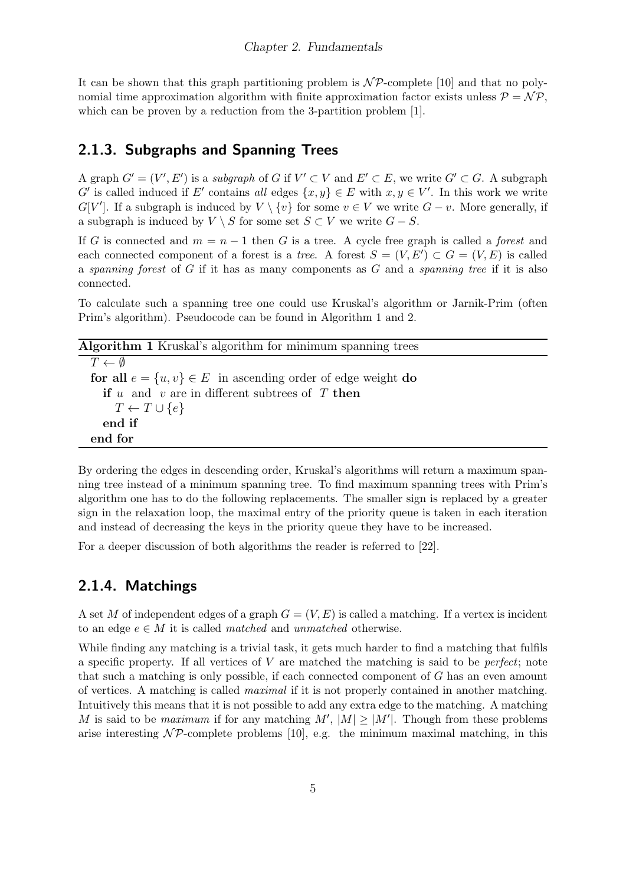It can be shown that this graph partitioning problem is $\mathcal{NP}$-complete [10] and that no polynomial time approximation algorithm with finite approximation factor exists unless $\mathcal{P} = \mathcal{NP}$, which can be proven by a reduction from the 3-partition problem [1].

### 2.1.3. Subgraphs and Spanning Trees

A graph $G' = (V', E')$ is a *subgraph* of $G$ if $V' \subset V$ and $E' \subset E$, we write $G' \subset G$. A subgraph $G'$ is called induced if $E'$ contains *all* edges $\{x, y\} \in E$ with $x, y \in V'$. In this work we write $G[V']$. If a subgraph is induced by $V \setminus \{v\}$ for some $v \in V$ we write $G - v$. More generally, if a subgraph is induced by $V \setminus S$ for some set $S \subset V$ we write $G - S$.

If $G$ is connected and $m = n - 1$ then $G$ is a tree. A cycle free graph is called a *forest* and each connected component of a forest is a *tree*. A forest $S = (V, E') \subset G = (V, E)$ is called a *spanning forest* of $G$ if it has as many components as $G$ and a *spanning tree* if it is also connected.

To calculate such a spanning tree one could use Kruskal's algorithm or Jarnik-Prim (often Prim's algorithm). Pseudocode can be found in Algorithm 1 and 2.

**Algorithm 1** Kruskal's algorithm for minimum spanning trees

$T \leftarrow \emptyset$
**for all** $e = \{u, v\} \in E$ in ascending order of edge weight **do**
  **if** $u$ and $v$ are in different subtrees of $T$ **then**
    $T \leftarrow T \cup \{e\}$
  **end if**
**end for**

By ordering the edges in descending order, Kruskal's algorithms will return a maximum spanning tree instead of a minimum spanning tree. To find maximum spanning trees with Prim's algorithm one has to do the following replacements. The smaller sign is replaced by a greater sign in the relaxation loop, the maximal entry of the priority queue is taken in each iteration and instead of decreasing the keys in the priority queue they have to be increased.

For a deeper discussion of both algorithms the reader is referred to [22].

### 2.1.4. Matchings

A set $M$ of independent edges of a graph $G = (V, E)$ is called a matching. If a vertex is incident to an edge $e \in M$ it is called *matched* and *unmatched* otherwise.

While finding any matching is a trivial task, it gets much harder to find a matching that fulfils a specific property. If all vertices of $V$ are matched the matching is said to be *perfect*; note that such a matching is only possible, if each connected component of $G$ has an even amount of vertices. A matching is called *maximal* if it is not properly contained in another matching. Intuitively this means that it is not possible to add any extra edge to the matching. A matching $M$ is said to be *maximum* if for any matching $M'$, $|M| \geq |M'|$. Though from these problems arise interesting $\mathcal{NP}$-complete problems [10], e.g. the minimum maximal matching, in this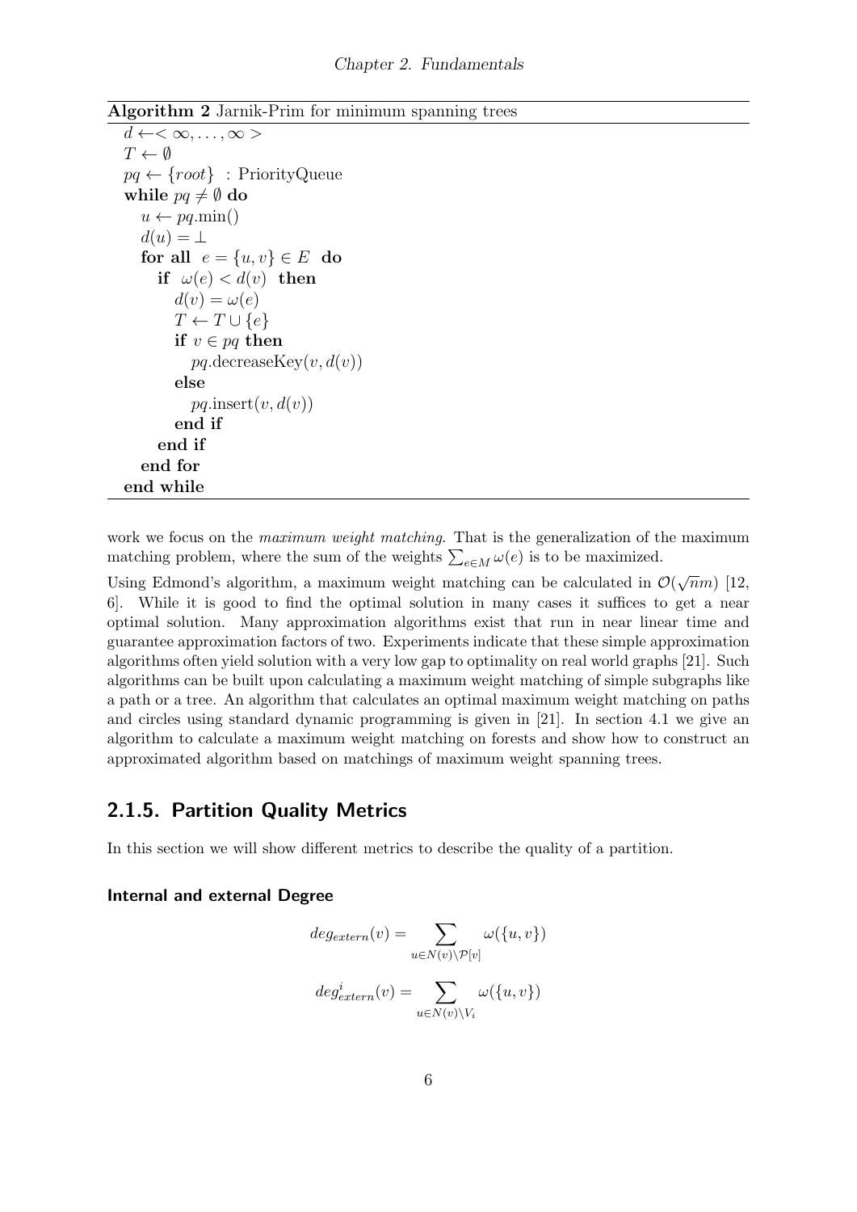**Algorithm 2** Jarnik-Prim for minimum spanning trees

```
d ← < ∞, ..., ∞ >
T ← ∅
pq ← {root}  : PriorityQueue
while pq ≠ ∅ do
    u ← pq.min()
    d(u) = ⊥
    for all  e = {u, v} ∈ E  do
        if  ω(e) < d(v)  then
            d(v) = ω(e)
            T ← T ∪ {e}
            if v ∈ pq then
                pq.decreaseKey(v, d(v))
            else
                pq.insert(v, d(v))
            end if
        end if
    end for
end while
```

work we focus on the *maximum weight matching*. That is the generalization of the maximum matching problem, where the sum of the weights $\sum_{e \in M} \omega(e)$ is to be maximized.

Using Edmond's algorithm, a maximum weight matching can be calculated in $\mathcal{O}(\sqrt{n}m)$ [12, 6]. While it is good to find the optimal solution in many cases it suffices to get a near optimal solution. Many approximation algorithms exist that run in near linear time and guarantee approximation factors of two. Experiments indicate that these simple approximation algorithms often yield solution with a very low gap to optimality on real world graphs [21]. Such algorithms can be built upon calculating a maximum weight matching of simple subgraphs like a path or a tree. An algorithm that calculates an optimal maximum weight matching on paths and circles using standard dynamic programming is given in [21]. In section 4.1 we give an algorithm to calculate a maximum weight matching on forests and show how to construct an approximated algorithm based on matchings of maximum weight spanning trees.

## 2.1.5. Partition Quality Metrics

In this section we will show different metrics to describe the quality of a partition.

### Internal and external Degree

$$deg_{extern}(v) = \sum_{u \in N(v) \setminus \mathcal{P}[v]} \omega(\{u, v\})$$

$$deg^{i}_{extern}(v) = \sum_{u \in N(v) \setminus V_i} \omega(\{u, v\})$$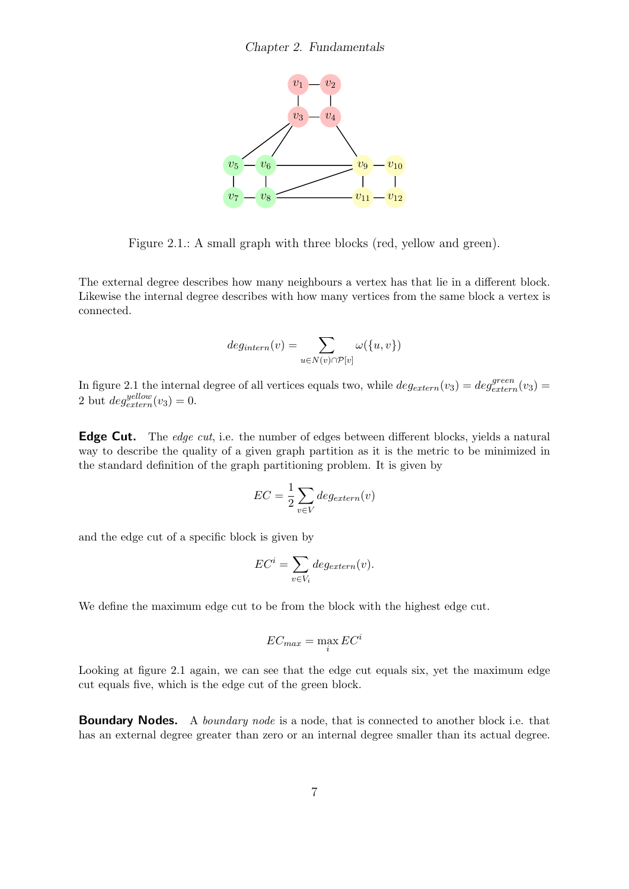Figure 2.1.: A small graph with three blocks (red, yellow and green).

The external degree describes how many neighbours a vertex has that lie in a different block. Likewise the internal degree describes with how many vertices from the same block a vertex is connected.

$$deg_{intern}(v) = \sum_{u \in N(v) \cap \mathcal{P}[v]} \omega(\{u, v\})$$

In figure 2.1 the internal degree of all vertices equals two, while $deg_{extern}(v_3) = deg^{green}_{extern}(v_3) = 2$ but $deg^{yellow}_{extern}(v_3) = 0$.

**Edge Cut.** The *edge cut*, i.e. the number of edges between different blocks, yields a natural way to describe the quality of a given graph partition as it is the metric to be minimized in the standard definition of the graph partitioning problem. It is given by

$$EC = \frac{1}{2} \sum_{v \in V} deg_{extern}(v)$$

and the edge cut of a specific block is given by

$$EC^i = \sum_{v \in V_i} deg_{extern}(v).$$

We define the maximum edge cut to be from the block with the highest edge cut.

$$EC_{max} = \max_i EC^i$$

Looking at figure 2.1 again, we can see that the edge cut equals six, yet the maximum edge cut equals five, which is the edge cut of the green block.

**Boundary Nodes.** A *boundary node* is a node, that is connected to another block i.e. that has an external degree greater than zero or an internal degree smaller than its actual degree.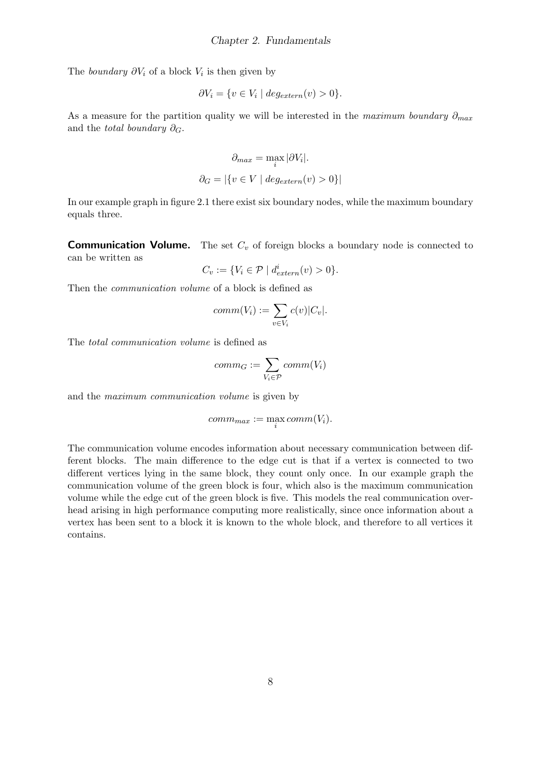The *boundary* $\partial V_i$ of a block $V_i$ is then given by

$$\partial V_i = \{v \in V_i \mid deg_{extern}(v) > 0\}.$$

As a measure for the partition quality we will be interested in the *maximum boundary* $\partial_{max}$ and the *total boundary* $\partial_G$.

$$\partial_{max} = \max_i |\partial V_i|.$$

$$\partial_G = |\{v \in V \mid deg_{extern}(v) > 0\}|$$

In our example graph in figure 2.1 there exist six boundary nodes, while the maximum boundary equals three.

**Communication Volume.** The set $C_v$ of foreign blocks a boundary node is connected to can be written as

$$C_v := \{V_i \in \mathcal{P} \mid d^i_{extern}(v) > 0\}.$$

Then the *communication volume* of a block is defined as

$$comm(V_i) := \sum_{v \in V_i} c(v)|C_v|.$$

The *total communication volume* is defined as

$$comm_G := \sum_{V_i \in \mathcal{P}} comm(V_i)$$

and the *maximum communication volume* is given by

$$comm_{max} := \max_i comm(V_i).$$

The communication volume encodes information about necessary communication between different blocks. The main difference to the edge cut is that if a vertex is connected to two different vertices lying in the same block, they count only once. In our example graph the communication volume of the green block is four, which also is the maximum communication volume while the edge cut of the green block is five. This models the real communication overhead arising in high performance computing more realistically, since once information about a vertex has been sent to a block it is known to the whole block, and therefore to all vertices it contains.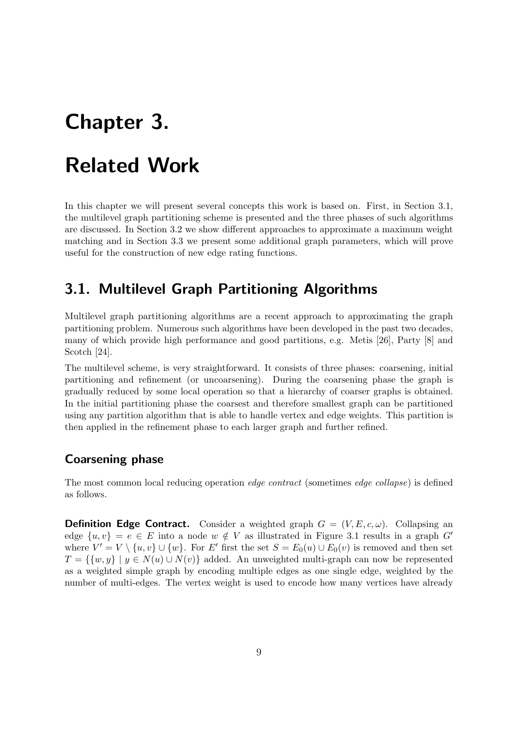# Chapter 3.

# Related Work

In this chapter we will present several concepts this work is based on. First, in Section 3.1, the multilevel graph partitioning scheme is presented and the three phases of such algorithms are discussed. In Section 3.2 we show different approaches to approximate a maximum weight matching and in Section 3.3 we present some additional graph parameters, which will prove useful for the construction of new edge rating functions.

## 3.1. Multilevel Graph Partitioning Algorithms

Multilevel graph partitioning algorithms are a recent approach to approximating the graph partitioning problem. Numerous such algorithms have been developed in the past two decades, many of which provide high performance and good partitions, e.g. Metis [26], Party [8] and Scotch [24].

The multilevel scheme, is very straightforward. It consists of three phases: coarsening, initial partitioning and refinement (or uncoarsening). During the coarsening phase the graph is gradually reduced by some local operation so that a hierarchy of coarser graphs is obtained. In the initial partitioning phase the coarsest and therefore smallest graph can be partitioned using any partition algorithm that is able to handle vertex and edge weights. This partition is then applied in the refinement phase to each larger graph and further refined.

### Coarsening phase

The most common local reducing operation *edge contract* (sometimes *edge collapse*) is defined as follows.

**Definition Edge Contract.** Consider a weighted graph $G = (V, E, c, \omega)$. Collapsing an edge $\{u, v\} = e \in E$ into a node $w \notin V$ as illustrated in Figure 3.1 results in a graph $G'$ where $V' = V \setminus \{u, v\} \cup \{w\}$. For $E'$ first the set $S = E_0(u) \cup E_0(v)$ is removed and then set $T = \{\{w, y\} \mid y \in N(u) \cup N(v)\}$ added. An unweighted multi-graph can now be represented as a weighted simple graph by encoding multiple edges as one single edge, weighted by the number of multi-edges. The vertex weight is used to encode how many vertices have already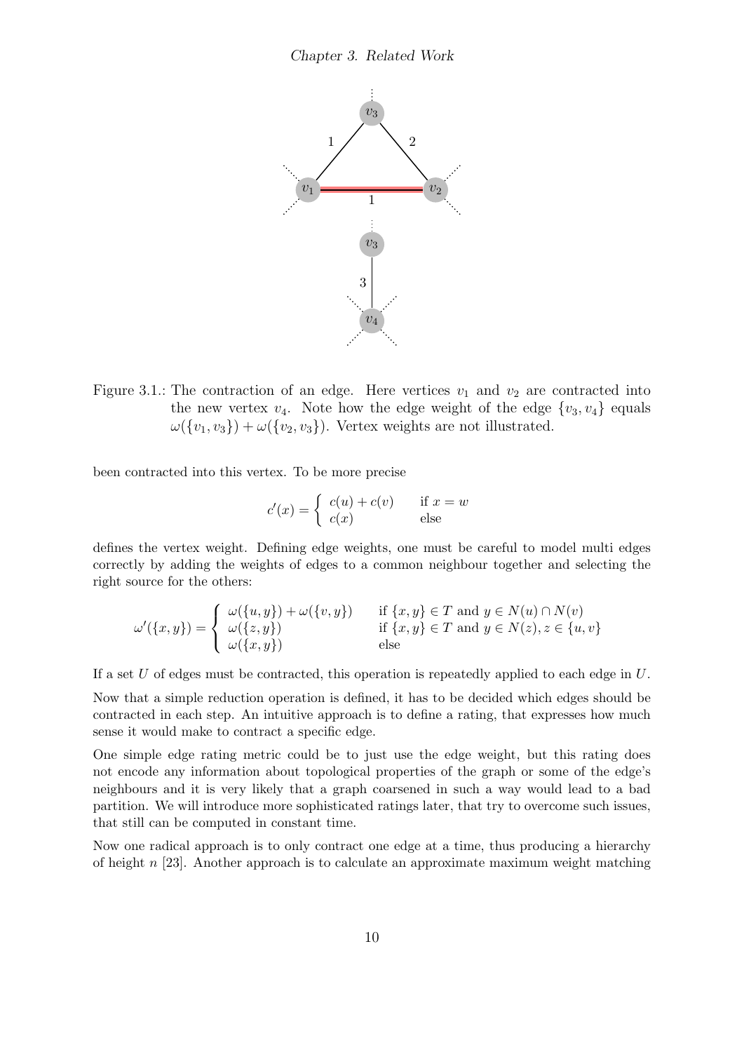1

2

1

3

Figure 3.1.: The contraction of an edge. Here vertices $v_1$ and $v_2$ are contracted into the new vertex $v_4$. Note how the edge weight of the edge $\{v_3, v_4\}$ equals $\omega(\{v_1, v_3\}) + \omega(\{v_2, v_3\})$. Vertex weights are not illustrated.

been contracted into this vertex. To be more precise

$$c'(x) = \begin{cases} c(u) + c(v) & \text{if } x = w \\ c(x) & \text{else} \end{cases}$$

defines the vertex weight. Defining edge weights, one must be careful to model multi edges correctly by adding the weights of edges to a common neighbour together and selecting the right source for the others:

$$\omega'(\{x, y\}) = \begin{cases} \omega(\{u, y\}) + \omega(\{v, y\}) & \text{if } \{x, y\} \in T \text{ and } y \in N(u) \cap N(v) \\ \omega(\{z, y\}) & \text{if } \{x, y\} \in T \text{ and } y \in N(z), z \in \{u, v\} \\ \omega(\{x, y\}) & \text{else} \end{cases}$$

If a set $U$ of edges must be contracted, this operation is repeatedly applied to each edge in $U$.

Now that a simple reduction operation is defined, it has to be decided which edges should be contracted in each step. An intuitive approach is to define a rating, that expresses how much sense it would make to contract a specific edge.

One simple edge rating metric could be to just use the edge weight, but this rating does not encode any information about topological properties of the graph or some of the edge's neighbours and it is very likely that a graph coarsened in such a way would lead to a bad partition. We will introduce more sophisticated ratings later, that try to overcome such issues, that still can be computed in constant time.

Now one radical approach is to only contract one edge at a time, thus producing a hierarchy of height $n$ [23]. Another approach is to calculate an approximate maximum weight matching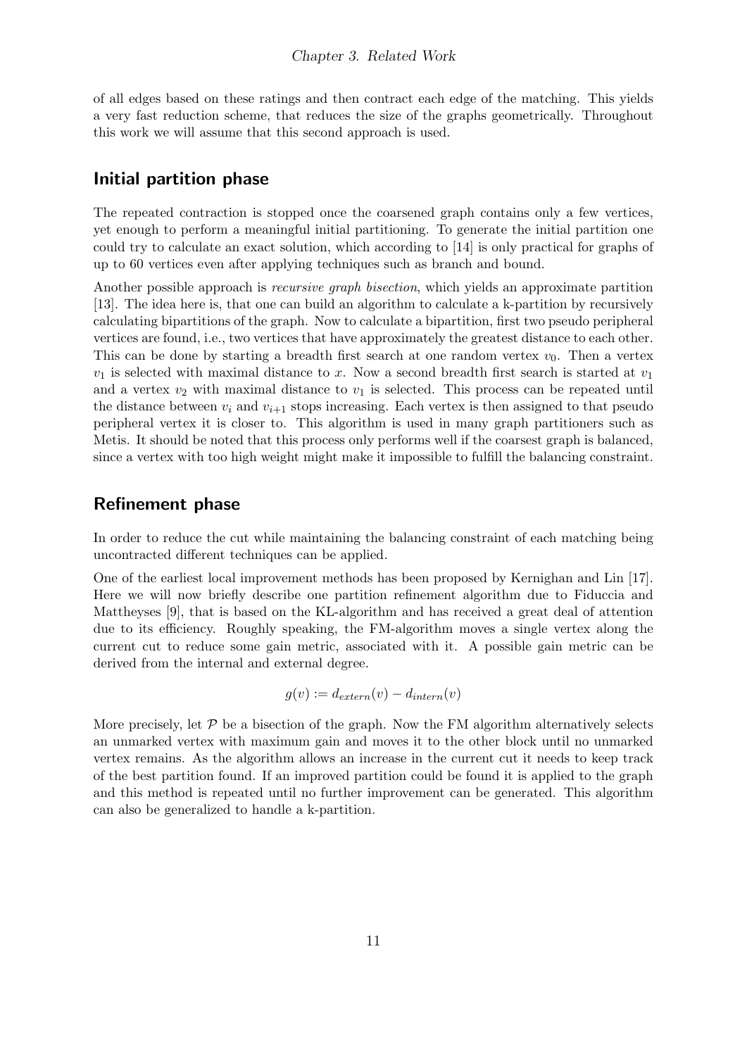of all edges based on these ratings and then contract each edge of the matching. This yields a very fast reduction scheme, that reduces the size of the graphs geometrically. Throughout this work we will assume that this second approach is used.

## Initial partition phase

The repeated contraction is stopped once the coarsened graph contains only a few vertices, yet enough to perform a meaningful initial partitioning. To generate the initial partition one could try to calculate an exact solution, which according to [14] is only practical for graphs of up to 60 vertices even after applying techniques such as branch and bound.

Another possible approach is *recursive graph bisection*, which yields an approximate partition [13]. The idea here is, that one can build an algorithm to calculate a k-partition by recursively calculating bipartitions of the graph. Now to calculate a bipartition, first two pseudo peripheral vertices are found, i.e., two vertices that have approximately the greatest distance to each other. This can be done by starting a breadth first search at one random vertex $v_0$. Then a vertex $v_1$ is selected with maximal distance to $x$. Now a second breadth first search is started at $v_1$ and a vertex $v_2$ with maximal distance to $v_1$ is selected. This process can be repeated until the distance between $v_i$ and $v_{i+1}$ stops increasing. Each vertex is then assigned to that pseudo peripheral vertex it is closer to. This algorithm is used in many graph partitioners such as Metis. It should be noted that this process only performs well if the coarsest graph is balanced, since a vertex with too high weight might make it impossible to fulfill the balancing constraint.

## Refinement phase

In order to reduce the cut while maintaining the balancing constraint of each matching being uncontracted different techniques can be applied.

One of the earliest local improvement methods has been proposed by Kernighan and Lin [17]. Here we will now briefly describe one partition refinement algorithm due to Fiduccia and Mattheyses [9], that is based on the KL-algorithm and has received a great deal of attention due to its efficiency. Roughly speaking, the FM-algorithm moves a single vertex along the current cut to reduce some gain metric, associated with it. A possible gain metric can be derived from the internal and external degree.

$$g(v) := d_{extern}(v) - d_{intern}(v)$$

More precisely, let $\mathcal{P}$ be a bisection of the graph. Now the FM algorithm alternatively selects an unmarked vertex with maximum gain and moves it to the other block until no unmarked vertex remains. As the algorithm allows an increase in the current cut it needs to keep track of the best partition found. If an improved partition could be found it is applied to the graph and this method is repeated until no further improvement can be generated. This algorithm can also be generalized to handle a k-partition.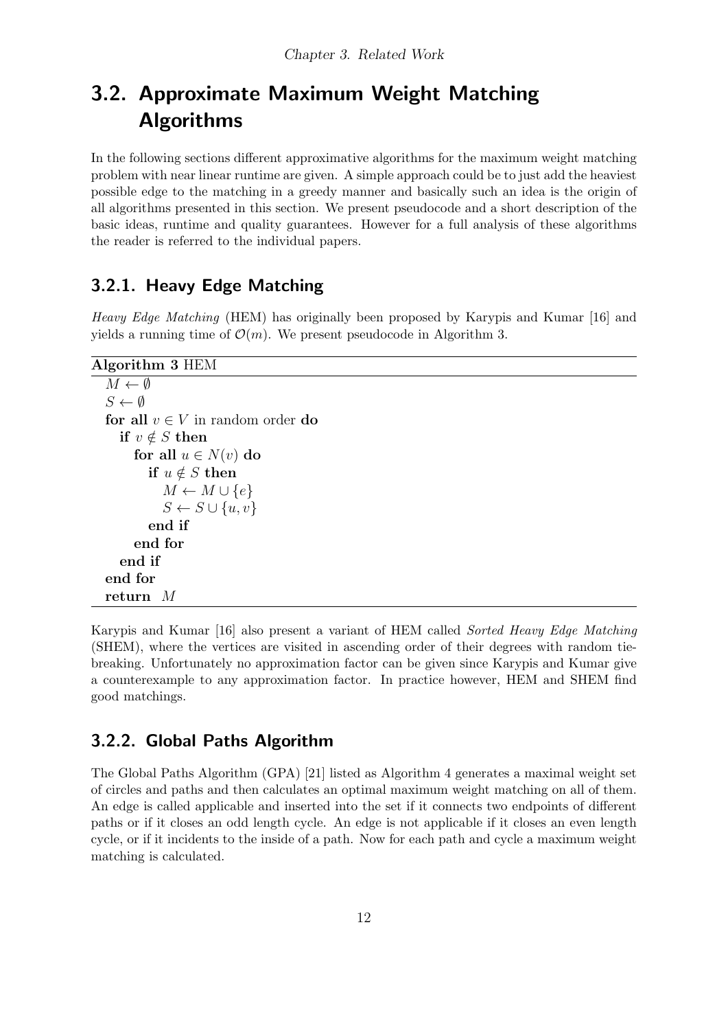## 3.2. Approximate Maximum Weight Matching Algorithms

In the following sections different approximative algorithms for the maximum weight matching problem with near linear runtime are given. A simple approach could be to just add the heaviest possible edge to the matching in a greedy manner and basically such an idea is the origin of all algorithms presented in this section. We present pseudocode and a short description of the basic ideas, runtime and quality guarantees. However for a full analysis of these algorithms the reader is referred to the individual papers.

### 3.2.1. Heavy Edge Matching

*Heavy Edge Matching* (HEM) has originally been proposed by Karypis and Kumar [16] and yields a running time of $\mathcal{O}(m)$. We present pseudocode in Algorithm 3.

**Algorithm 3** HEM

```
M ← ∅
S ← ∅
for all v ∈ V in random order do
  if v ∉ S then
    for all u ∈ N(v) do
      if u ∉ S then
        M ← M ∪ {e}
        S ← S ∪ {u, v}
      end if
    end for
  end if
end for
return M
```

Karypis and Kumar [16] also present a variant of HEM called *Sorted Heavy Edge Matching* (SHEM), where the vertices are visited in ascending order of their degrees with random tie-breaking. Unfortunately no approximation factor can be given since Karypis and Kumar give a counterexample to any approximation factor. In practice however, HEM and SHEM find good matchings.

### 3.2.2. Global Paths Algorithm

The Global Paths Algorithm (GPA) [21] listed as Algorithm 4 generates a maximal weight set of circles and paths and then calculates an optimal maximum weight matching on all of them. An edge is called applicable and inserted into the set if it connects two endpoints of different paths or if it closes an odd length cycle. An edge is not applicable if it closes an even length cycle, or if it incidents to the inside of a path. Now for each path and cycle a maximum weight matching is calculated.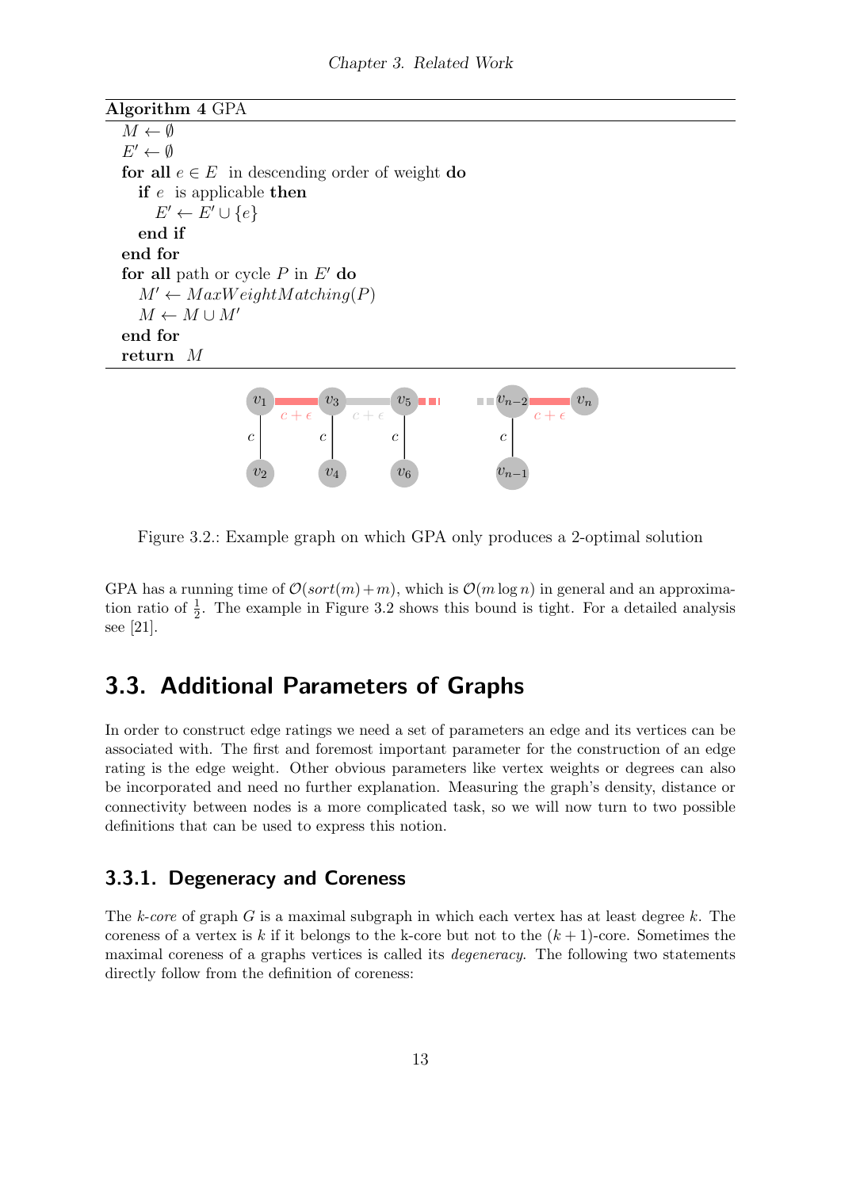**Algorithm 4** GPA

```
M ← ∅
E' ← ∅
for all e ∈ E  in descending order of weight do
    if e  is applicable then
        E' ← E' ∪ {e}
    end if
end for
for all path or cycle P in E' do
    M' ← MaxWeightMatching(P)
    M ← M ∪ M'
end for
return  M
```

$v_1$ $v_3$ $v_5$ $v_{n-2}$ $v_n$

$c+\epsilon$ $c+\epsilon$ $c+\epsilon$

$c$ $c$ $c$ $c$

$v_2$ $v_4$ $v_6$ $v_{n-1}$

Figure 3.2.: Example graph on which GPA only produces a 2-optimal solution

GPA has a running time of $\mathcal{O}(sort(m)+m)$, which is $\mathcal{O}(m \log n)$ in general and an approximation ratio of $\frac{1}{2}$. The example in Figure 3.2 shows this bound is tight. For a detailed analysis see [21].

## 3.3. Additional Parameters of Graphs

In order to construct edge ratings we need a set of parameters an edge and its vertices can be associated with. The first and foremost important parameter for the construction of an edge rating is the edge weight. Other obvious parameters like vertex weights or degrees can also be incorporated and need no further explanation. Measuring the graph's density, distance or connectivity between nodes is a more complicated task, so we will now turn to two possible definitions that can be used to express this notion.

### 3.3.1. Degeneracy and Coreness

The *k-core* of graph $G$ is a maximal subgraph in which each vertex has at least degree $k$. The coreness of a vertex is $k$ if it belongs to the k-core but not to the $(k+1)$-core. Sometimes the maximal coreness of a graphs vertices is called its *degeneracy*. The following two statements directly follow from the definition of coreness: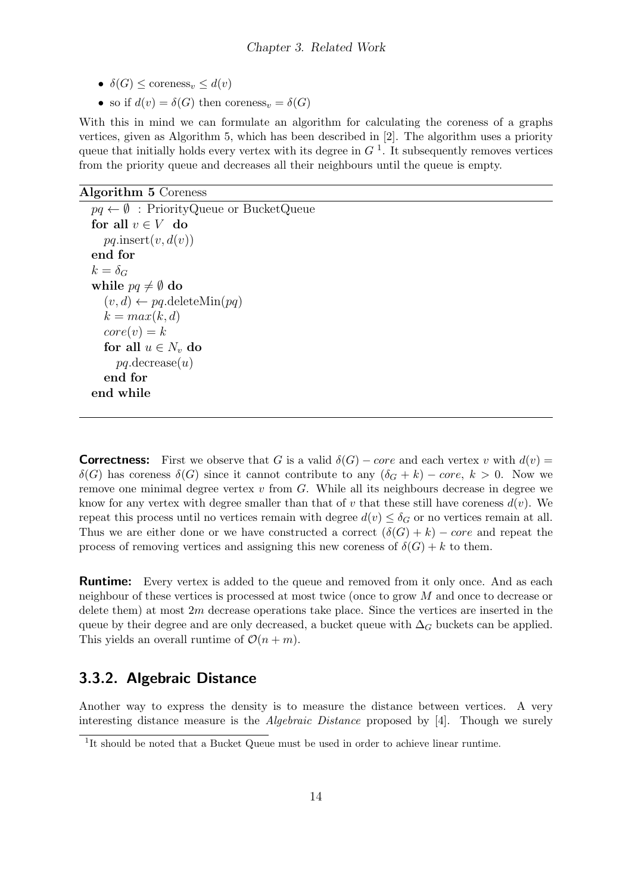- $\delta(G) \leq \text{coreness}_v \leq d(v)$
- so if $d(v) = \delta(G)$ then $\text{coreness}_v = \delta(G)$

With this in mind we can formulate an algorithm for calculating the coreness of a graphs vertices, given as Algorithm 5, which has been described in [2]. The algorithm uses a priority queue that initially holds every vertex with its degree in $G$ [1]. It subsequently removes vertices from the priority queue and decreases all their neighbours until the queue is empty.

**Algorithm 5** Coreness

```
pq ← ∅ : PriorityQueue or BucketQueue
for all v ∈ V do
    pq.insert(v, d(v))
end for
k = δ_G
while pq ≠ ∅ do
    (v, d) ← pq.deleteMin(pq)
    k = max(k, d)
    core(v) = k
    for all u ∈ N_v do
        pq.decrease(u)
    end for
end while
```

**Correctness:** First we observe that $G$ is a valid $\delta(G) - core$ and each vertex $v$ with $d(v) = \delta(G)$ has coreness $\delta(G)$ since it cannot contribute to any $(\delta_G + k) - core$, $k > 0$. Now we remove one minimal degree vertex $v$ from $G$. While all its neighbours decrease in degree we know for any vertex with degree smaller than that of $v$ that these still have coreness $d(v)$. We repeat this process until no vertices remain with degree $d(v) \leq \delta_G$ or no vertices remain at all. Thus we are either done or we have constructed a correct $(\delta(G) + k) - core$ and repeat the process of removing vertices and assigning this new coreness of $\delta(G) + k$ to them.

**Runtime:** Every vertex is added to the queue and removed from it only once. And as each neighbour of these vertices is processed at most twice (once to grow $M$ and once to decrease or delete them) at most $2m$ decrease operations take place. Since the vertices are inserted in the queue by their degree and are only decreased, a bucket queue with $\Delta_G$ buckets can be applied. This yields an overall runtime of $\mathcal{O}(n + m)$.

### 3.3.2. Algebraic Distance

Another way to express the density is to measure the distance between vertices. A very interesting distance measure is the *Algebraic Distance* proposed by [4]. Though we surely

[1] It should be noted that a Bucket Queue must be used in order to achieve linear runtime.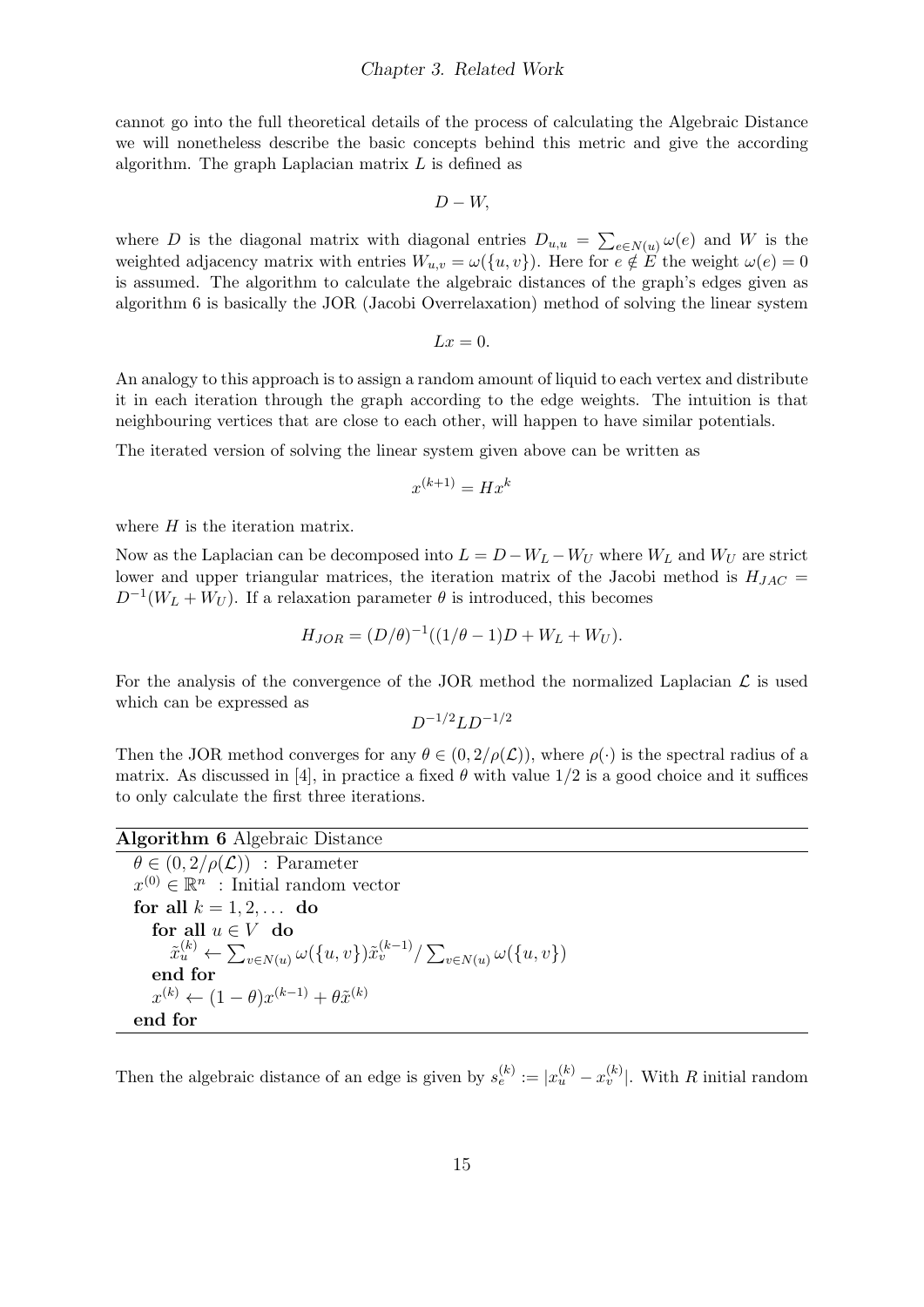cannot go into the full theoretical details of the process of calculating the Algebraic Distance we will nonetheless describe the basic concepts behind this metric and give the according algorithm. The graph Laplacian matrix $L$ is defined as

$$D - W,$$

where $D$ is the diagonal matrix with diagonal entries $D_{u,u} = \sum_{e \in N(u)} \omega(e)$ and $W$ is the weighted adjacency matrix with entries $W_{u,v} = \omega(\{u, v\})$. Here for $e \notin E$ the weight $\omega(e) = 0$ is assumed. The algorithm to calculate the algebraic distances of the graph's edges given as algorithm 6 is basically the JOR (Jacobi Overrelaxation) method of solving the linear system

$$Lx = 0.$$

An analogy to this approach is to assign a random amount of liquid to each vertex and distribute it in each iteration through the graph according to the edge weights. The intuition is that neighbouring vertices that are close to each other, will happen to have similar potentials.

The iterated version of solving the linear system given above can be written as

$$x^{(k+1)} = Hx^k$$

where $H$ is the iteration matrix.

Now as the Laplacian can be decomposed into $L = D - W_L - W_U$ where $W_L$ and $W_U$ are strict lower and upper triangular matrices, the iteration matrix of the Jacobi method is $H_{JAC} = D^{-1}(W_L + W_U)$. If a relaxation parameter $\theta$ is introduced, this becomes

$$H_{JOR} = (D/\theta)^{-1}((1/\theta - 1)D + W_L + W_U).$$

For the analysis of the convergence of the JOR method the normalized Laplacian $\mathcal{L}$ is used which can be expressed as

$$D^{-1/2} L D^{-1/2}$$

Then the JOR method converges for any $\theta \in (0, 2/\rho(\mathcal{L}))$, where $\rho(\cdot)$ is the spectral radius of a matrix. As discussed in [4], in practice a fixed $\theta$ with value $1/2$ is a good choice and it suffices to only calculate the first three iterations.

**Algorithm 6** Algebraic Distance

```
θ ∈ (0, 2/ρ(𝓛))  : Parameter
x^(0) ∈ ℝ^n  : Initial random vector
for all k = 1, 2, ...  do
    for all u ∈ V  do
        x̃_u^(k) ← Σ_{v∈N(u)} ω({u,v}) x̃_v^(k−1) / Σ_{v∈N(u)} ω({u,v})
    end for
    x^(k) ← (1 − θ) x^(k−1) + θ x̃^(k)
end for
```

Then the algebraic distance of an edge is given by $s_e^{(k)} := |x_u^{(k)} - x_v^{(k)}|$. With $R$ initial random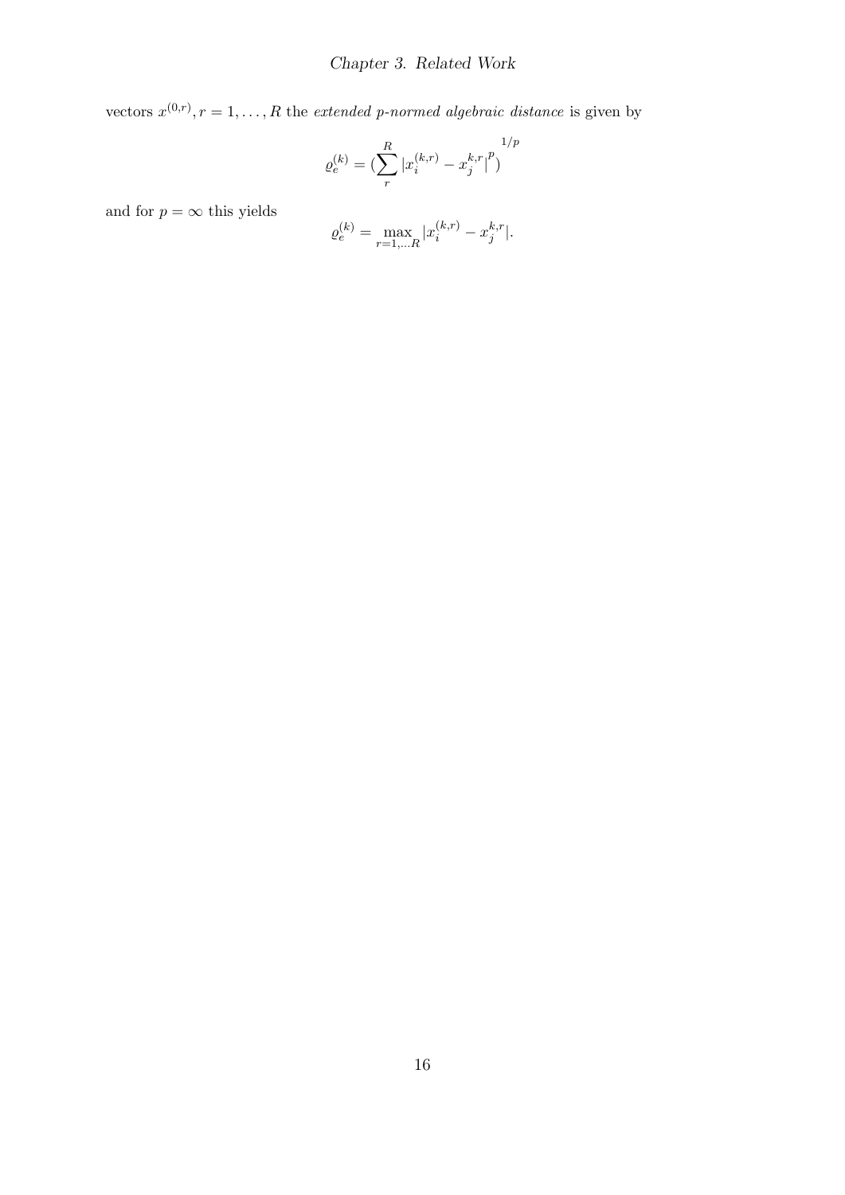vectors $x^{(0,r)}, r = 1, \ldots, R$ the *extended p-normed algebraic distance* is given by

$$\varrho_e^{(k)} = (\sum_{r}^{R} |x_i^{(k,r)} - x_j^{k,r}|^p)^{1/p}$$

and for $p = \infty$ this yields

$$\varrho_e^{(k)} = \max_{r=1,\ldots R} |x_i^{(k,r)} - x_j^{k,r}|.$$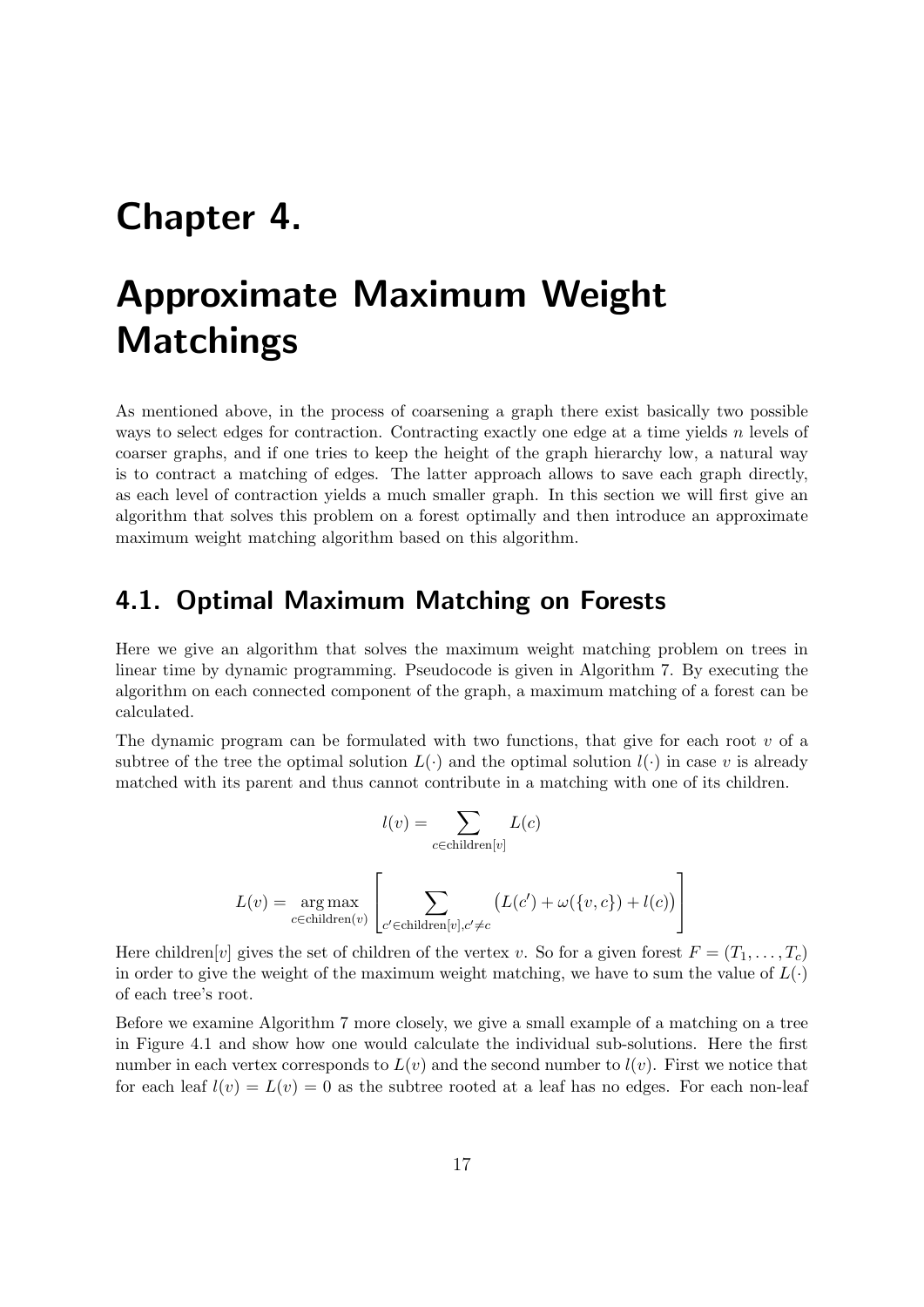# Chapter 4.

# Approximate Maximum Weight Matchings

As mentioned above, in the process of coarsening a graph there exist basically two possible ways to select edges for contraction. Contracting exactly one edge at a time yields $n$ levels of coarser graphs, and if one tries to keep the height of the graph hierarchy low, a natural way is to contract a matching of edges. The latter approach allows to save each graph directly, as each level of contraction yields a much smaller graph. In this section we will first give an algorithm that solves this problem on a forest optimally and then introduce an approximate maximum weight matching algorithm based on this algorithm.

## 4.1. Optimal Maximum Matching on Forests

Here we give an algorithm that solves the maximum weight matching problem on trees in linear time by dynamic programming. Pseudocode is given in Algorithm 7. By executing the algorithm on each connected component of the graph, a maximum matching of a forest can be calculated.

The dynamic program can be formulated with two functions, that give for each root $v$ of a subtree of the tree the optimal solution $L(\cdot)$ and the optimal solution $l(\cdot)$ in case $v$ is already matched with its parent and thus cannot contribute in a matching with one of its children.

$$l(v) = \sum_{c \in \text{children}[v]} L(c)$$

$$L(v) = \underset{c \in \text{children}(v)}{\arg\max} \left[ \sum_{c' \in \text{children}[v], c' \neq c} \big( L(c') + \omega(\{v, c\}) + l(c) \big) \right]$$

Here children$[v]$ gives the set of children of the vertex $v$. So for a given forest $F = (T_1, \dots, T_c)$ in order to give the weight of the maximum weight matching, we have to sum the value of $L(\cdot)$ of each tree's root.

Before we examine Algorithm 7 more closely, we give a small example of a matching on a tree in Figure 4.1 and show how one would calculate the individual sub-solutions. Here the first number in each vertex corresponds to $L(v)$ and the second number to $l(v)$. First we notice that for each leaf $l(v) = L(v) = 0$ as the subtree rooted at a leaf has no edges. For each non-leaf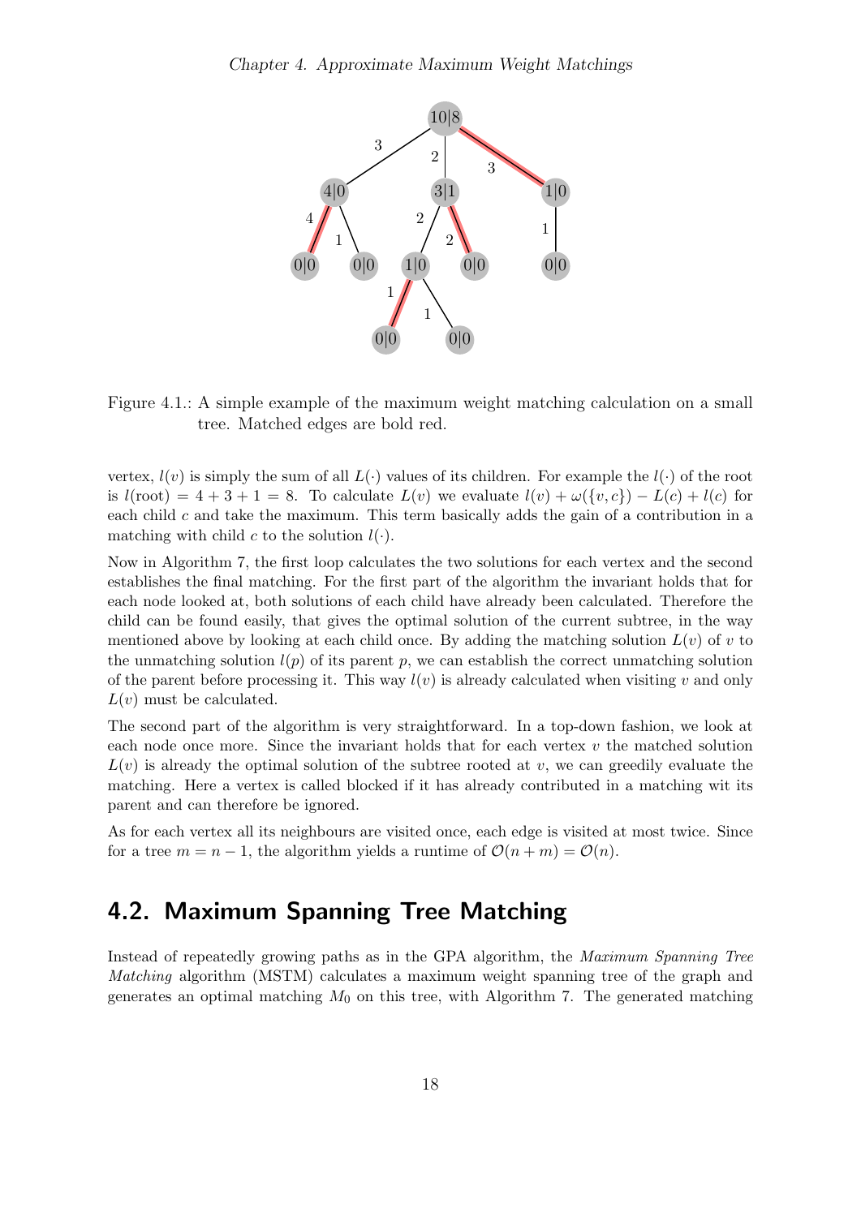10|8

3

2

3

4|0

3|1

1|0

4

1

2

2

1

0|0

0|0

1|0

0|0

0|0

1

1

0|0

0|0

Figure 4.1.: A simple example of the maximum weight matching calculation on a small tree. Matched edges are bold red.

vertex, $l(v)$ is simply the sum of all $L(\cdot)$ values of its children. For example the $l(\cdot)$ of the root is $l(\text{root}) = 4 + 3 + 1 = 8$. To calculate $L(v)$ we evaluate $l(v) + \omega(\{v, c\}) - L(c) + l(c)$ for each child $c$ and take the maximum. This term basically adds the gain of a contribution in a matching with child $c$ to the solution $l(\cdot)$.

Now in Algorithm 7, the first loop calculates the two solutions for each vertex and the second establishes the final matching. For the first part of the algorithm the invariant holds that for each node looked at, both solutions of each child have already been calculated. Therefore the child can be found easily, that gives the optimal solution of the current subtree, in the way mentioned above by looking at each child once. By adding the matching solution $L(v)$ of $v$ to the unmatching solution $l(p)$ of its parent $p$, we can establish the correct unmatching solution of the parent before processing it. This way $l(v)$ is already calculated when visiting $v$ and only $L(v)$ must be calculated.

The second part of the algorithm is very straightforward. In a top-down fashion, we look at each node once more. Since the invariant holds that for each vertex $v$ the matched solution $L(v)$ is already the optimal solution of the subtree rooted at $v$, we can greedily evaluate the matching. Here a vertex is called blocked if it has already contributed in a matching wit its parent and can therefore be ignored.

As for each vertex all its neighbours are visited once, each edge is visited at most twice. Since for a tree $m = n - 1$, the algorithm yields a runtime of $\mathcal{O}(n + m) = \mathcal{O}(n)$.

## 4.2. Maximum Spanning Tree Matching

Instead of repeatedly growing paths as in the GPA algorithm, the *Maximum Spanning Tree Matching* algorithm (MSTM) calculates a maximum weight spanning tree of the graph and generates an optimal matching $M_0$ on this tree, with Algorithm 7. The generated matching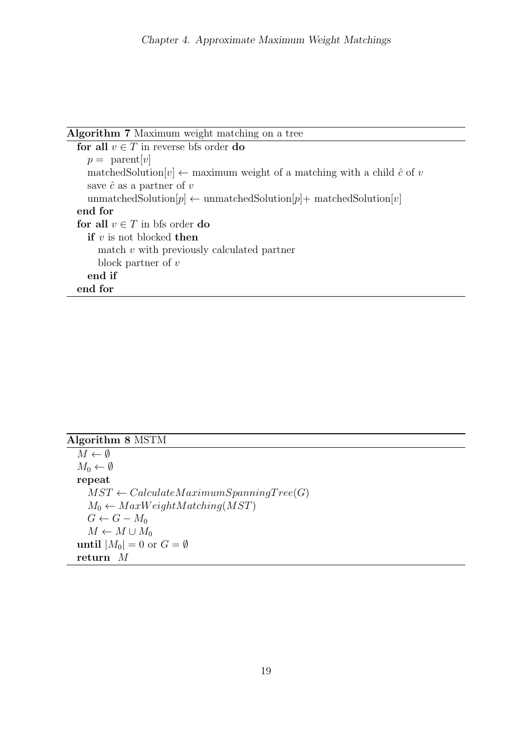**Algorithm 7** Maximum weight matching on a tree

```
for all v ∈ T in reverse bfs order do
    p = parent[v]
    matchedSolution[v] ← maximum weight of a matching with a child ĉ of v
    save ĉ as a partner of v
    unmatchedSolution[p] ← unmatchedSolution[p]+ matchedSolution[v]
end for
for all v ∈ T in bfs order do
    if v is not blocked then
        match v with previously calculated partner
        block partner of v
    end if
end for
```

**Algorithm 8** MSTM

```
M ← ∅
M_0 ← ∅
repeat
    MST ← CalculateMaximumSpanningTree(G)
    M_0 ← MaxWeightMatching(MST)
    G ← G − M_0
    M ← M ∪ M_0
until |M_0| = 0 or G = ∅
return M
```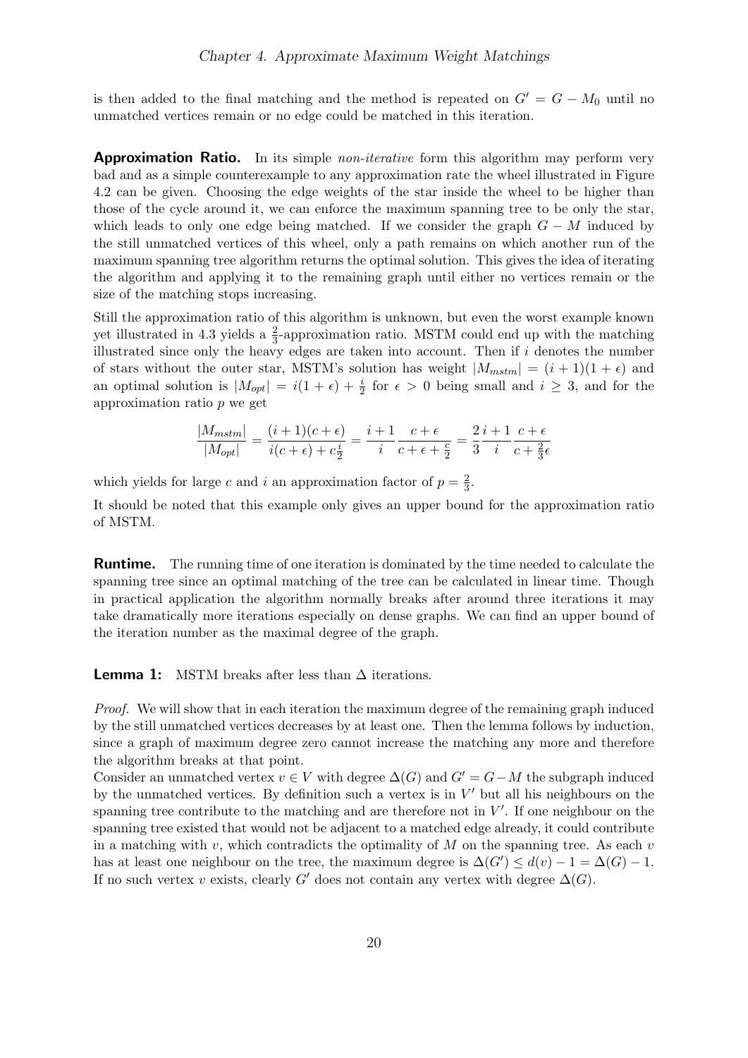is then added to the final matching and the method is repeated on $G' = G - M_0$ until no unmatched vertices remain or no edge could be matched in this iteration.

**Approximation Ratio.** In its simple *non-iterative* form this algorithm may perform very bad and as a simple counterexample to any approximation rate the wheel illustrated in Figure 4.2 can be given. Choosing the edge weights of the star inside the wheel to be higher than those of the cycle around it, we can enforce the maximum spanning tree to be only the star, which leads to only one edge being matched. If we consider the graph $G - M$ induced by the still unmatched vertices of this wheel, only a path remains on which another run of the maximum spanning tree algorithm returns the optimal solution. This gives the idea of iterating the algorithm and applying it to the remaining graph until either no vertices remain or the size of the matching stops increasing.

Still the approximation ratio of this algorithm is unknown, but even the worst example known yet illustrated in 4.3 yields a $\frac{2}{3}$-approximation ratio. MSTM could end up with the matching illustrated since only the heavy edges are taken into account. Then if $i$ denotes the number of stars without the outer star, MSTM's solution has weight $|M_{mstm}| = (i+1)(1+\epsilon)$ and an optimal solution is $|M_{opt}| = i(1+\epsilon) + \frac{i}{2}$ for $\epsilon > 0$ being small and $i \geq 3$, and for the approximation ratio $p$ we get

$$\frac{|M_{mstm}|}{|M_{opt}|} = \frac{(i+1)(c+\epsilon)}{i(c+\epsilon) + c\frac{i}{2}} = \frac{i+1}{i} \frac{c+\epsilon}{c+\epsilon+\frac{c}{2}} = \frac{2}{3} \frac{i+1}{i} \frac{c+\epsilon}{c+\frac{2}{3}\epsilon}$$

which yields for large $c$ and $i$ an approximation factor of $p = \frac{2}{3}$.

It should be noted that this example only gives an upper bound for the approximation ratio of MSTM.

**Runtime.** The running time of one iteration is dominated by the time needed to calculate the spanning tree since an optimal matching of the tree can be calculated in linear time. Though in practical application the algorithm normally breaks after around three iterations it may take dramatically more iterations especially on dense graphs. We can find an upper bound of the iteration number as the maximal degree of the graph.

**Lemma 1:** MSTM breaks after less than $\Delta$ iterations.

*Proof.* We will show that in each iteration the maximum degree of the remaining graph induced by the still unmatched vertices decreases by at least one. Then the lemma follows by induction, since a graph of maximum degree zero cannot increase the matching any more and therefore the algorithm breaks at that point.

Consider an unmatched vertex $v \in V$ with degree $\Delta(G)$ and $G' = G - M$ the subgraph induced by the unmatched vertices. By definition such a vertex is in $V'$ but all his neighbours on the spanning tree contribute to the matching and are therefore not in $V'$. If one neighbour on the spanning tree existed that would not be adjacent to a matched edge already, it could contribute in a matching with $v$, which contradicts the optimality of $M$ on the spanning tree. As each $v$ has at least one neighbour on the tree, the maximum degree is $\Delta(G') \leq d(v) - 1 = \Delta(G) - 1$. If no such vertex $v$ exists, clearly $G'$ does not contain any vertex with degree $\Delta(G)$.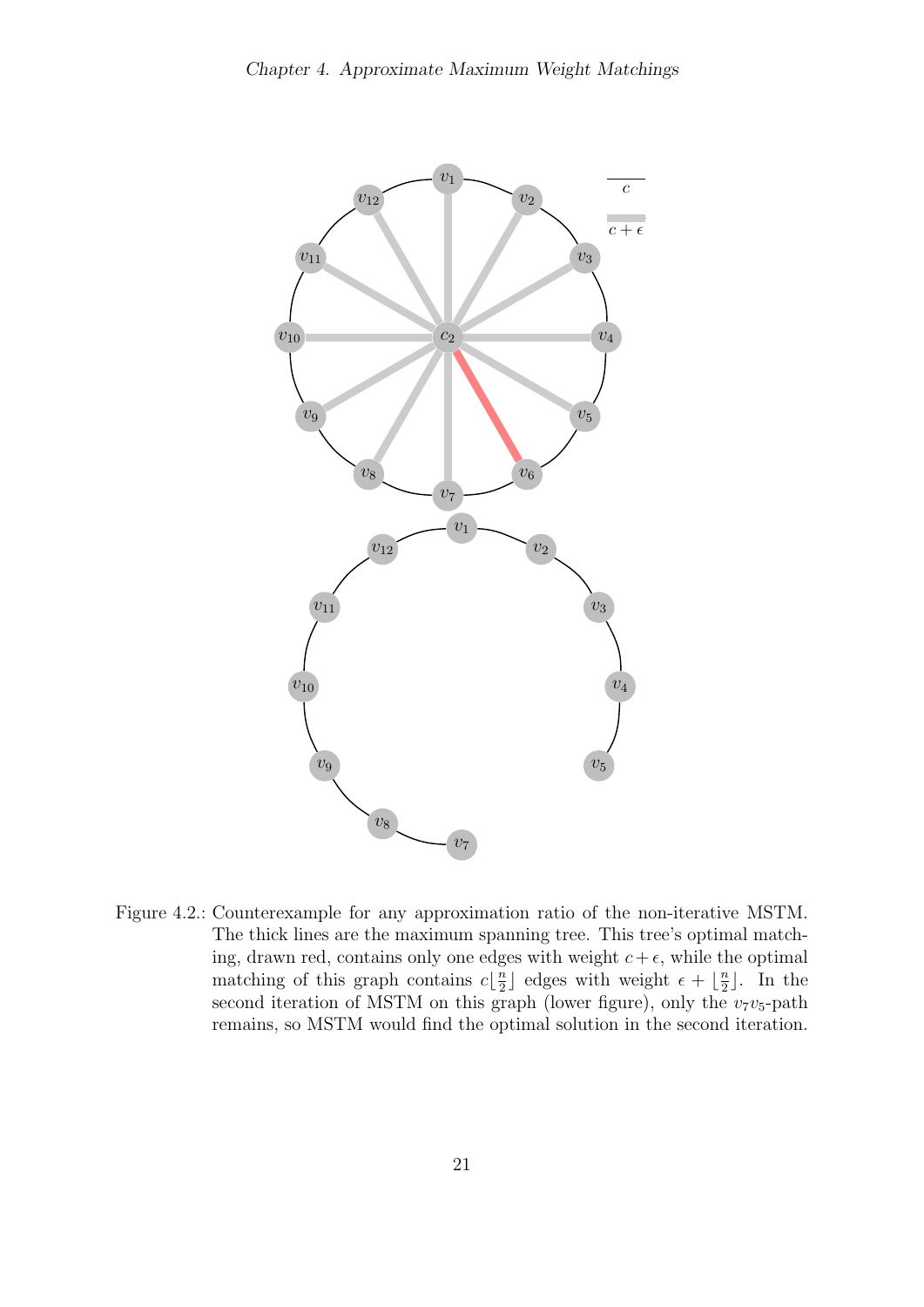$c$

$c + \epsilon$

Figure 4.2.: Counterexample for any approximation ratio of the non-iterative MSTM. The thick lines are the maximum spanning tree. This tree's optimal matching, drawn red, contains only one edges with weight $c + \epsilon$, while the optimal matching of this graph contains $c\lfloor \frac{n}{2} \rfloor$ edges with weight $\epsilon + \lfloor \frac{n}{2} \rfloor$. In the second iteration of MSTM on this graph (lower figure), only the $v_7v_5$-path remains, so MSTM would find the optimal solution in the second iteration.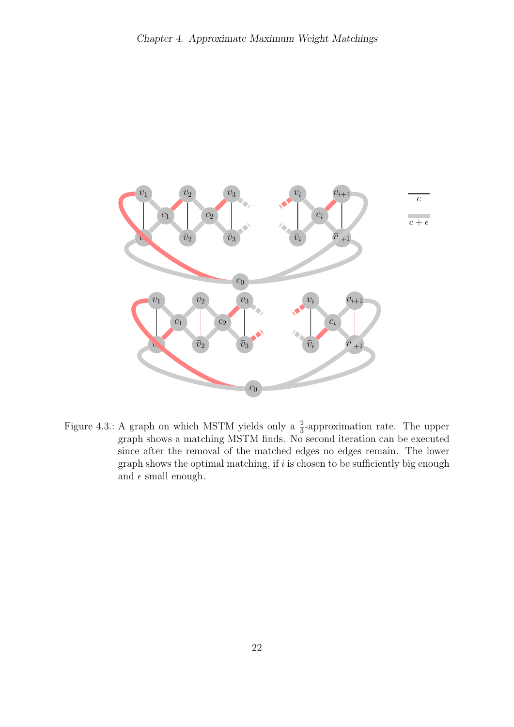$v_1$ $v_2$ $v_3$ $v_i$ $v_{i+1}$

$c_1$ $c_2$ $c_i$

$\bar{v}_1$ $\bar{v}_2$ $\bar{v}_3$ $\bar{v}_i$ $\bar{v}_{i+1}$

$c_0$

$c$

$c + \epsilon$

$v_1$ $v_2$ $v_3$ $v_i$ $v_{i+1}$

$c_1$ $c_2$ $c_i$

$\bar{v}_1$ $\bar{v}_2$ $\bar{v}_3$ $\bar{v}_i$ $\bar{v}_{i+1}$

$c_0$

Figure 4.3.: A graph on which MSTM yields only a $\frac{2}{3}$-approximation rate. The upper graph shows a matching MSTM finds. No second iteration can be executed since after the removal of the matched edges no edges remain. The lower graph shows the optimal matching, if $i$ is chosen to be sufficiently big enough and $\epsilon$ small enough.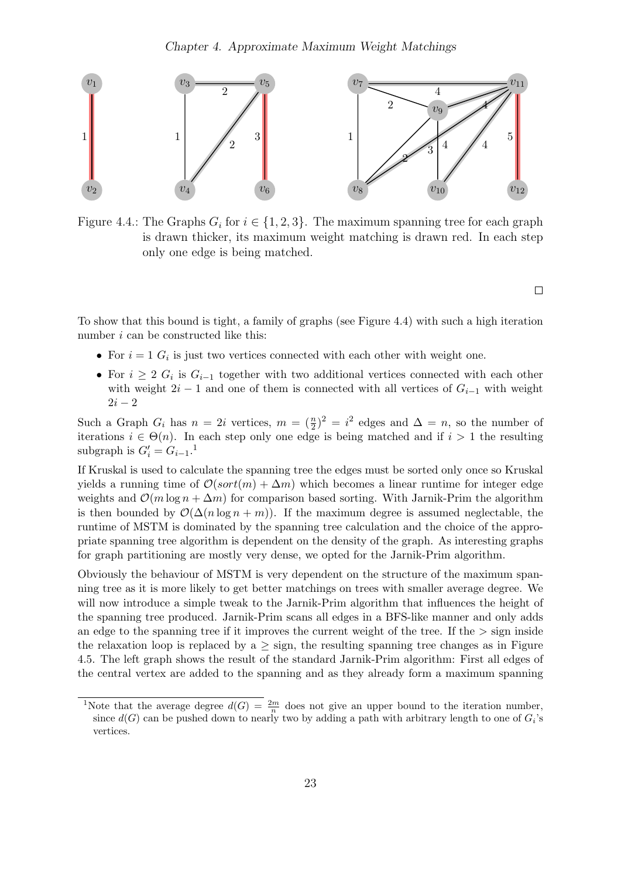v1
1
v2

v3
2
v5
1
2
3
v4
v6

v7
4
v11
2
v9
4
1
2
3
4
4
5
v8
v10
v12

Figure 4.4.: The Graphs $G_i$ for $i \in \{1, 2, 3\}$. The maximum spanning tree for each graph is drawn thicker, its maximum weight matching is drawn red. In each step only one edge is being matched.

□

To show that this bound is tight, a family of graphs (see Figure 4.4) with such a high iteration number $i$ can be constructed like this:

- For $i = 1$ $G_i$ is just two vertices connected with each other with weight one.
- For $i \geq 2$ $G_i$ is $G_{i-1}$ together with two additional vertices connected with each other with weight $2i - 1$ and one of them is connected with all vertices of $G_{i-1}$ with weight $2i - 2$

Such a Graph $G_i$ has $n = 2i$ vertices, $m = (\frac{n}{2})^2 = i^2$ edges and $\Delta = n$, so the number of iterations $i \in \Theta(n)$. In each step only one edge is being matched and if $i > 1$ the resulting subgraph is $G'_i = G_{i-1}$.[1]

If Kruskal is used to calculate the spanning tree the edges must be sorted only once so Kruskal yields a running time of $\mathcal{O}(sort(m) + \Delta m)$ which becomes a linear runtime for integer edge weights and $\mathcal{O}(m \log n + \Delta m)$ for comparison based sorting. With Jarnik-Prim the algorithm is then bounded by $\mathcal{O}(\Delta(n \log n + m))$. If the maximum degree is assumed neglectable, the runtime of MSTM is dominated by the spanning tree calculation and the choice of the appropriate spanning tree algorithm is dependent on the density of the graph. As interesting graphs for graph partitioning are mostly very dense, we opted for the Jarnik-Prim algorithm.

Obviously the behaviour of MSTM is very dependent on the structure of the maximum spanning tree as it is more likely to get better matchings on trees with smaller average degree. We will now introduce a simple tweak to the Jarnik-Prim algorithm that influences the height of the spanning tree produced. Jarnik-Prim scans all edges in a BFS-like manner and only adds an edge to the spanning tree if it improves the current weight of the tree. If the $>$ sign inside the relaxation loop is replaced by a $\geq$ sign, the resulting spanning tree changes as in Figure 4.5. The left graph shows the result of the standard Jarnik-Prim algorithm: First all edges of the central vertex are added to the spanning and as they already form a maximum spanning

[1] Note that the average degree $d(G) = \frac{2m}{n}$ does not give an upper bound to the iteration number, since $d(G)$ can be pushed down to nearly two by adding a path with arbitrary length to one of $G_i$'s vertices.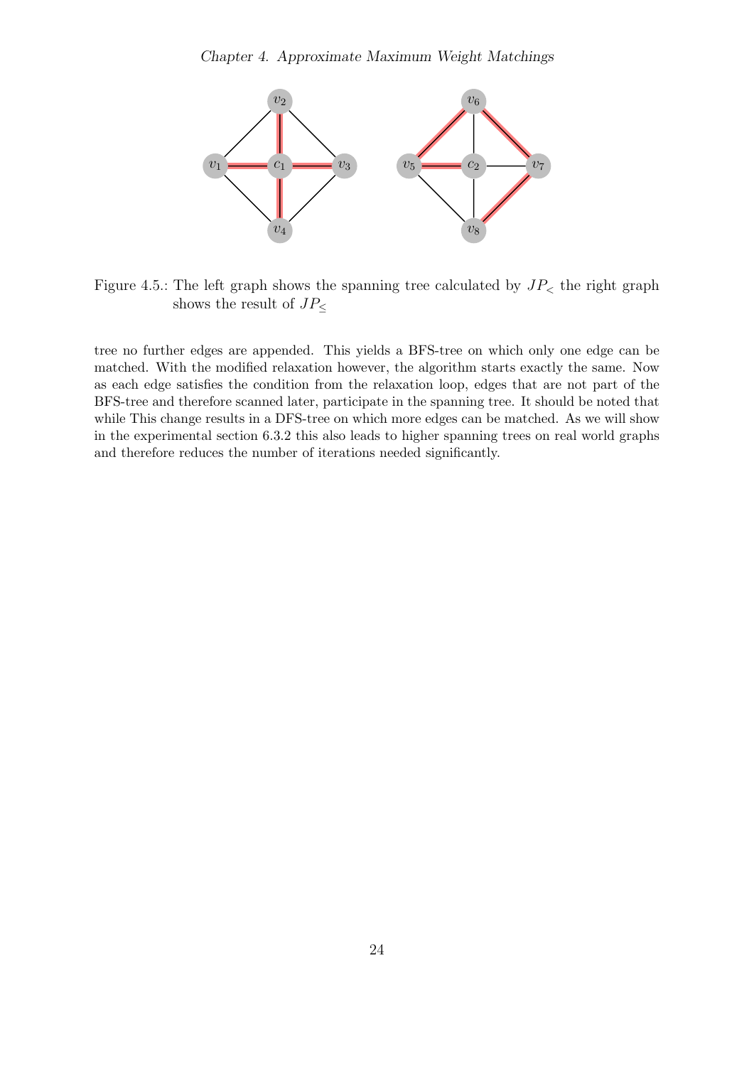$v_2$

$v_1$ $c_1$ $v_3$

$v_4$

$v_6$

$v_5$ $c_2$ $v_7$

$v_8$

Figure 4.5.: The left graph shows the spanning tree calculated by $JP_<$ the right graph shows the result of $JP_\leq$

tree no further edges are appended. This yields a BFS-tree on which only one edge can be matched. With the modified relaxation however, the algorithm starts exactly the same. Now as each edge satisfies the condition from the relaxation loop, edges that are not part of the BFS-tree and therefore scanned later, participate in the spanning tree. It should be noted that while This change results in a DFS-tree on which more edges can be matched. As we will show in the experimental section 6.3.2 this also leads to higher spanning trees on real world graphs and therefore reduces the number of iterations needed significantly.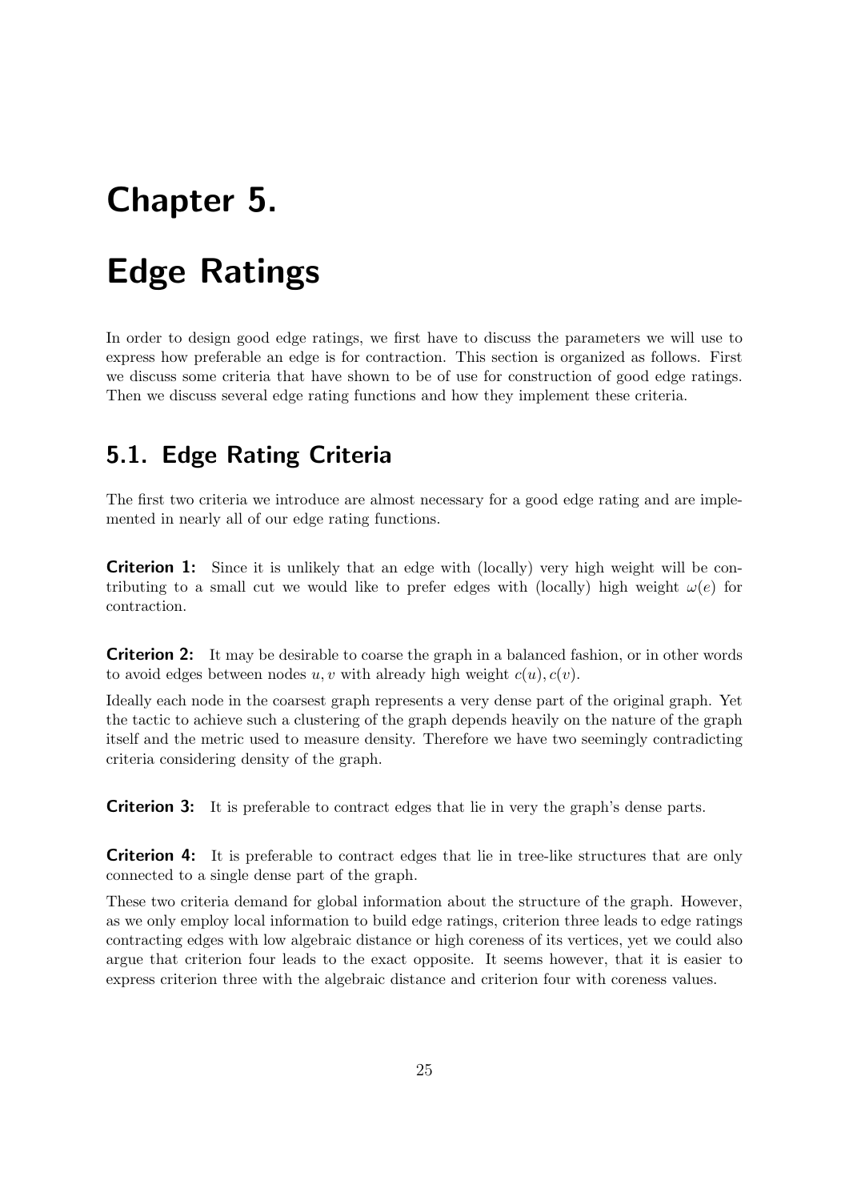# Chapter 5.

# Edge Ratings

In order to design good edge ratings, we first have to discuss the parameters we will use to express how preferable an edge is for contraction. This section is organized as follows. First we discuss some criteria that have shown to be of use for construction of good edge ratings. Then we discuss several edge rating functions and how they implement these criteria.

## 5.1. Edge Rating Criteria

The first two criteria we introduce are almost necessary for a good edge rating and are implemented in nearly all of our edge rating functions.

**Criterion 1:** Since it is unlikely that an edge with (locally) very high weight will be contributing to a small cut we would like to prefer edges with (locally) high weight $\omega(e)$ for contraction.

**Criterion 2:** It may be desirable to coarse the graph in a balanced fashion, or in other words to avoid edges between nodes $u, v$ with already high weight $c(u), c(v)$.

Ideally each node in the coarsest graph represents a very dense part of the original graph. Yet the tactic to achieve such a clustering of the graph depends heavily on the nature of the graph itself and the metric used to measure density. Therefore we have two seemingly contradicting criteria considering density of the graph.

**Criterion 3:** It is preferable to contract edges that lie in very the graph's dense parts.

**Criterion 4:** It is preferable to contract edges that lie in tree-like structures that are only connected to a single dense part of the graph.

These two criteria demand for global information about the structure of the graph. However, as we only employ local information to build edge ratings, criterion three leads to edge ratings contracting edges with low algebraic distance or high coreness of its vertices, yet we could also argue that criterion four leads to the exact opposite. It seems however, that it is easier to express criterion three with the algebraic distance and criterion four with coreness values.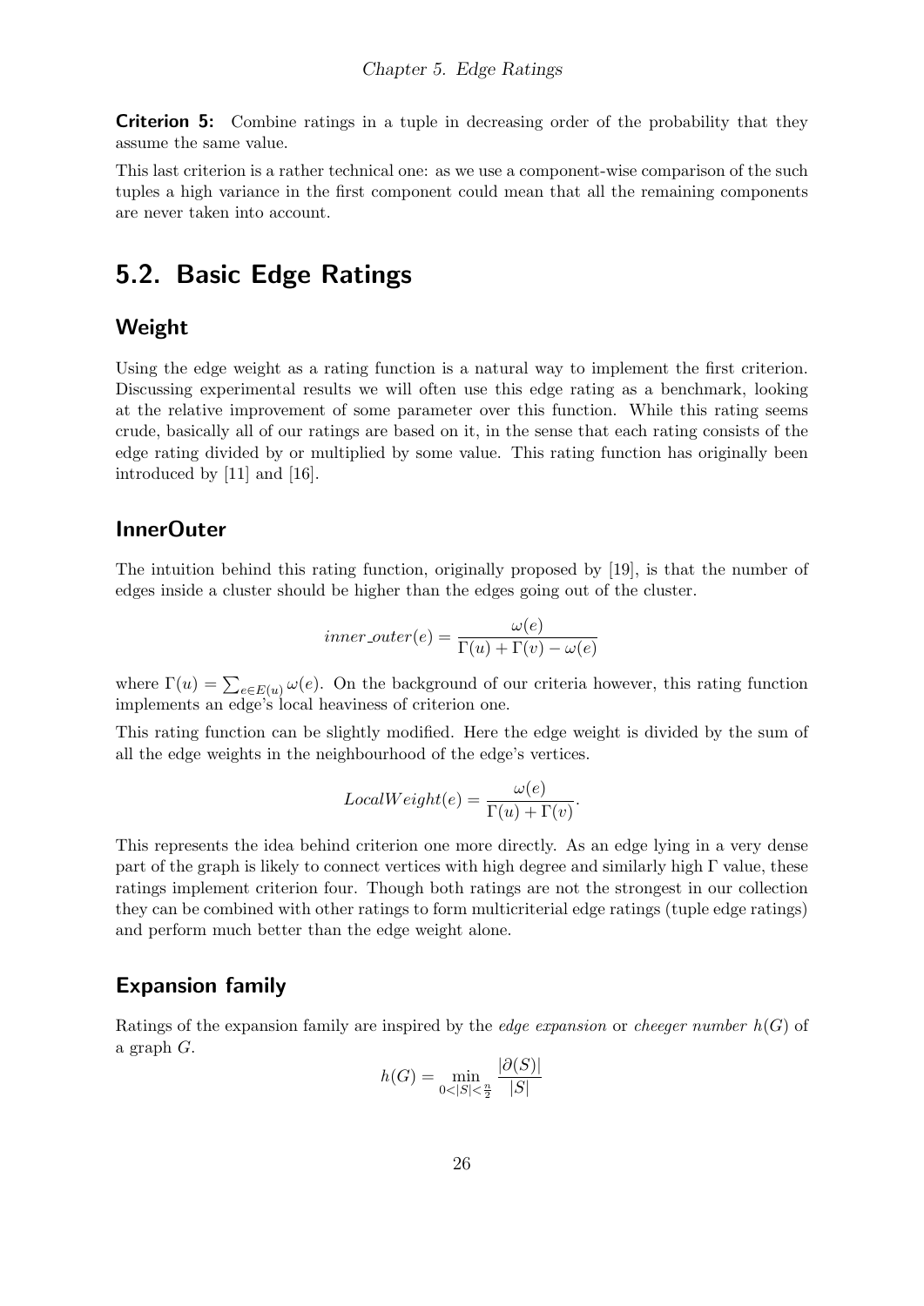**Criterion 5:** Combine ratings in a tuple in decreasing order of the probability that they assume the same value.

This last criterion is a rather technical one: as we use a component-wise comparison of the such tuples a high variance in the first component could mean that all the remaining components are never taken into account.

## 5.2. Basic Edge Ratings

### Weight

Using the edge weight as a rating function is a natural way to implement the first criterion. Discussing experimental results we will often use this edge rating as a benchmark, looking at the relative improvement of some parameter over this function. While this rating seems crude, basically all of our ratings are based on it, in the sense that each rating consists of the edge rating divided by or multiplied by some value. This rating function has originally been introduced by [11] and [16].

### InnerOuter

The intuition behind this rating function, originally proposed by [19], is that the number of edges inside a cluster should be higher than the edges going out of the cluster.

$$inner\_outer(e) = \frac{\omega(e)}{\Gamma(u) + \Gamma(v) - \omega(e)}$$

where $\Gamma(u) = \sum_{e \in E(u)} \omega(e)$. On the background of our criteria however, this rating function implements an edge's local heaviness of criterion one.

This rating function can be slightly modified. Here the edge weight is divided by the sum of all the edge weights in the neighbourhood of the edge's vertices.

$$LocalWeight(e) = \frac{\omega(e)}{\Gamma(u) + \Gamma(v)}.$$

This represents the idea behind criterion one more directly. As an edge lying in a very dense part of the graph is likely to connect vertices with high degree and similarly high $\Gamma$ value, these ratings implement criterion four. Though both ratings are not the strongest in our collection they can be combined with other ratings to form multicriterial edge ratings (tuple edge ratings) and perform much better than the edge weight alone.

### Expansion family

Ratings of the expansion family are inspired by the *edge expansion* or *cheeger number* $h(G)$ of a graph $G$.

$$h(G) = \min_{0 < |S| < \frac{n}{2}} \frac{|\partial(S)|}{|S|}$$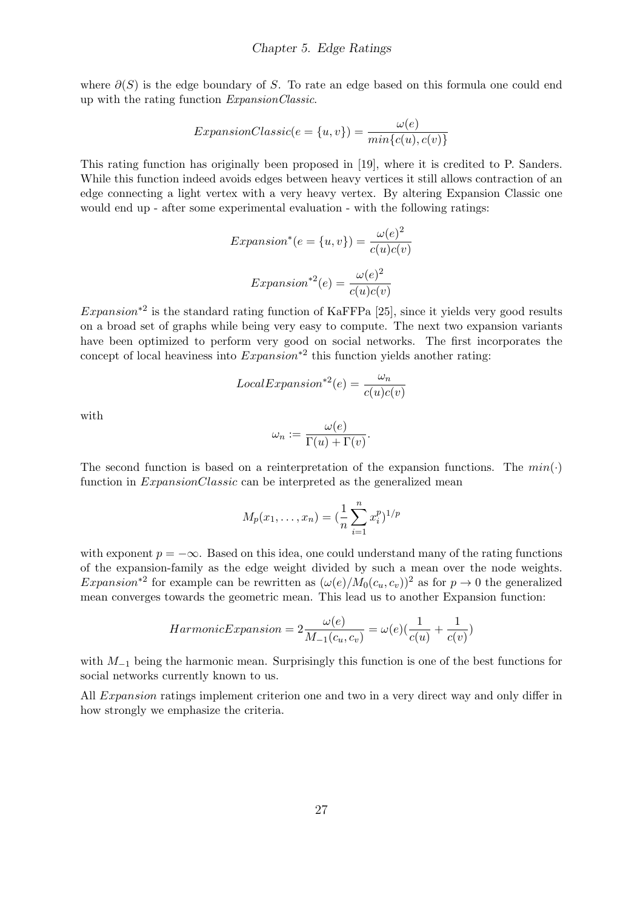where $\partial(S)$ is the edge boundary of $S$. To rate an edge based on this formula one could end up with the rating function *ExpansionClassic*.

$$ExpansionClassic(e = \{u, v\}) = \frac{\omega(e)}{min\{c(u), c(v)\}}$$

This rating function has originally been proposed in [19], where it is credited to P. Sanders. While this function indeed avoids edges between heavy vertices it still allows contraction of an edge connecting a light vertex with a very heavy vertex. By altering Expansion Classic one would end up - after some experimental evaluation - with the following ratings:

$$Expansion^{*}(e = \{u, v\}) = \frac{\omega(e)^{2}}{c(u)c(v)}$$

$$Expansion^{*2}(e) = \frac{\omega(e)^{2}}{c(u)c(v)}$$

$Expansion^{*2}$ is the standard rating function of KaFFPa [25], since it yields very good results on a broad set of graphs while being very easy to compute. The next two expansion variants have been optimized to perform very good on social networks. The first incorporates the concept of local heaviness into $Expansion^{*2}$ this function yields another rating:

$$LocalExpansion^{*2}(e) = \frac{\omega_n}{c(u)c(v)}$$

with

$$\omega_n := \frac{\omega(e)}{\Gamma(u) + \Gamma(v)}.$$

The second function is based on a reinterpretation of the expansion functions. The $min(\cdot)$ function in *ExpansionClassic* can be interpreted as the generalized mean

$$M_p(x_1, \ldots, x_n) = (\frac{1}{n}\sum_{i=1}^{n} x_i^p)^{1/p}$$

with exponent $p = -\infty$. Based on this idea, one could understand many of the rating functions of the expansion-family as the edge weight divided by such a mean over the node weights. $Expansion^{*2}$ for example can be rewritten as $(\omega(e)/M_0(c_u, c_v))^2$ as for $p \to 0$ the generalized mean converges towards the geometric mean. This lead us to another Expansion function:

$$HarmonicExpansion = 2\frac{\omega(e)}{M_{-1}(c_u, c_v)} = \omega(e)(\frac{1}{c(u)} + \frac{1}{c(v)})$$

with $M_{-1}$ being the harmonic mean. Surprisingly this function is one of the best functions for social networks currently known to us.

All *Expansion* ratings implement criterion one and two in a very direct way and only differ in how strongly we emphasize the criteria.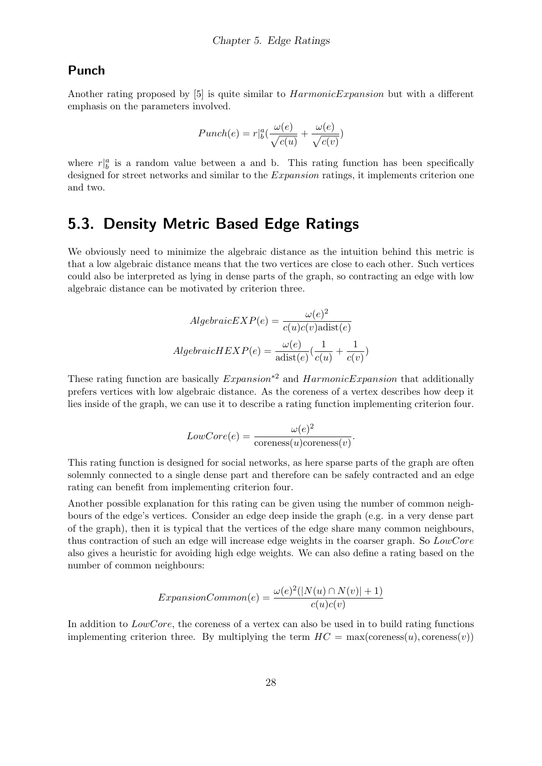### Punch

Another rating proposed by [5] is quite similar to *HarmonicExpansion* but with a different emphasis on the parameters involved.

$$Punch(e) = r|_b^a\left(\frac{\omega(e)}{\sqrt{c(u)}} + \frac{\omega(e)}{\sqrt{c(v)}}\right)$$

where $r|_b^a$ is a random value between a and b. This rating function has been specifically designed for street networks and similar to the *Expansion* ratings, it implements criterion one and two.

## 5.3. Density Metric Based Edge Ratings

We obviously need to minimize the algebraic distance as the intuition behind this metric is that a low algebraic distance means that the two vertices are close to each other. Such vertices could also be interpreted as lying in dense parts of the graph, so contracting an edge with low algebraic distance can be motivated by criterion three.

$$AlgebraicEXP(e) = \frac{\omega(e)^2}{c(u)c(v)\text{adist}(e)}$$

$$AlgebraicHEXP(e) = \frac{\omega(e)}{\text{adist}(e)}\left(\frac{1}{c(u)} + \frac{1}{c(v)}\right)$$

These rating function are basically $Expansion^{*2}$ and *HarmonicExpansion* that additionally prefers vertices with low algebraic distance. As the coreness of a vertex describes how deep it lies inside of the graph, we can use it to describe a rating function implementing criterion four.

$$LowCore(e) = \frac{\omega(e)^2}{\text{coreness}(u)\text{coreness}(v)}.$$

This rating function is designed for social networks, as here sparse parts of the graph are often solemnly connected to a single dense part and therefore can be safely contracted and an edge rating can benefit from implementing criterion four.

Another possible explanation for this rating can be given using the number of common neighbours of the edge's vertices. Consider an edge deep inside the graph (e.g. in a very dense part of the graph), then it is typical that the vertices of the edge share many common neighbours, thus contraction of such an edge will increase edge weights in the coarser graph. So *LowCore* also gives a heuristic for avoiding high edge weights. We can also define a rating based on the number of common neighbours:

$$ExpansionCommon(e) = \frac{\omega(e)^2(|N(u) \cap N(v)| + 1)}{c(u)c(v)}$$

In addition to *LowCore*, the coreness of a vertex can also be used in to build rating functions implementing criterion three. By multiplying the term $HC = \max(\text{coreness}(u), \text{coreness}(v))$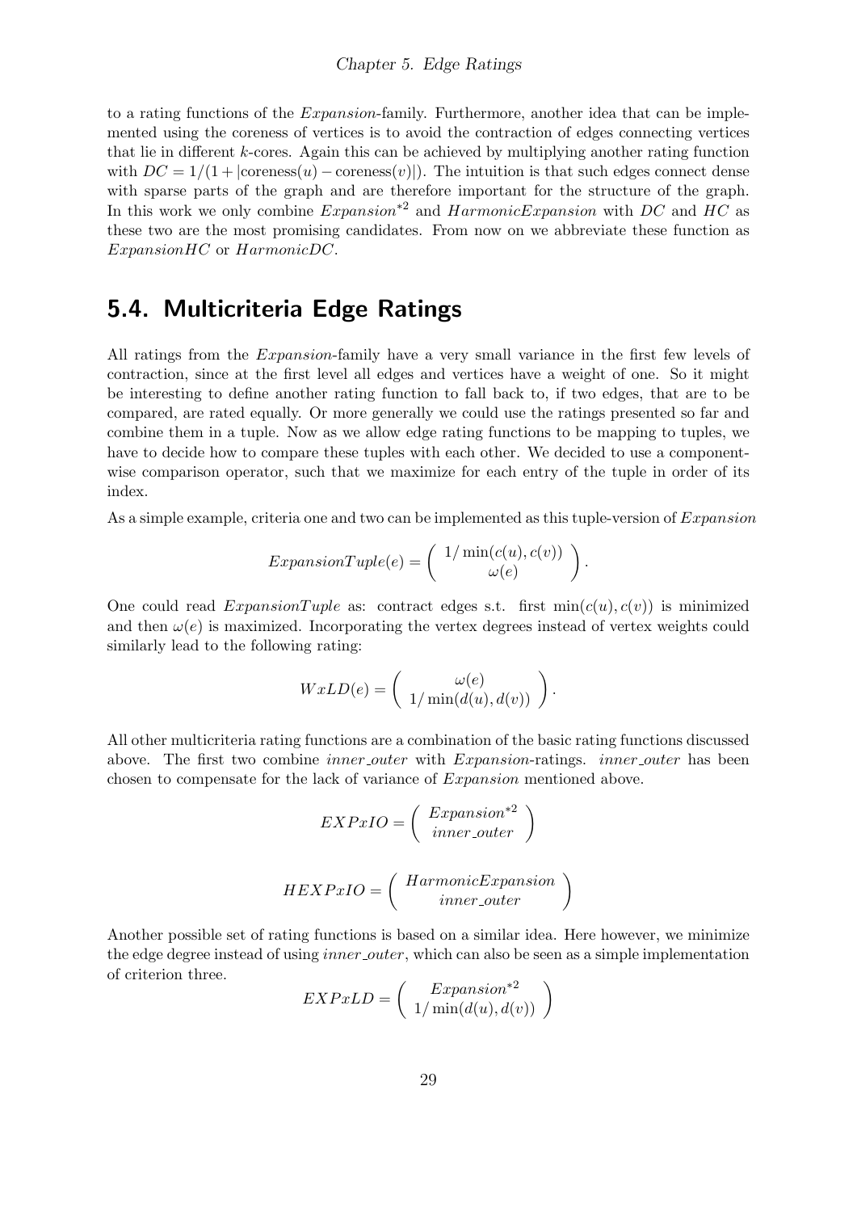to a rating functions of the *Expansion*-family. Furthermore, another idea that can be implemented using the coreness of vertices is to avoid the contraction of edges connecting vertices that lie in different $k$-cores. Again this can be achieved by multiplying another rating function with $DC = 1/(1 + |\text{coreness}(u) - \text{coreness}(v)|)$. The intuition is that such edges connect dense with sparse parts of the graph and are therefore important for the structure of the graph. In this work we only combine $Expansion^{*2}$ and $HarmonicExpansion$ with $DC$ and $HC$ as these two are the most promising candidates. From now on we abbreviate these function as $ExpansionHC$ or $HarmonicDC$.

## 5.4. Multicriteria Edge Ratings

All ratings from the *Expansion*-family have a very small variance in the first few levels of contraction, since at the first level all edges and vertices have a weight of one. So it might be interesting to define another rating function to fall back to, if two edges, that are to be compared, are rated equally. Or more generally we could use the ratings presented so far and combine them in a tuple. Now as we allow edge rating functions to be mapping to tuples, we have to decide how to compare these tuples with each other. We decided to use a componentwise comparison operator, such that we maximize for each entry of the tuple in order of its index.

As a simple example, criteria one and two can be implemented as this tuple-version of *Expansion*

$$ExpansionTuple(e) = \begin{pmatrix} 1/\min(c(u), c(v)) \\ \omega(e) \end{pmatrix}.$$

One could read $ExpansionTuple$ as: contract edges s.t. first $\min(c(u), c(v))$ is minimized and then $\omega(e)$ is maximized. Incorporating the vertex degrees instead of vertex weights could similarly lead to the following rating:

$$WxLD(e) = \begin{pmatrix} \omega(e) \\ 1/\min(d(u), d(v)) \end{pmatrix}.$$

All other multicriteria rating functions are a combination of the basic rating functions discussed above. The first two combine *inner_outer* with *Expansion*-ratings. *inner_outer* has been chosen to compensate for the lack of variance of *Expansion* mentioned above.

$$EXPxIO = \begin{pmatrix} Expansion^{*2} \\ inner\_outer \end{pmatrix}$$

$$HEXPxIO = \begin{pmatrix} HarmonicExpansion \\ inner\_outer \end{pmatrix}$$

Another possible set of rating functions is based on a similar idea. Here however, we minimize the edge degree instead of using *inner_outer*, which can also be seen as a simple implementation of criterion three.

$$EXPxLD = \begin{pmatrix} Expansion^{*2} \\ 1/\min(d(u), d(v)) \end{pmatrix}$$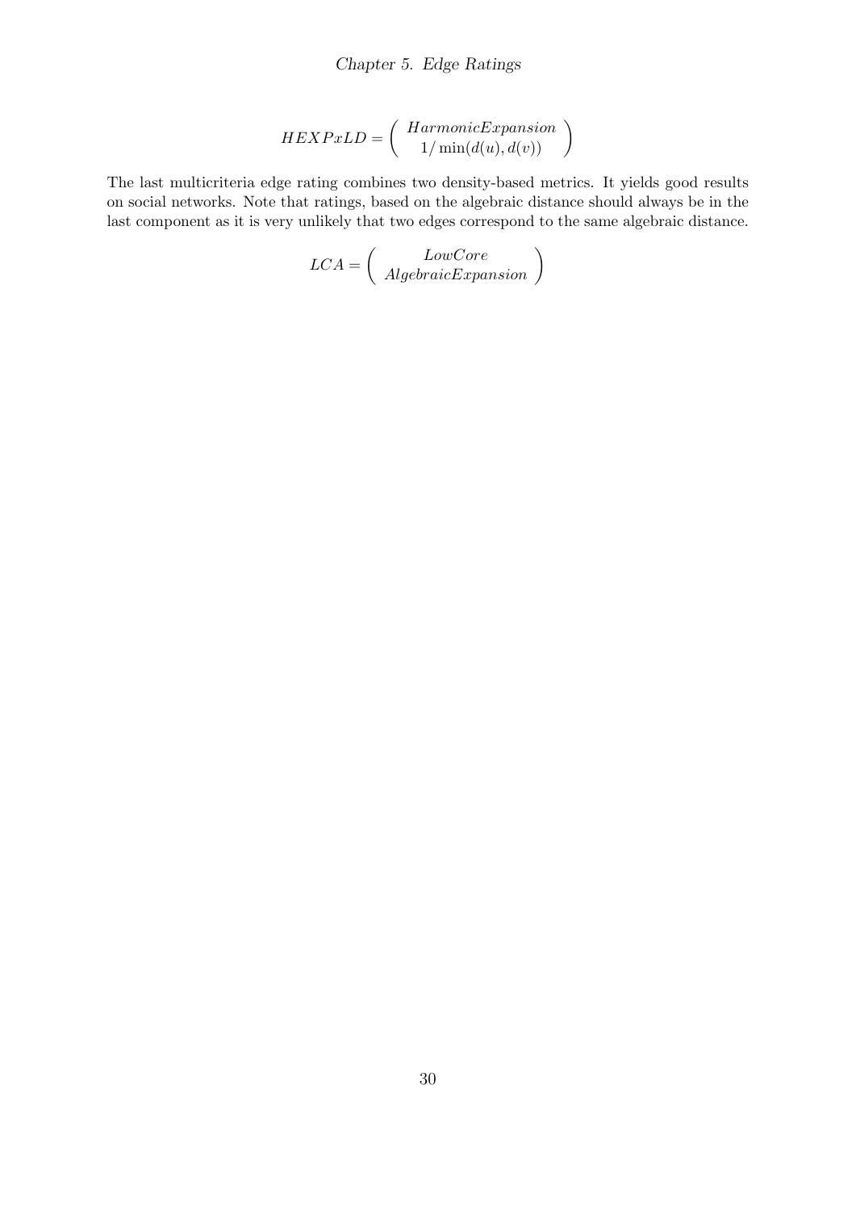$$HEXPxLD = \begin{pmatrix} HarmonicExpansion \\ 1/\min(d(u), d(v)) \end{pmatrix}$$

The last multicriteria edge rating combines two density-based metrics. It yields good results on social networks. Note that ratings, based on the algebraic distance should always be in the last component as it is very unlikely that two edges correspond to the same algebraic distance.

$$LCA = \begin{pmatrix} LowCore \\ AlgebraicExpansion \end{pmatrix}$$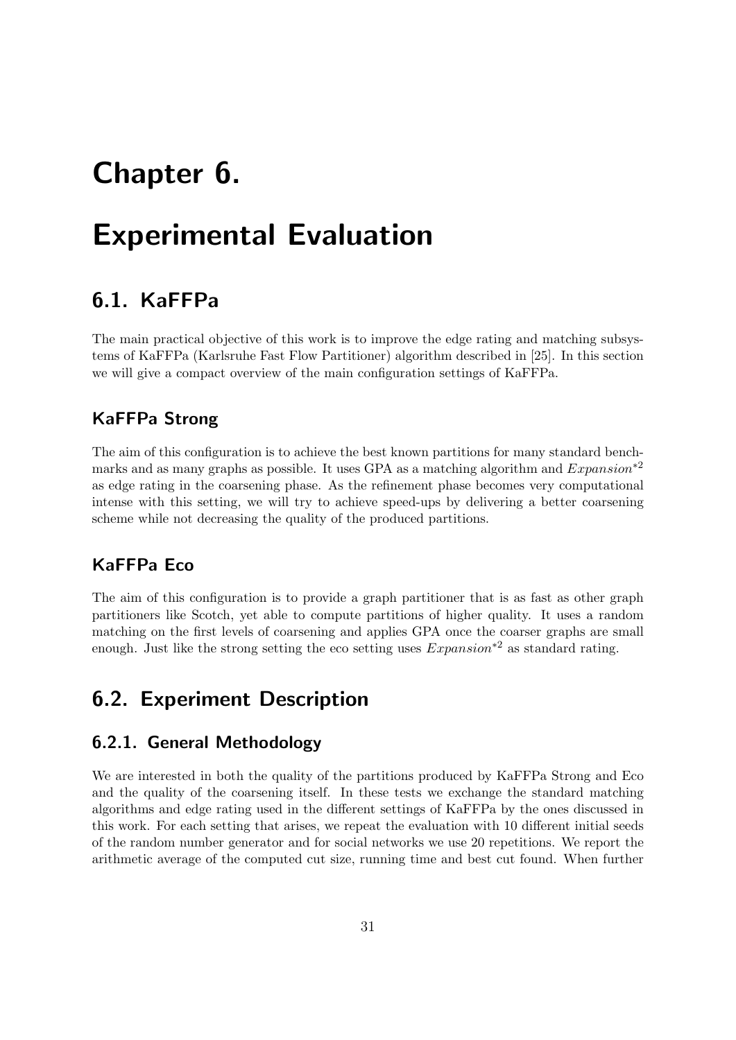# Chapter 6.

# Experimental Evaluation

## 6.1. KaFFPa

The main practical objective of this work is to improve the edge rating and matching subsystems of KaFFPa (Karlsruhe Fast Flow Partitioner) algorithm described in [25]. In this section we will give a compact overview of the main configuration settings of KaFFPa.

### KaFFPa Strong

The aim of this configuration is to achieve the best known partitions for many standard benchmarks and as many graphs as possible. It uses GPA as a matching algorithm and $Expansion^{*2}$ as edge rating in the coarsening phase. As the refinement phase becomes very computational intense with this setting, we will try to achieve speed-ups by delivering a better coarsening scheme while not decreasing the quality of the produced partitions.

### KaFFPa Eco

The aim of this configuration is to provide a graph partitioner that is as fast as other graph partitioners like Scotch, yet able to compute partitions of higher quality. It uses a random matching on the first levels of coarsening and applies GPA once the coarser graphs are small enough. Just like the strong setting the eco setting uses $Expansion^{*2}$ as standard rating.

## 6.2. Experiment Description

### 6.2.1. General Methodology

We are interested in both the quality of the partitions produced by KaFFPa Strong and Eco and the quality of the coarsening itself. In these tests we exchange the standard matching algorithms and edge rating used in the different settings of KaFFPa by the ones discussed in this work. For each setting that arises, we repeat the evaluation with 10 different initial seeds of the random number generator and for social networks we use 20 repetitions. We report the arithmetic average of the computed cut size, running time and best cut found. When further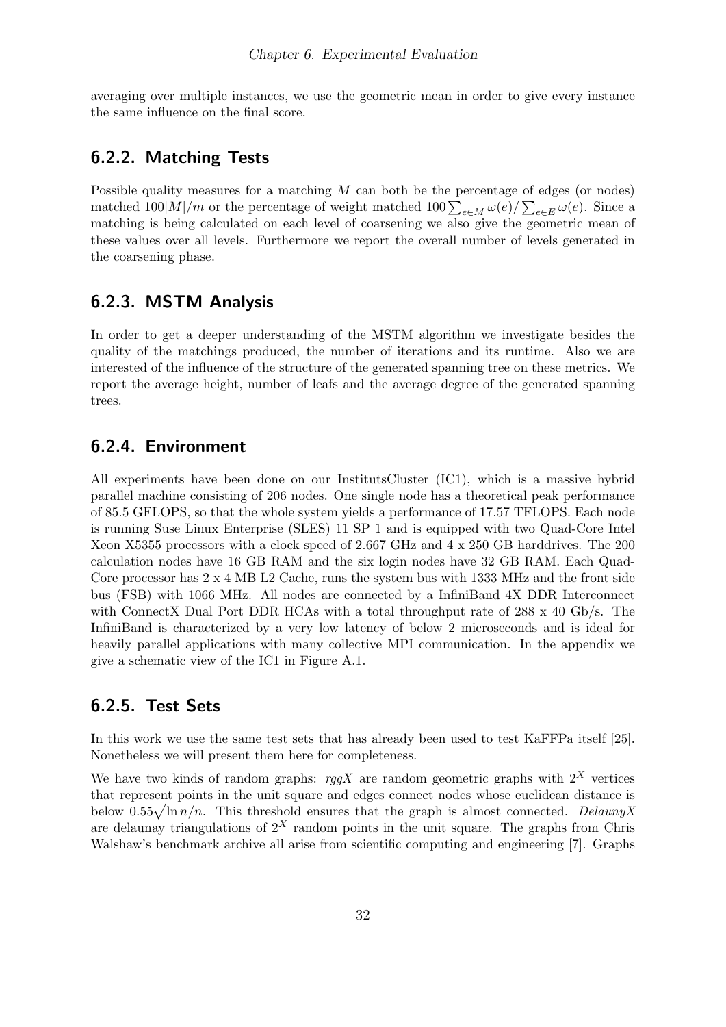averaging over multiple instances, we use the geometric mean in order to give every instance the same influence on the final score.

### 6.2.2. Matching Tests

Possible quality measures for a matching $M$ can both be the percentage of edges (or nodes) matched $100|M|/m$ or the percentage of weight matched $100 \sum_{e \in M} \omega(e) / \sum_{e \in E} \omega(e)$. Since a matching is being calculated on each level of coarsening we also give the geometric mean of these values over all levels. Furthermore we report the overall number of levels generated in the coarsening phase.

### 6.2.3. MSTM Analysis

In order to get a deeper understanding of the MSTM algorithm we investigate besides the quality of the matchings produced, the number of iterations and its runtime. Also we are interested of the influence of the structure of the generated spanning tree on these metrics. We report the average height, number of leafs and the average degree of the generated spanning trees.

### 6.2.4. Environment

All experiments have been done on our InstitutsCluster (IC1), which is a massive hybrid parallel machine consisting of 206 nodes. One single node has a theoretical peak performance of 85.5 GFLOPS, so that the whole system yields a performance of 17.57 TFLOPS. Each node is running Suse Linux Enterprise (SLES) 11 SP 1 and is equipped with two Quad-Core Intel Xeon X5355 processors with a clock speed of 2.667 GHz and 4 x 250 GB harddrives. The 200 calculation nodes have 16 GB RAM and the six login nodes have 32 GB RAM. Each Quad-Core processor has 2 x 4 MB L2 Cache, runs the system bus with 1333 MHz and the front side bus (FSB) with 1066 MHz. All nodes are connected by a InfiniBand 4X DDR Interconnect with ConnectX Dual Port DDR HCAs with a total throughput rate of 288 x 40 Gb/s. The InfiniBand is characterized by a very low latency of below 2 microseconds and is ideal for heavily parallel applications with many collective MPI communication. In the appendix we give a schematic view of the IC1 in Figure A.1.

### 6.2.5. Test Sets

In this work we use the same test sets that has already been used to test KaFFPa itself [25]. Nonetheless we will present them here for completeness.

We have two kinds of random graphs: *rggX* are random geometric graphs with $2^X$ vertices that represent points in the unit square and edges connect nodes whose euclidean distance is below $0.55\sqrt{\ln n/n}$. This threshold ensures that the graph is almost connected. *DelaunyX* are delaunay triangulations of $2^X$ random points in the unit square. The graphs from Chris Walshaw's benchmark archive all arise from scientific computing and engineering [7]. Graphs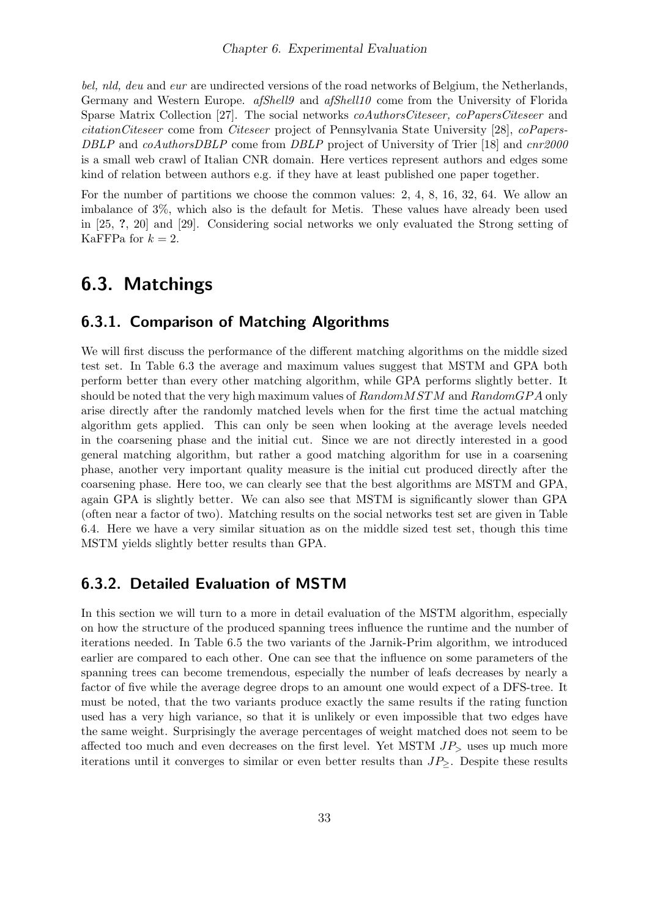*bel, nld, deu* and *eur* are undirected versions of the road networks of Belgium, the Netherlands, Germany and Western Europe. *afShell9* and *afShell10* come from the University of Florida Sparse Matrix Collection [27]. The social networks *coAuthorsCiteseer, coPapersCiteseer* and *citationCiteseer* come from *Citeseer* project of Pennsylvania State University [28], *coPapers-DBLP* and *coAuthorsDBLP* come from *DBLP* project of University of Trier [18] and *cnr2000* is a small web crawl of Italian CNR domain. Here vertices represent authors and edges some kind of relation between authors e.g. if they have at least published one paper together.

For the number of partitions we choose the common values: 2, 4, 8, 16, 32, 64. We allow an imbalance of 3%, which also is the default for Metis. These values have already been used in [25, **?**, 20] and [29]. Considering social networks we only evaluated the Strong setting of KaFFPa for $k = 2$.

## 6.3. Matchings

### 6.3.1. Comparison of Matching Algorithms

We will first discuss the performance of the different matching algorithms on the middle sized test set. In Table 6.3 the average and maximum values suggest that MSTM and GPA both perform better than every other matching algorithm, while GPA performs slightly better. It should be noted that the very high maximum values of $RandomMSTM$ and $RandomGPA$ only arise directly after the randomly matched levels when for the first time the actual matching algorithm gets applied. This can only be seen when looking at the average levels needed in the coarsening phase and the initial cut. Since we are not directly interested in a good general matching algorithm, but rather a good matching algorithm for use in a coarsening phase, another very important quality measure is the initial cut produced directly after the coarsening phase. Here too, we can clearly see that the best algorithms are MSTM and GPA, again GPA is slightly better. We can also see that MSTM is significantly slower than GPA (often near a factor of two). Matching results on the social networks test set are given in Table 6.4. Here we have a very similar situation as on the middle sized test set, though this time MSTM yields slightly better results than GPA.

### 6.3.2. Detailed Evaluation of MSTM

In this section we will turn to a more in detail evaluation of the MSTM algorithm, especially on how the structure of the produced spanning trees influence the runtime and the number of iterations needed. In Table 6.5 the two variants of the Jarnik-Prim algorithm, we introduced earlier are compared to each other. One can see that the influence on some parameters of the spanning trees can become tremendous, especially the number of leafs decreases by nearly a factor of five while the average degree drops to an amount one would expect of a DFS-tree. It must be noted, that the two variants produce exactly the same results if the rating function used has a very high variance, so that it is unlikely or even impossible that two edges have the same weight. Surprisingly the average percentages of weight matched does not seem to be affected too much and even decreases on the first level. Yet MSTM $JP_{>}$ uses up much more iterations until it converges to similar or even better results than $JP_{\geq}$. Despite these results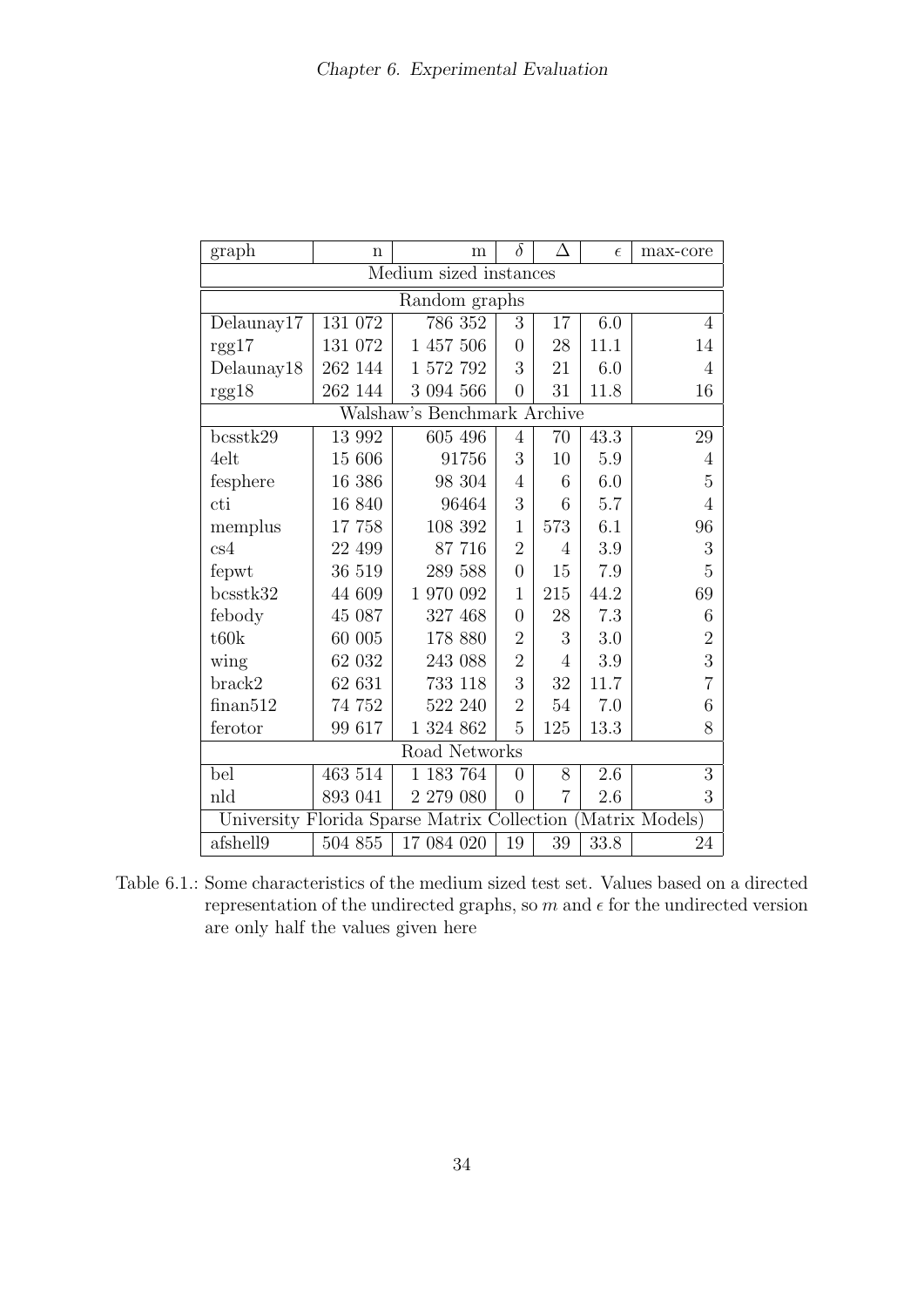| graph | n | m | $\delta$ | $\Delta$ | $\epsilon$ | max-core |
|---|---|---|---|---|---|---|
| Medium sized instances | | | | | | |
| Random graphs | | | | | | |
| Delaunay17 | 131 072 | 786 352 | 3 | 17 | 6.0 | 4 |
| rgg17 | 131 072 | 1 457 506 | 0 | 28 | 11.1 | 14 |
| Delaunay18 | 262 144 | 1 572 792 | 3 | 21 | 6.0 | 4 |
| rgg18 | 262 144 | 3 094 566 | 0 | 31 | 11.8 | 16 |
| Walshaw's Benchmark Archive | | | | | | |
| bcsstk29 | 13 992 | 605 496 | 4 | 70 | 43.3 | 29 |
| 4elt | 15 606 | 91756 | 3 | 10 | 5.9 | 4 |
| fesphere | 16 386 | 98 304 | 4 | 6 | 6.0 | 5 |
| cti | 16 840 | 96464 | 3 | 6 | 5.7 | 4 |
| memplus | 17 758 | 108 392 | 1 | 573 | 6.1 | 96 |
| cs4 | 22 499 | 87 716 | 2 | 4 | 3.9 | 3 |
| fepwt | 36 519 | 289 588 | 0 | 15 | 7.9 | 5 |
| bcsstk32 | 44 609 | 1 970 092 | 1 | 215 | 44.2 | 69 |
| febody | 45 087 | 327 468 | 0 | 28 | 7.3 | 6 |
| t60k | 60 005 | 178 880 | 2 | 3 | 3.0 | 2 |
| wing | 62 032 | 243 088 | 2 | 4 | 3.9 | 3 |
| brack2 | 62 631 | 733 118 | 3 | 32 | 11.7 | 7 |
| finan512 | 74 752 | 522 240 | 2 | 54 | 7.0 | 6 |
| ferotor | 99 617 | 1 324 862 | 5 | 125 | 13.3 | 8 |
| Road Networks | | | | | | |
| bel | 463 514 | 1 183 764 | 0 | 8 | 2.6 | 3 |
| nld | 893 041 | 2 279 080 | 0 | 7 | 2.6 | 3 |
| University Florida Sparse Matrix Collection (Matrix Models) | | | | | | |
| afshell9 | 504 855 | 17 084 020 | 19 | 39 | 33.8 | 24 |

Table 6.1.: Some characteristics of the medium sized test set. Values based on a directed representation of the undirected graphs, so $m$ and $\epsilon$ for the undirected version are only half the values given here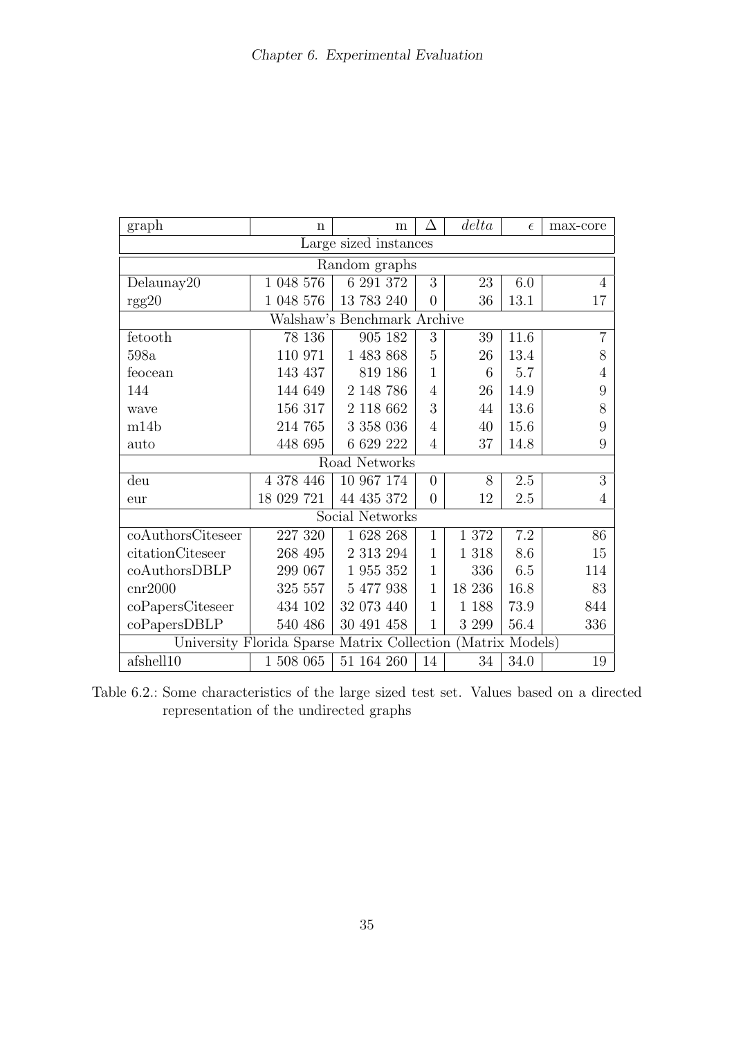| graph | n | m | $\Delta$ | *delta* | $\epsilon$ | max-core |
|---|---|---|---|---|---|---|
| Large sized instances | | | | | | |
| Random graphs | | | | | | |
| Delaunay20 | 1 048 576 | 6 291 372 | 3 | 23 | 6.0 | 4 |
| rgg20 | 1 048 576 | 13 783 240 | 0 | 36 | 13.1 | 17 |
| Walshaw's Benchmark Archive | | | | | | |
| fetooth | 78 136 | 905 182 | 3 | 39 | 11.6 | 7 |
| 598a | 110 971 | 1 483 868 | 5 | 26 | 13.4 | 8 |
| feocean | 143 437 | 819 186 | 1 | 6 | 5.7 | 4 |
| 144 | 144 649 | 2 148 786 | 4 | 26 | 14.9 | 9 |
| wave | 156 317 | 2 118 662 | 3 | 44 | 13.6 | 8 |
| m14b | 214 765 | 3 358 036 | 4 | 40 | 15.6 | 9 |
| auto | 448 695 | 6 629 222 | 4 | 37 | 14.8 | 9 |
| Road Networks | | | | | | |
| deu | 4 378 446 | 10 967 174 | 0 | 8 | 2.5 | 3 |
| eur | 18 029 721 | 44 435 372 | 0 | 12 | 2.5 | 4 |
| Social Networks | | | | | | |
| coAuthorsCiteseer | 227 320 | 1 628 268 | 1 | 1 372 | 7.2 | 86 |
| citationCiteseer | 268 495 | 2 313 294 | 1 | 1 318 | 8.6 | 15 |
| coAuthorsDBLP | 299 067 | 1 955 352 | 1 | 336 | 6.5 | 114 |
| cnr2000 | 325 557 | 5 477 938 | 1 | 18 236 | 16.8 | 83 |
| coPapersCiteseer | 434 102 | 32 073 440 | 1 | 1 188 | 73.9 | 844 |
| coPapersDBLP | 540 486 | 30 491 458 | 1 | 3 299 | 56.4 | 336 |
| University Florida Sparse Matrix Collection (Matrix Models) | | | | | | |
| afshell10 | 1 508 065 | 51 164 260 | 14 | 34 | 34.0 | 19 |

Table 6.2.: Some characteristics of the large sized test set. Values based on a directed representation of the undirected graphs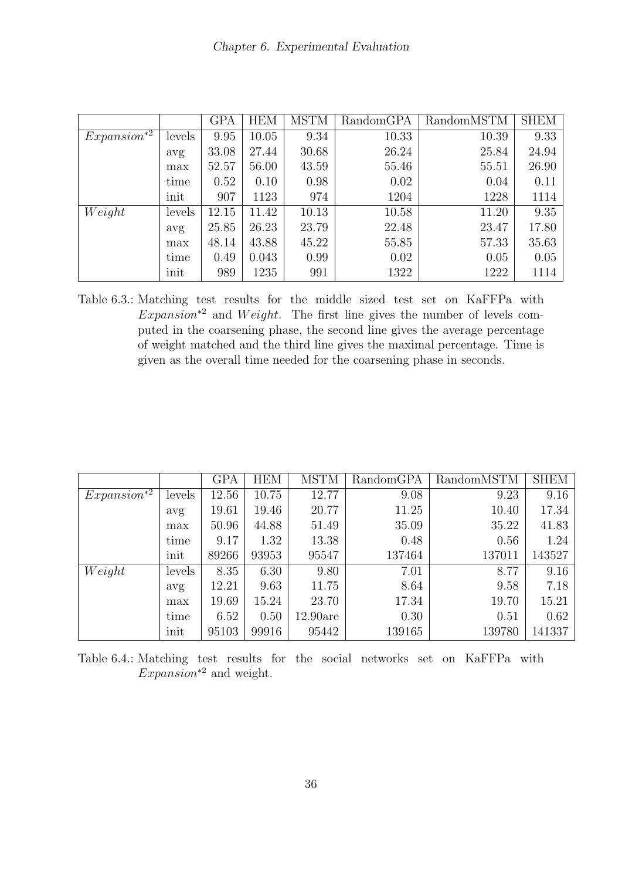| | | GPA | HEM | MSTM | RandomGPA | RandomMSTM | SHEM |
|---|---|---|---|---|---|---|---|
| $Expansion^{*2}$ | levels | 9.95 | 10.05 | 9.34 | 10.33 | 10.39 | 9.33 |
| | avg | 33.08 | 27.44 | 30.68 | 26.24 | 25.84 | 24.94 |
| | max | 52.57 | 56.00 | 43.59 | 55.46 | 55.51 | 26.90 |
| | time | 0.52 | 0.10 | 0.98 | 0.02 | 0.04 | 0.11 |
| | init | 907 | 1123 | 974 | 1204 | 1228 | 1114 |
| $Weight$ | levels | 12.15 | 11.42 | 10.13 | 10.58 | 11.20 | 9.35 |
| | avg | 25.85 | 26.23 | 23.79 | 22.48 | 23.47 | 17.80 |
| | max | 48.14 | 43.88 | 45.22 | 55.85 | 57.33 | 35.63 |
| | time | 0.49 | 0.043 | 0.99 | 0.02 | 0.05 | 0.05 |
| | init | 989 | 1235 | 991 | 1322 | 1222 | 1114 |

Table 6.3.: Matching test results for the middle sized test set on KaFFPa with $Expansion^{*2}$ and $Weight$. The first line gives the number of levels computed in the coarsening phase, the second line gives the average percentage of weight matched and the third line gives the maximal percentage. Time is given as the overall time needed for the coarsening phase in seconds.

| | | GPA | HEM | MSTM | RandomGPA | RandomMSTM | SHEM |
|---|---|---|---|---|---|---|---|
| $Expansion^{*2}$ | levels | 12.56 | 10.75 | 12.77 | 9.08 | 9.23 | 9.16 |
| | avg | 19.61 | 19.46 | 20.77 | 11.25 | 10.40 | 17.34 |
| | max | 50.96 | 44.88 | 51.49 | 35.09 | 35.22 | 41.83 |
| | time | 9.17 | 1.32 | 13.38 | 0.48 | 0.56 | 1.24 |
| | init | 89266 | 93953 | 95547 | 137464 | 137011 | 143527 |
| $Weight$ | levels | 8.35 | 6.30 | 9.80 | 7.01 | 8.77 | 9.16 |
| | avg | 12.21 | 9.63 | 11.75 | 8.64 | 9.58 | 7.18 |
| | max | 19.69 | 15.24 | 23.70 | 17.34 | 19.70 | 15.21 |
| | time | 6.52 | 0.50 | 12.90are | 0.30 | 0.51 | 0.62 |
| | init | 95103 | 99916 | 95442 | 139165 | 139780 | 141337 |

Table 6.4.: Matching test results for the social networks set on KaFFPa with $Expansion^{*2}$ and weight.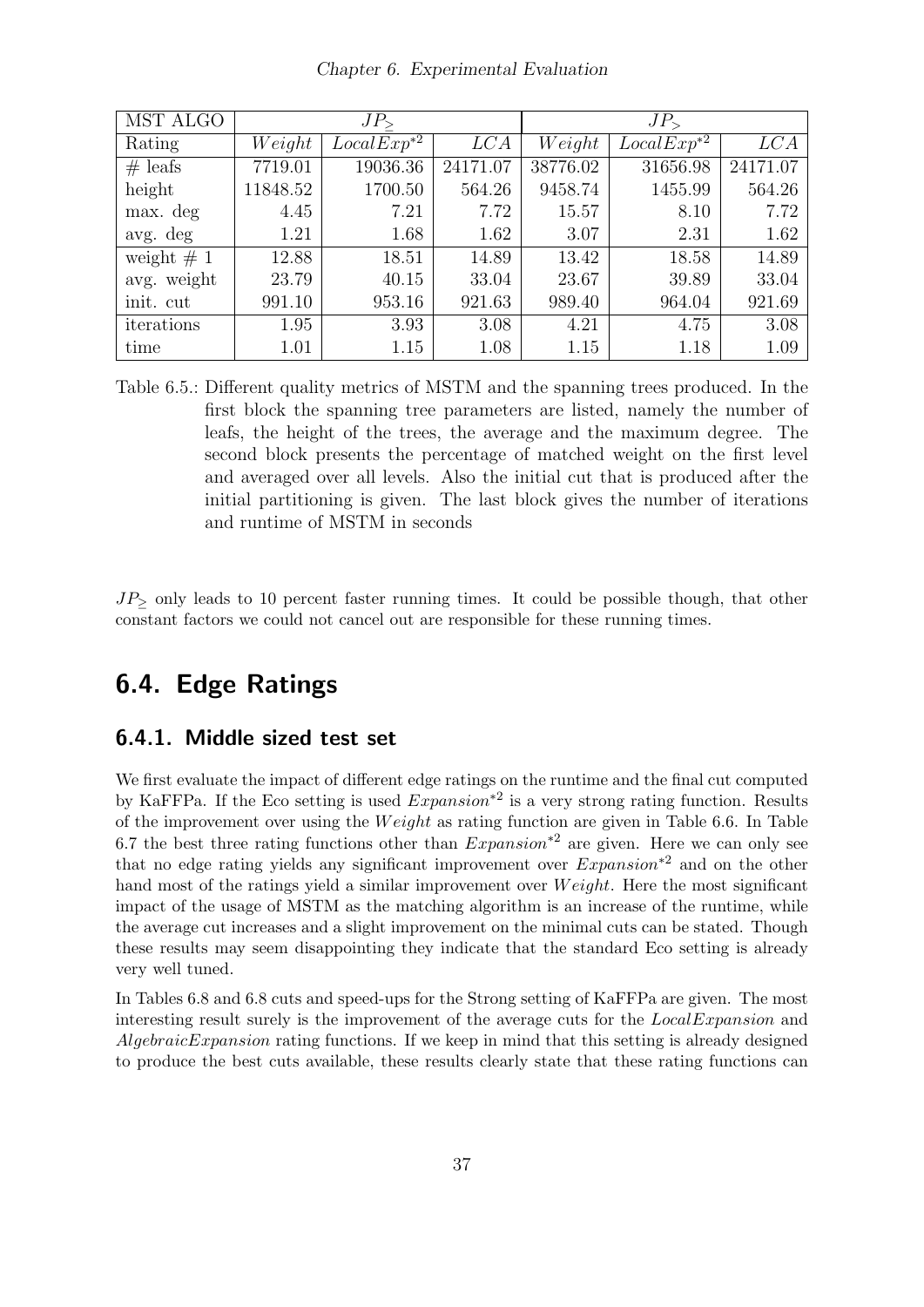| MST ALGO | $JP_{\geq}$ | | | $JP_{>}$ | | |
|---|---|---|---|---|---|---|
| Rating | $Weight$ | $LocalExp^{*2}$ | $LCA$ | $Weight$ | $LocalExp^{*2}$ | $LCA$ |
| # leafs | 7719.01 | 19036.36 | 24171.07 | 38776.02 | 31656.98 | 24171.07 |
| height | 11848.52 | 1700.50 | 564.26 | 9458.74 | 1455.99 | 564.26 |
| max. deg | 4.45 | 7.21 | 7.72 | 15.57 | 8.10 | 7.72 |
| avg. deg | 1.21 | 1.68 | 1.62 | 3.07 | 2.31 | 1.62 |
| weight # 1 | 12.88 | 18.51 | 14.89 | 13.42 | 18.58 | 14.89 |
| avg. weight | 23.79 | 40.15 | 33.04 | 23.67 | 39.89 | 33.04 |
| init. cut | 991.10 | 953.16 | 921.63 | 989.40 | 964.04 | 921.69 |
| iterations | 1.95 | 3.93 | 3.08 | 4.21 | 4.75 | 3.08 |
| time | 1.01 | 1.15 | 1.08 | 1.15 | 1.18 | 1.09 |

Table 6.5.: Different quality metrics of MSTM and the spanning trees produced. In the first block the spanning tree parameters are listed, namely the number of leafs, the height of the trees, the average and the maximum degree. The second block presents the percentage of matched weight on the first level and averaged over all levels. Also the initial cut that is produced after the initial partitioning is given. The last block gives the number of iterations and runtime of MSTM in seconds

$JP_{\geq}$ only leads to 10 percent faster running times. It could be possible though, that other constant factors we could not cancel out are responsible for these running times.

## 6.4. Edge Ratings

### 6.4.1. Middle sized test set

We first evaluate the impact of different edge ratings on the runtime and the final cut computed by KaFFPa. If the Eco setting is used $Expansion^{*2}$ is a very strong rating function. Results of the improvement over using the $Weight$ as rating function are given in Table 6.6. In Table 6.7 the best three rating functions other than $Expansion^{*2}$ are given. Here we can only see that no edge rating yields any significant improvement over $Expansion^{*2}$ and on the other hand most of the ratings yield a similar improvement over $Weight$. Here the most significant impact of the usage of MSTM as the matching algorithm is an increase of the runtime, while the average cut increases and a slight improvement on the minimal cuts can be stated. Though these results may seem disappointing they indicate that the standard Eco setting is already very well tuned.

In Tables 6.8 and 6.8 cuts and speed-ups for the Strong setting of KaFFPa are given. The most interesting result surely is the improvement of the average cuts for the $LocalExpansion$ and $AlgebraicExpansion$ rating functions. If we keep in mind that this setting is already designed to produce the best cuts available, these results clearly state that these rating functions can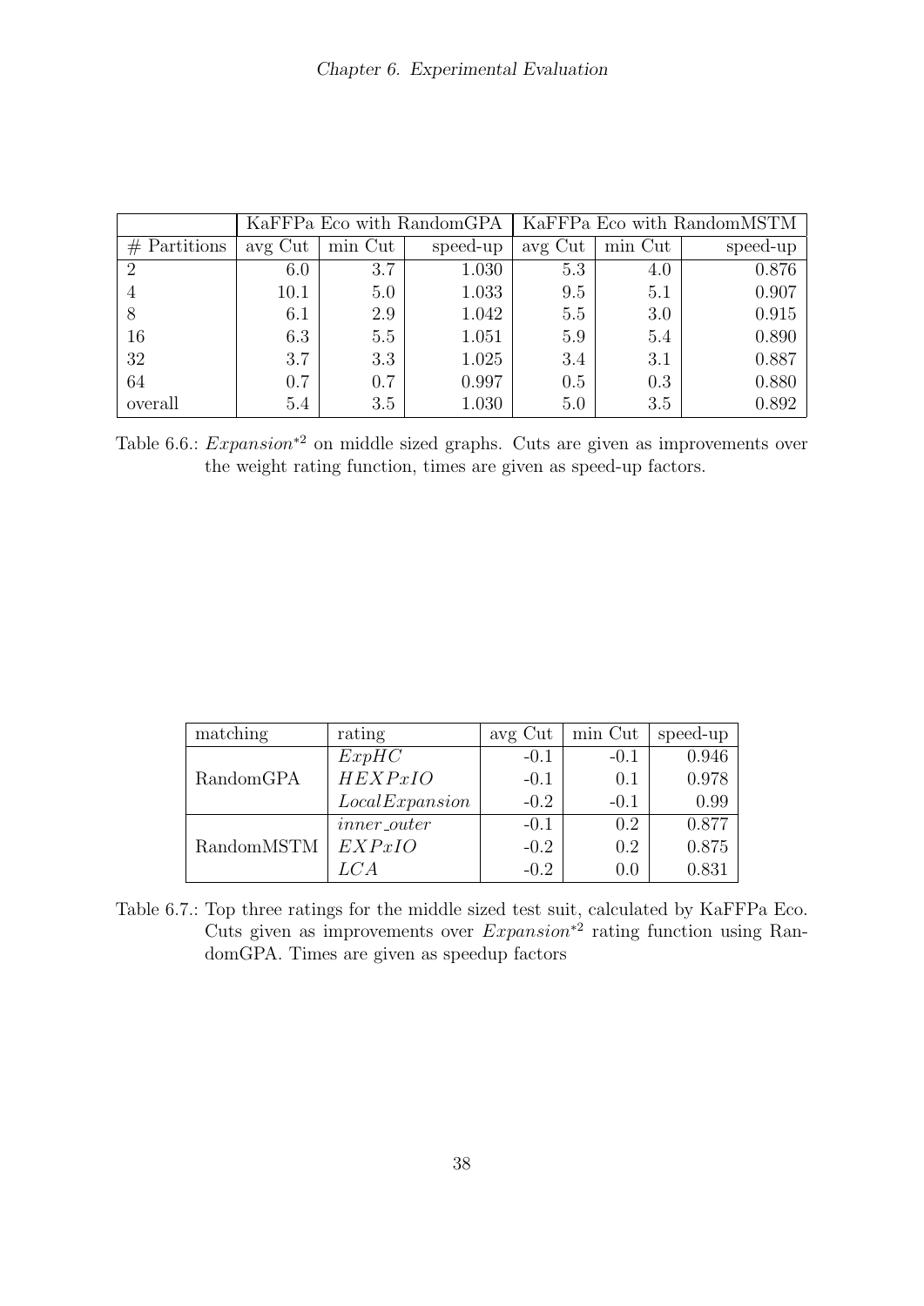| | KaFFPa Eco with RandomGPA | | | KaFFPa Eco with RandomMSTM | | |
|---|---|---|---|---|---|---|
| # Partitions | avg Cut | min Cut | speed-up | avg Cut | min Cut | speed-up |
| 2 | 6.0 | 3.7 | 1.030 | 5.3 | 4.0 | 0.876 |
| 4 | 10.1 | 5.0 | 1.033 | 9.5 | 5.1 | 0.907 |
| 8 | 6.1 | 2.9 | 1.042 | 5.5 | 3.0 | 0.915 |
| 16 | 6.3 | 5.5 | 1.051 | 5.9 | 5.4 | 0.890 |
| 32 | 3.7 | 3.3 | 1.025 | 3.4 | 3.1 | 0.887 |
| 64 | 0.7 | 0.7 | 0.997 | 0.5 | 0.3 | 0.880 |
| overall | 5.4 | 3.5 | 1.030 | 5.0 | 3.5 | 0.892 |

Table 6.6.: $Expansion^{*2}$ on middle sized graphs. Cuts are given as improvements over the weight rating function, times are given as speed-up factors.

| matching | rating | avg Cut | min Cut | speed-up |
|---|---|---|---|---|
| RandomGPA | $ExpHC$ | -0.1 | -0.1 | 0.946 |
| | $HEXPxIO$ | -0.1 | 0.1 | 0.978 |
| | $LocalExpansion$ | -0.2 | -0.1 | 0.99 |
| RandomMSTM | $inner\_outer$ | -0.1 | 0.2 | 0.877 |
| | $EXPxIO$ | -0.2 | 0.2 | 0.875 |
| | $LCA$ | -0.2 | 0.0 | 0.831 |

Table 6.7.: Top three ratings for the middle sized test suit, calculated by KaFFPa Eco. Cuts given as improvements over $Expansion^{*2}$ rating function using RandomGPA. Times are given as speedup factors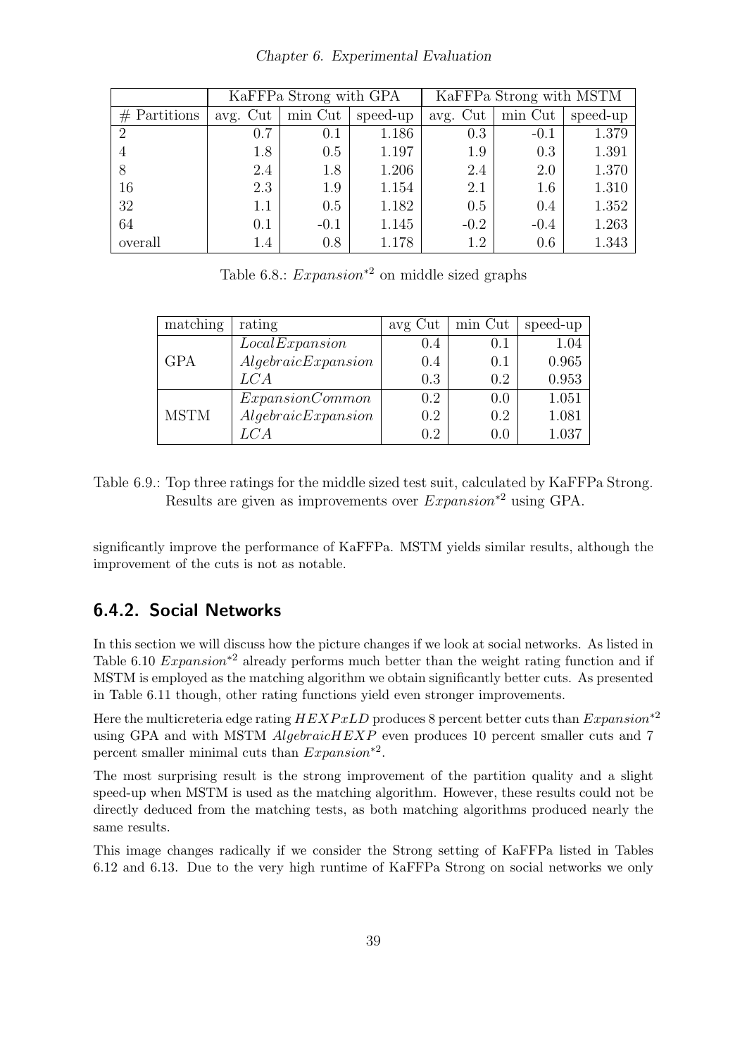| | KaFFPa Strong with GPA | | | KaFFPa Strong with MSTM | | |
|---|---|---|---|---|---|---|
| # Partitions | avg. Cut | min Cut | speed-up | avg. Cut | min Cut | speed-up |
| 2 | 0.7 | 0.1 | 1.186 | 0.3 | -0.1 | 1.379 |
| 4 | 1.8 | 0.5 | 1.197 | 1.9 | 0.3 | 1.391 |
| 8 | 2.4 | 1.8 | 1.206 | 2.4 | 2.0 | 1.370 |
| 16 | 2.3 | 1.9 | 1.154 | 2.1 | 1.6 | 1.310 |
| 32 | 1.1 | 0.5 | 1.182 | 0.5 | 0.4 | 1.352 |
| 64 | 0.1 | -0.1 | 1.145 | -0.2 | -0.4 | 1.263 |
| overall | 1.4 | 0.8 | 1.178 | 1.2 | 0.6 | 1.343 |

Table 6.8.: $Expansion^{*2}$ on middle sized graphs

| matching | rating | avg Cut | min Cut | speed-up |
|---|---|---|---|---|
| GPA | $LocalExpansion$ | 0.4 | 0.1 | 1.04 |
| | $AlgebraicExpansion$ | 0.4 | 0.1 | 0.965 |
| | $LCA$ | 0.3 | 0.2 | 0.953 |
| MSTM | $ExpansionCommon$ | 0.2 | 0.0 | 1.051 |
| | $AlgebraicExpansion$ | 0.2 | 0.2 | 1.081 |
| | $LCA$ | 0.2 | 0.0 | 1.037 |

Table 6.9.: Top three ratings for the middle sized test suit, calculated by KaFFPa Strong. Results are given as improvements over $Expansion^{*2}$ using GPA.

significantly improve the performance of KaFFPa. MSTM yields similar results, although the improvement of the cuts is not as notable.

### 6.4.2. Social Networks

In this section we will discuss how the picture changes if we look at social networks. As listed in Table 6.10 $Expansion^{*2}$ already performs much better than the weight rating function and if MSTM is employed as the matching algorithm we obtain significantly better cuts. As presented in Table 6.11 though, other rating functions yield even stronger improvements.

Here the multicreteria edge rating $HEXPxLD$ produces 8 percent better cuts than $Expansion^{*2}$ using GPA and with MSTM $AlgebraicHEXP$ even produces 10 percent smaller cuts and 7 percent smaller minimal cuts than $Expansion^{*2}$.

The most surprising result is the strong improvement of the partition quality and a slight speed-up when MSTM is used as the matching algorithm. However, these results could not be directly deduced from the matching tests, as both matching algorithms produced nearly the same results.

This image changes radically if we consider the Strong setting of KaFFPa listed in Tables 6.12 and 6.13. Due to the very high runtime of KaFFPa Strong on social networks we only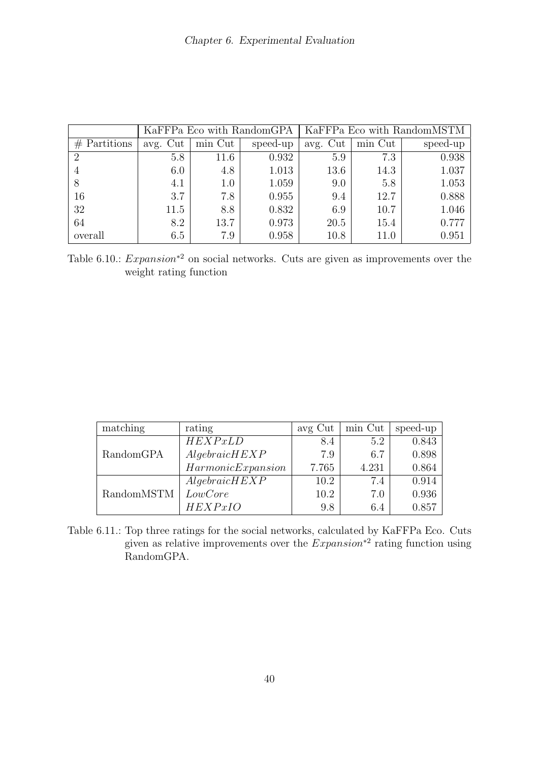| | KaFFPa Eco with RandomGPA | | | KaFFPa Eco with RandomMSTM | | |
|---|---|---|---|---|---|---|
| # Partitions | avg. Cut | min Cut | speed-up | avg. Cut | min Cut | speed-up |
| 2 | 5.8 | 11.6 | 0.932 | 5.9 | 7.3 | 0.938 |
| 4 | 6.0 | 4.8 | 1.013 | 13.6 | 14.3 | 1.037 |
| 8 | 4.1 | 1.0 | 1.059 | 9.0 | 5.8 | 1.053 |
| 16 | 3.7 | 7.8 | 0.955 | 9.4 | 12.7 | 0.888 |
| 32 | 11.5 | 8.8 | 0.832 | 6.9 | 10.7 | 1.046 |
| 64 | 8.2 | 13.7 | 0.973 | 20.5 | 15.4 | 0.777 |
| overall | 6.5 | 7.9 | 0.958 | 10.8 | 11.0 | 0.951 |

Table 6.10.: $Expansion^{*2}$ on social networks. Cuts are given as improvements over the weight rating function

| matching | rating | avg Cut | min Cut | speed-up |
|---|---|---|---|---|
| RandomGPA | $HEXPxLD$ | 8.4 | 5.2 | 0.843 |
| | $AlgebraicHEXP$ | 7.9 | 6.7 | 0.898 |
| | $HarmonicExpansion$ | 7.765 | 4.231 | 0.864 |
| RandomMSTM | $AlgebraicHEXP$ | 10.2 | 7.4 | 0.914 |
| | $LowCore$ | 10.2 | 7.0 | 0.936 |
| | $HEXPxIO$ | 9.8 | 6.4 | 0.857 |

Table 6.11.: Top three ratings for the social networks, calculated by KaFFPa Eco. Cuts given as relative improvements over the $Expansion^{*2}$ rating function using RandomGPA.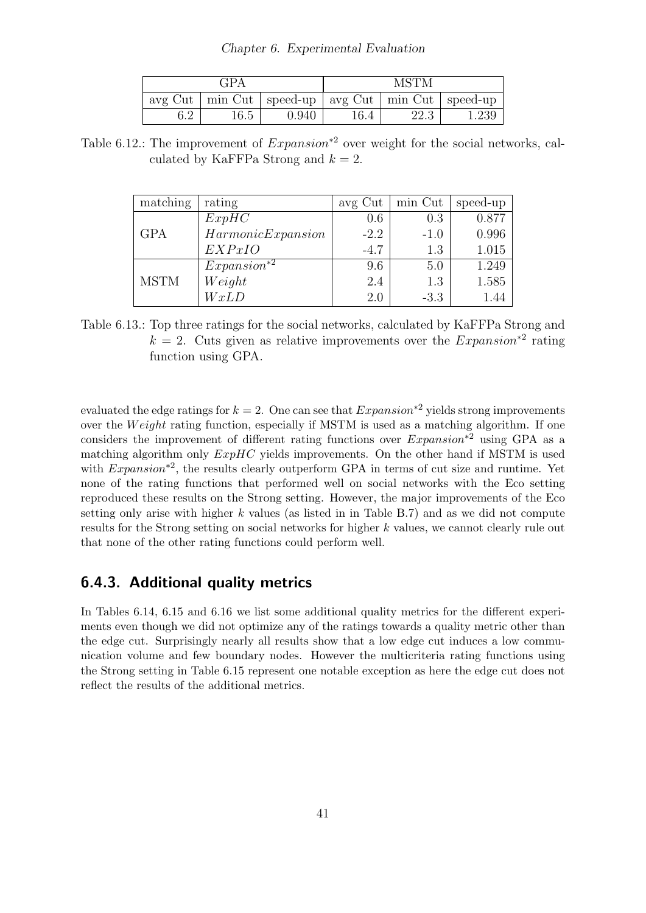| GPA | | | MSTM | | |
|---|---|---|---|---|---|
| avg Cut | min Cut | speed-up | avg Cut | min Cut | speed-up |
| 6.2 | 16.5 | 0.940 | 16.4 | 22.3 | 1.239 |

Table 6.12.: The improvement of $Expansion^{*2}$ over weight for the social networks, calculated by KaFFPa Strong and $k = 2$.

| matching | rating | avg Cut | min Cut | speed-up |
|---|---|---|---|---|
| GPA | $ExpHC$ | 0.6 | 0.3 | 0.877 |
| | $HarmonicExpansion$ | -2.2 | -1.0 | 0.996 |
| | $EXPxIO$ | -4.7 | 1.3 | 1.015 |
| MSTM | $Expansion^{*2}$ | 9.6 | 5.0 | 1.249 |
| | $Weight$ | 2.4 | 1.3 | 1.585 |
| | $WxLD$ | 2.0 | -3.3 | 1.44 |

Table 6.13.: Top three ratings for the social networks, calculated by KaFFPa Strong and $k = 2$. Cuts given as relative improvements over the $Expansion^{*2}$ rating function using GPA.

evaluated the edge ratings for $k = 2$. One can see that $Expansion^{*2}$ yields strong improvements over the $Weight$ rating function, especially if MSTM is used as a matching algorithm. If one considers the improvement of different rating functions over $Expansion^{*2}$ using GPA as a matching algorithm only $ExpHC$ yields improvements. On the other hand if MSTM is used with $Expansion^{*2}$, the results clearly outperform GPA in terms of cut size and runtime. Yet none of the rating functions that performed well on social networks with the Eco setting reproduced these results on the Strong setting. However, the major improvements of the Eco setting only arise with higher $k$ values (as listed in in Table B.7) and as we did not compute results for the Strong setting on social networks for higher $k$ values, we cannot clearly rule out that none of the other rating functions could perform well.

### 6.4.3. Additional quality metrics

In Tables 6.14, 6.15 and 6.16 we list some additional quality metrics for the different experiments even though we did not optimize any of the ratings towards a quality metric other than the edge cut. Surprisingly nearly all results show that a low edge cut induces a low communication volume and few boundary nodes. However the multicriteria rating functions using the Strong setting in Table 6.15 represent one notable exception as here the edge cut does not reflect the results of the additional metrics.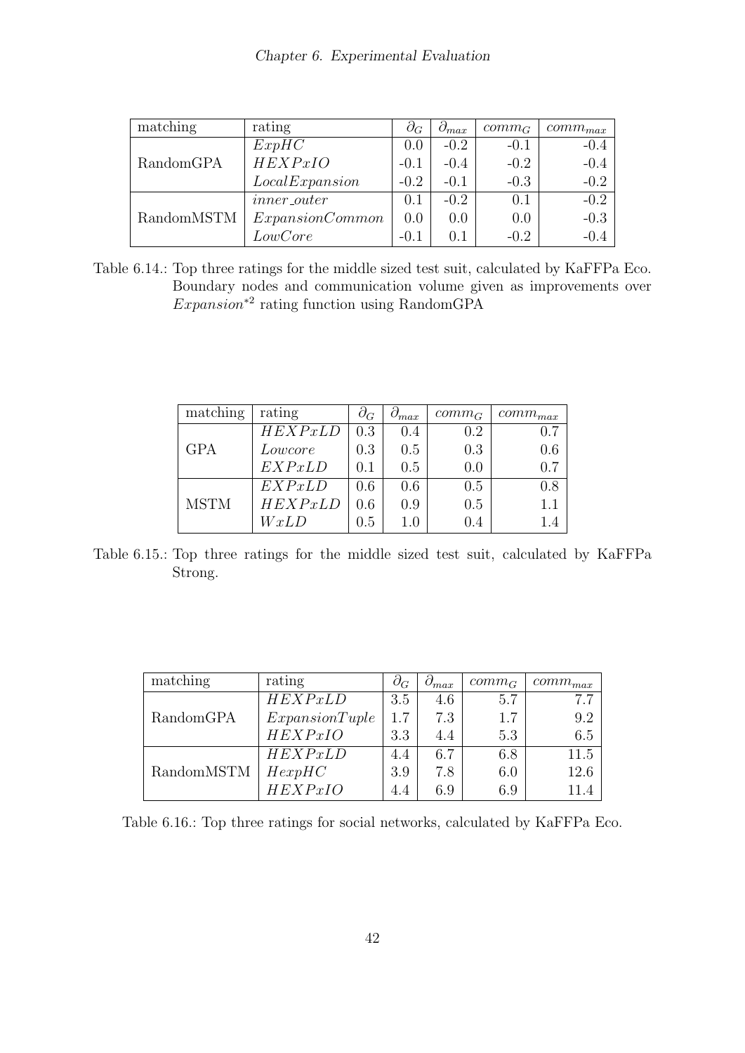| matching | rating | $\partial_G$ | $\partial_{max}$ | $comm_G$ | $comm_{max}$ |
|---|---|---|---|---|---|
| RandomGPA | $ExpHC$ | 0.0 | -0.2 | -0.1 | -0.4 |
| | $HEXPxIO$ | -0.1 | -0.4 | -0.2 | -0.4 |
| | $LocalExpansion$ | -0.2 | -0.1 | -0.3 | -0.2 |
| RandomMSTM | $inner\_outer$ | 0.1 | -0.2 | 0.1 | -0.2 |
| | $ExpansionCommon$ | 0.0 | 0.0 | 0.0 | -0.3 |
| | $LowCore$ | -0.1 | 0.1 | -0.2 | -0.4 |

Table 6.14.: Top three ratings for the middle sized test suit, calculated by KaFFPa Eco. Boundary nodes and communication volume given as improvements over $Expansion^{*2}$ rating function using RandomGPA

| matching | rating | $\partial_G$ | $\partial_{max}$ | $comm_G$ | $comm_{max}$ |
|---|---|---|---|---|---|
| GPA | $HEXPxLD$ | 0.3 | 0.4 | 0.2 | 0.7 |
| | $Lowcore$ | 0.3 | 0.5 | 0.3 | 0.6 |
| | $EXPxLD$ | 0.1 | 0.5 | 0.0 | 0.7 |
| MSTM | $EXPxLD$ | 0.6 | 0.6 | 0.5 | 0.8 |
| | $HEXPxLD$ | 0.6 | 0.9 | 0.5 | 1.1 |
| | $WxLD$ | 0.5 | 1.0 | 0.4 | 1.4 |

Table 6.15.: Top three ratings for the middle sized test suit, calculated by KaFFPa Strong.

| matching | rating | $\partial_G$ | $\partial_{max}$ | $comm_G$ | $comm_{max}$ |
|---|---|---|---|---|---|
| RandomGPA | $HEXPxLD$ | 3.5 | 4.6 | 5.7 | 7.7 |
| | $ExpansionTuple$ | 1.7 | 7.3 | 1.7 | 9.2 |
| | $HEXPxIO$ | 3.3 | 4.4 | 5.3 | 6.5 |
| RandomMSTM | $HEXPxLD$ | 4.4 | 6.7 | 6.8 | 11.5 |
| | $HexpHC$ | 3.9 | 7.8 | 6.0 | 12.6 |
| | $HEXPxIO$ | 4.4 | 6.9 | 6.9 | 11.4 |

Table 6.16.: Top three ratings for social networks, calculated by KaFFPa Eco.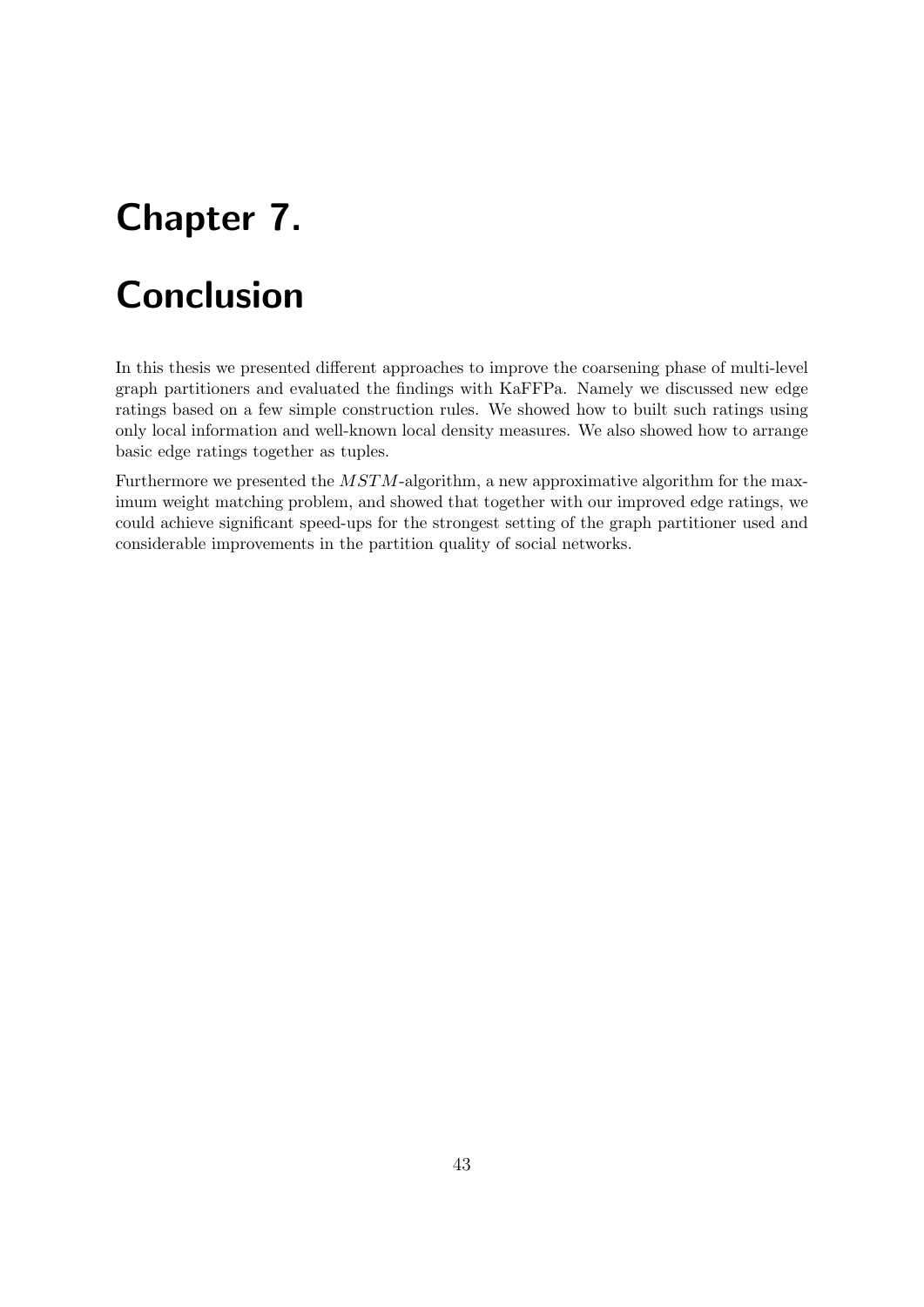# Chapter 7.

# Conclusion

In this thesis we presented different approaches to improve the coarsening phase of multi-level graph partitioners and evaluated the findings with KaFFPa. Namely we discussed new edge ratings based on a few simple construction rules. We showed how to built such ratings using only local information and well-known local density measures. We also showed how to arrange basic edge ratings together as tuples.

Furthermore we presented the $MSTM$-algorithm, a new approximative algorithm for the maximum weight matching problem, and showed that together with our improved edge ratings, we could achieve significant speed-ups for the strongest setting of the graph partitioner used and considerable improvements in the partition quality of social networks.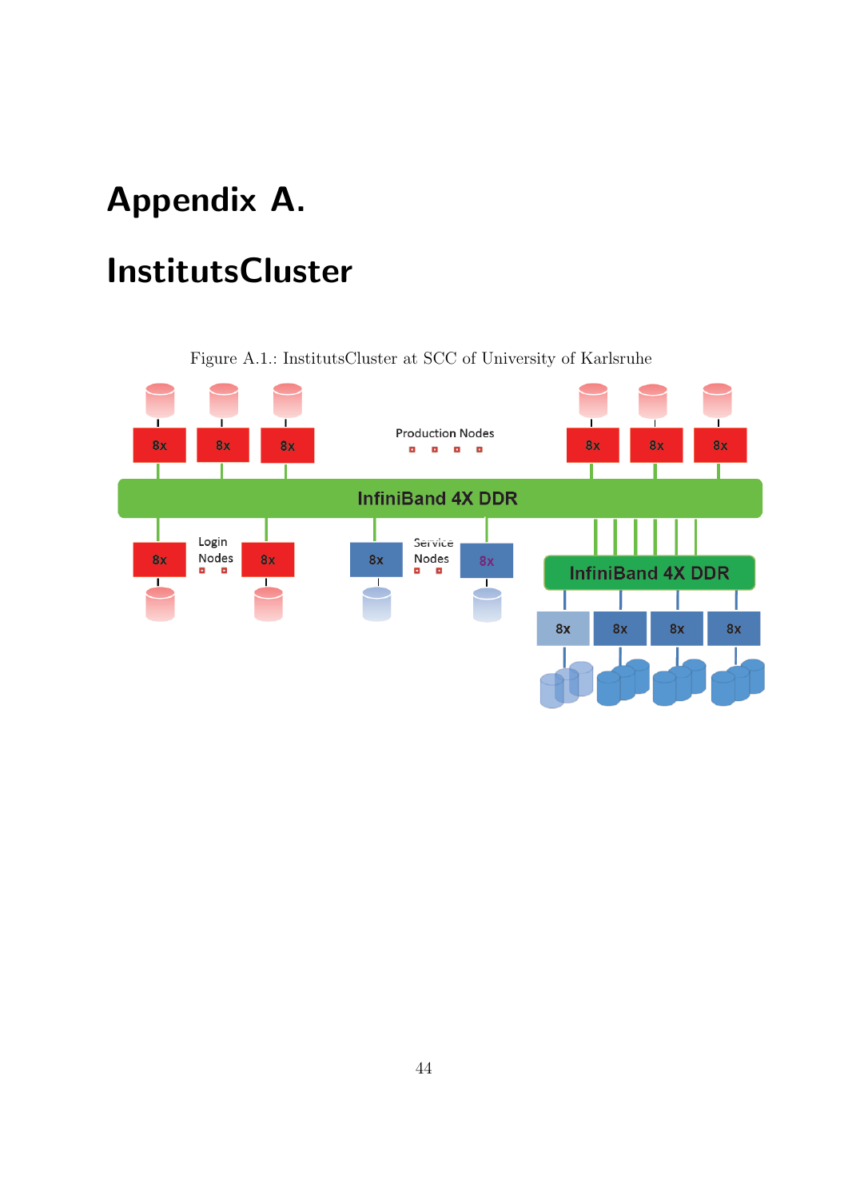# Appendix A.

# InstitutsCluster

Figure A.1.: InstitutsCluster at SCC of University of Karlsruhe

Production Nodes

8x

8x

8x

8x

8x

8x

InfiniBand 4X DDR

Login Nodes

8x

8x

Service Nodes

8x

8x

InfiniBand 4X DDR

8x

8x

8x

8x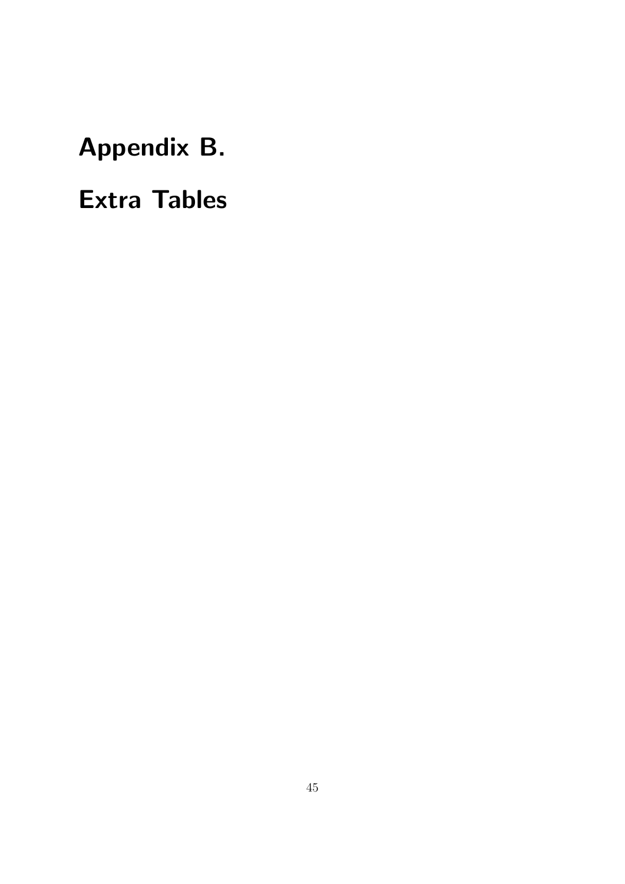# Appendix B.

# Extra Tables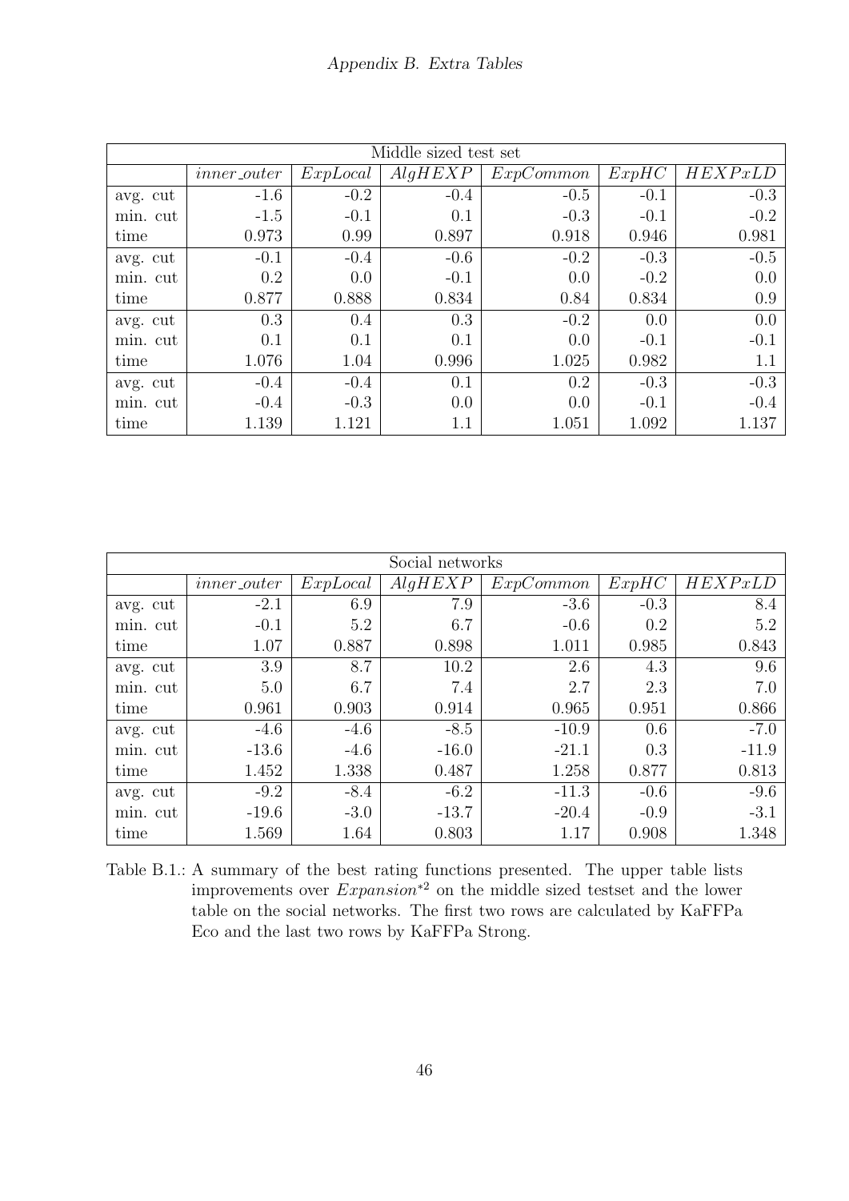| Middle sized test set | | | | | | |
|---|---|---|---|---|---|---|
| | *inner_outer* | *ExpLocal* | *AlgHEXP* | *ExpCommon* | *ExpHC* | *HEXPxLD* |
| avg. cut | -1.6 | -0.2 | -0.4 | -0.5 | -0.1 | -0.3 |
| min. cut | -1.5 | -0.1 | 0.1 | -0.3 | -0.1 | -0.2 |
| time | 0.973 | 0.99 | 0.897 | 0.918 | 0.946 | 0.981 |
| avg. cut | -0.1 | -0.4 | -0.6 | -0.2 | -0.3 | -0.5 |
| min. cut | 0.2 | 0.0 | -0.1 | 0.0 | -0.2 | 0.0 |
| time | 0.877 | 0.888 | 0.834 | 0.84 | 0.834 | 0.9 |
| avg. cut | 0.3 | 0.4 | 0.3 | -0.2 | 0.0 | 0.0 |
| min. cut | 0.1 | 0.1 | 0.1 | 0.0 | -0.1 | -0.1 |
| time | 1.076 | 1.04 | 0.996 | 1.025 | 0.982 | 1.1 |
| avg. cut | -0.4 | -0.4 | 0.1 | 0.2 | -0.3 | -0.3 |
| min. cut | -0.4 | -0.3 | 0.0 | 0.0 | -0.1 | -0.4 |
| time | 1.139 | 1.121 | 1.1 | 1.051 | 1.092 | 1.137 |

| Social networks | | | | | | |
|---|---|---|---|---|---|---|
| | *inner_outer* | *ExpLocal* | *AlgHEXP* | *ExpCommon* | *ExpHC* | *HEXPxLD* |
| avg. cut | -2.1 | 6.9 | 7.9 | -3.6 | -0.3 | 8.4 |
| min. cut | -0.1 | 5.2 | 6.7 | -0.6 | 0.2 | 5.2 |
| time | 1.07 | 0.887 | 0.898 | 1.011 | 0.985 | 0.843 |
| avg. cut | 3.9 | 8.7 | 10.2 | 2.6 | 4.3 | 9.6 |
| min. cut | 5.0 | 6.7 | 7.4 | 2.7 | 2.3 | 7.0 |
| time | 0.961 | 0.903 | 0.914 | 0.965 | 0.951 | 0.866 |
| avg. cut | -4.6 | -4.6 | -8.5 | -10.9 | 0.6 | -7.0 |
| min. cut | -13.6 | -4.6 | -16.0 | -21.1 | 0.3 | -11.9 |
| time | 1.452 | 1.338 | 0.487 | 1.258 | 0.877 | 0.813 |
| avg. cut | -9.2 | -8.4 | -6.2 | -11.3 | -0.6 | -9.6 |
| min. cut | -19.6 | -3.0 | -13.7 | -20.4 | -0.9 | -3.1 |
| time | 1.569 | 1.64 | 0.803 | 1.17 | 0.908 | 1.348 |

Table B.1.: A summary of the best rating functions presented. The upper table lists improvements over $Expansion^{*2}$ on the middle sized testset and the lower table on the social networks. The first two rows are calculated by KaFFPa Eco and the last two rows by KaFFPa Strong.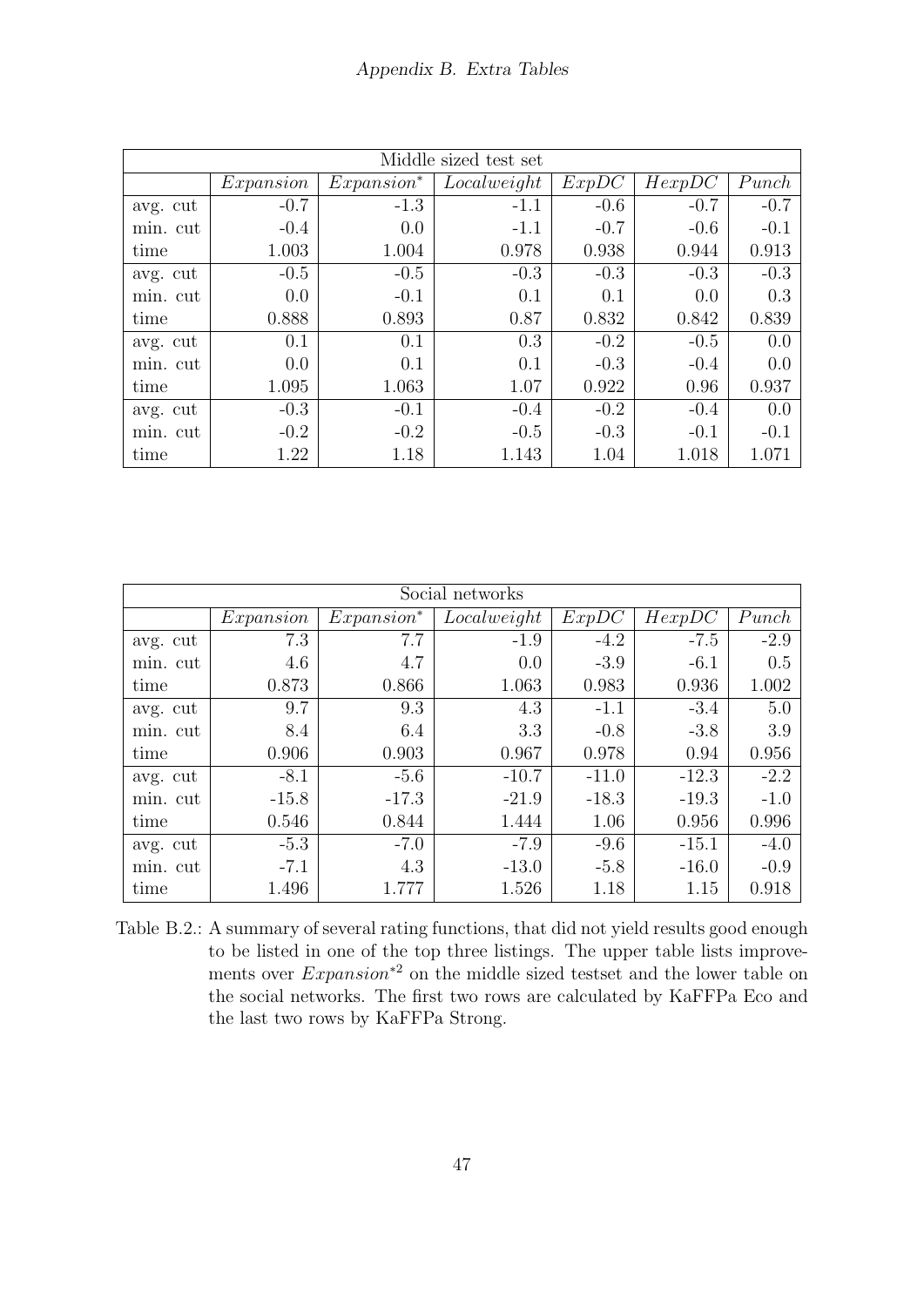| Middle sized test set | | | | | | |
|---|---|---|---|---|---|---|
| | *Expansion* | *Expansion*$^{*}$ | *Localweight* | *ExpDC* | *HexpDC* | *Punch* |
| avg. cut | -0.7 | -1.3 | -1.1 | -0.6 | -0.7 | -0.7 |
| min. cut | -0.4 | 0.0 | -1.1 | -0.7 | -0.6 | -0.1 |
| time | 1.003 | 1.004 | 0.978 | 0.938 | 0.944 | 0.913 |
| avg. cut | -0.5 | -0.5 | -0.3 | -0.3 | -0.3 | -0.3 |
| min. cut | 0.0 | -0.1 | 0.1 | 0.1 | 0.0 | 0.3 |
| time | 0.888 | 0.893 | 0.87 | 0.832 | 0.842 | 0.839 |
| avg. cut | 0.1 | 0.1 | 0.3 | -0.2 | -0.5 | 0.0 |
| min. cut | 0.0 | 0.1 | 0.1 | -0.3 | -0.4 | 0.0 |
| time | 1.095 | 1.063 | 1.07 | 0.922 | 0.96 | 0.937 |
| avg. cut | -0.3 | -0.1 | -0.4 | -0.2 | -0.4 | 0.0 |
| min. cut | -0.2 | -0.2 | -0.5 | -0.3 | -0.1 | -0.1 |
| time | 1.22 | 1.18 | 1.143 | 1.04 | 1.018 | 1.071 |

| Social networks | | | | | | |
|---|---|---|---|---|---|---|
| | *Expansion* | *Expansion*$^{*}$ | *Localweight* | *ExpDC* | *HexpDC* | *Punch* |
| avg. cut | 7.3 | 7.7 | -1.9 | -4.2 | -7.5 | -2.9 |
| min. cut | 4.6 | 4.7 | 0.0 | -3.9 | -6.1 | 0.5 |
| time | 0.873 | 0.866 | 1.063 | 0.983 | 0.936 | 1.002 |
| avg. cut | 9.7 | 9.3 | 4.3 | -1.1 | -3.4 | 5.0 |
| min. cut | 8.4 | 6.4 | 3.3 | -0.8 | -3.8 | 3.9 |
| time | 0.906 | 0.903 | 0.967 | 0.978 | 0.94 | 0.956 |
| avg. cut | -8.1 | -5.6 | -10.7 | -11.0 | -12.3 | -2.2 |
| min. cut | -15.8 | -17.3 | -21.9 | -18.3 | -19.3 | -1.0 |
| time | 0.546 | 0.844 | 1.444 | 1.06 | 0.956 | 0.996 |
| avg. cut | -5.3 | -7.0 | -7.9 | -9.6 | -15.1 | -4.0 |
| min. cut | -7.1 | 4.3 | -13.0 | -5.8 | -16.0 | -0.9 |
| time | 1.496 | 1.777 | 1.526 | 1.18 | 1.15 | 0.918 |

Table B.2.: A summary of several rating functions, that did not yield results good enough to be listed in one of the top three listings. The upper table lists improvements over *Expansion*$^{*2}$ on the middle sized testset and the lower table on the social networks. The first two rows are calculated by KaFFPa Eco and the last two rows by KaFFPa Strong.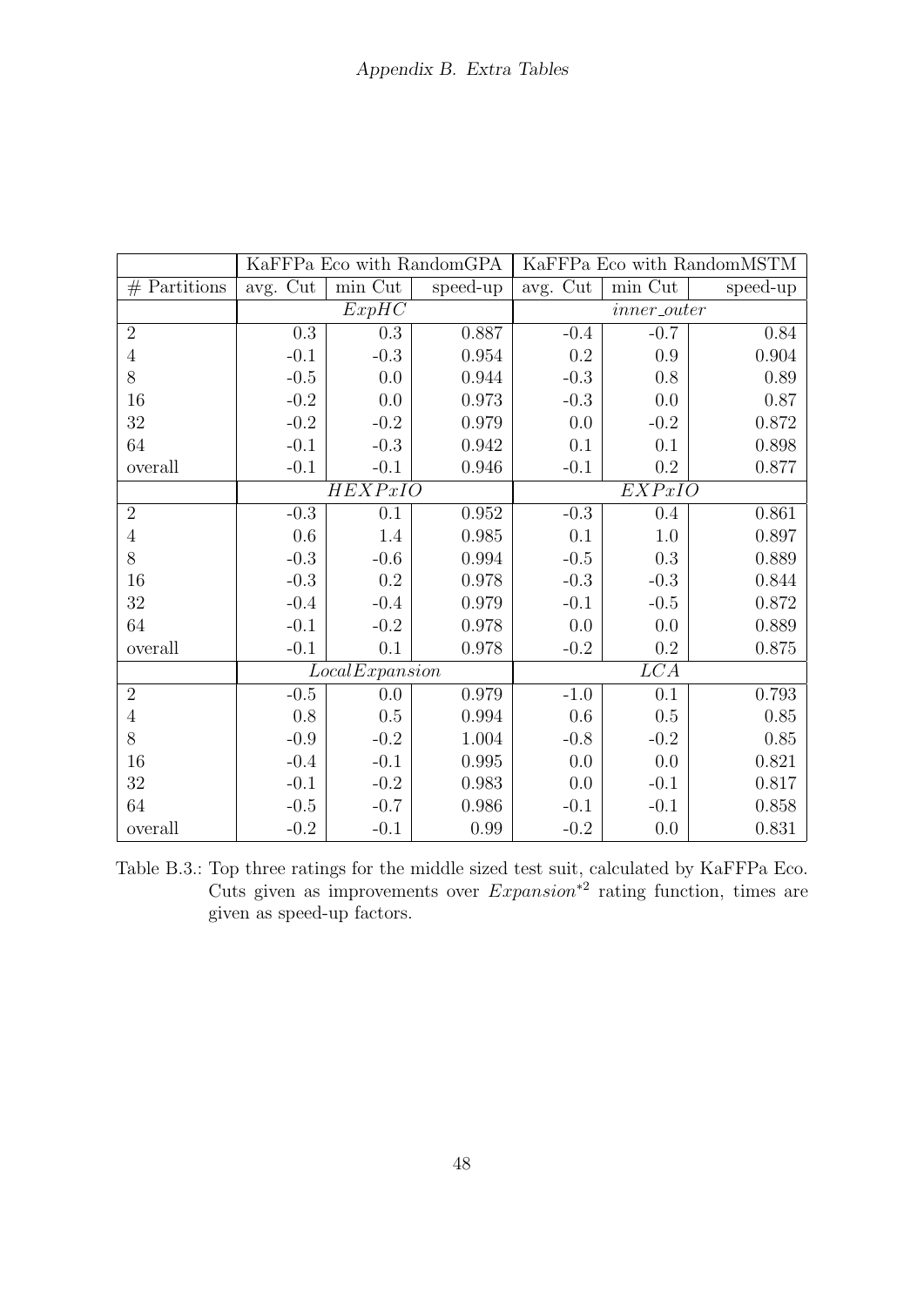| | KaFFPa Eco with RandomGPA | | | KaFFPa Eco with RandomMSTM | | |
|---|---|---|---|---|---|---|
| # Partitions | avg. Cut | min Cut | speed-up | avg. Cut | min Cut | speed-up |
| | *ExpHC* | | | *inner_outer* | | |
| 2 | 0.3 | 0.3 | 0.887 | -0.4 | -0.7 | 0.84 |
| 4 | -0.1 | -0.3 | 0.954 | 0.2 | 0.9 | 0.904 |
| 8 | -0.5 | 0.0 | 0.944 | -0.3 | 0.8 | 0.89 |
| 16 | -0.2 | 0.0 | 0.973 | -0.3 | 0.0 | 0.87 |
| 32 | -0.2 | -0.2 | 0.979 | 0.0 | -0.2 | 0.872 |
| 64 | -0.1 | -0.3 | 0.942 | 0.1 | 0.1 | 0.898 |
| overall | -0.1 | -0.1 | 0.946 | -0.1 | 0.2 | 0.877 |
| | *HEXPxIO* | | | *EXPxIO* | | |
| 2 | -0.3 | 0.1 | 0.952 | -0.3 | 0.4 | 0.861 |
| 4 | 0.6 | 1.4 | 0.985 | 0.1 | 1.0 | 0.897 |
| 8 | -0.3 | -0.6 | 0.994 | -0.5 | 0.3 | 0.889 |
| 16 | -0.3 | 0.2 | 0.978 | -0.3 | -0.3 | 0.844 |
| 32 | -0.4 | -0.4 | 0.979 | -0.1 | -0.5 | 0.872 |
| 64 | -0.1 | -0.2 | 0.978 | 0.0 | 0.0 | 0.889 |
| overall | -0.1 | 0.1 | 0.978 | -0.2 | 0.2 | 0.875 |
| | *LocalExpansion* | | | *LCA* | | |
| 2 | -0.5 | 0.0 | 0.979 | -1.0 | 0.1 | 0.793 |
| 4 | 0.8 | 0.5 | 0.994 | 0.6 | 0.5 | 0.85 |
| 8 | -0.9 | -0.2 | 1.004 | -0.8 | -0.2 | 0.85 |
| 16 | -0.4 | -0.1 | 0.995 | 0.0 | 0.0 | 0.821 |
| 32 | -0.1 | -0.2 | 0.983 | 0.0 | -0.1 | 0.817 |
| 64 | -0.5 | -0.7 | 0.986 | -0.1 | -0.1 | 0.858 |
| overall | -0.2 | -0.1 | 0.99 | -0.2 | 0.0 | 0.831 |

Table B.3.: Top three ratings for the middle sized test suit, calculated by KaFFPa Eco. Cuts given as improvements over $Expansion^{*2}$ rating function, times are given as speed-up factors.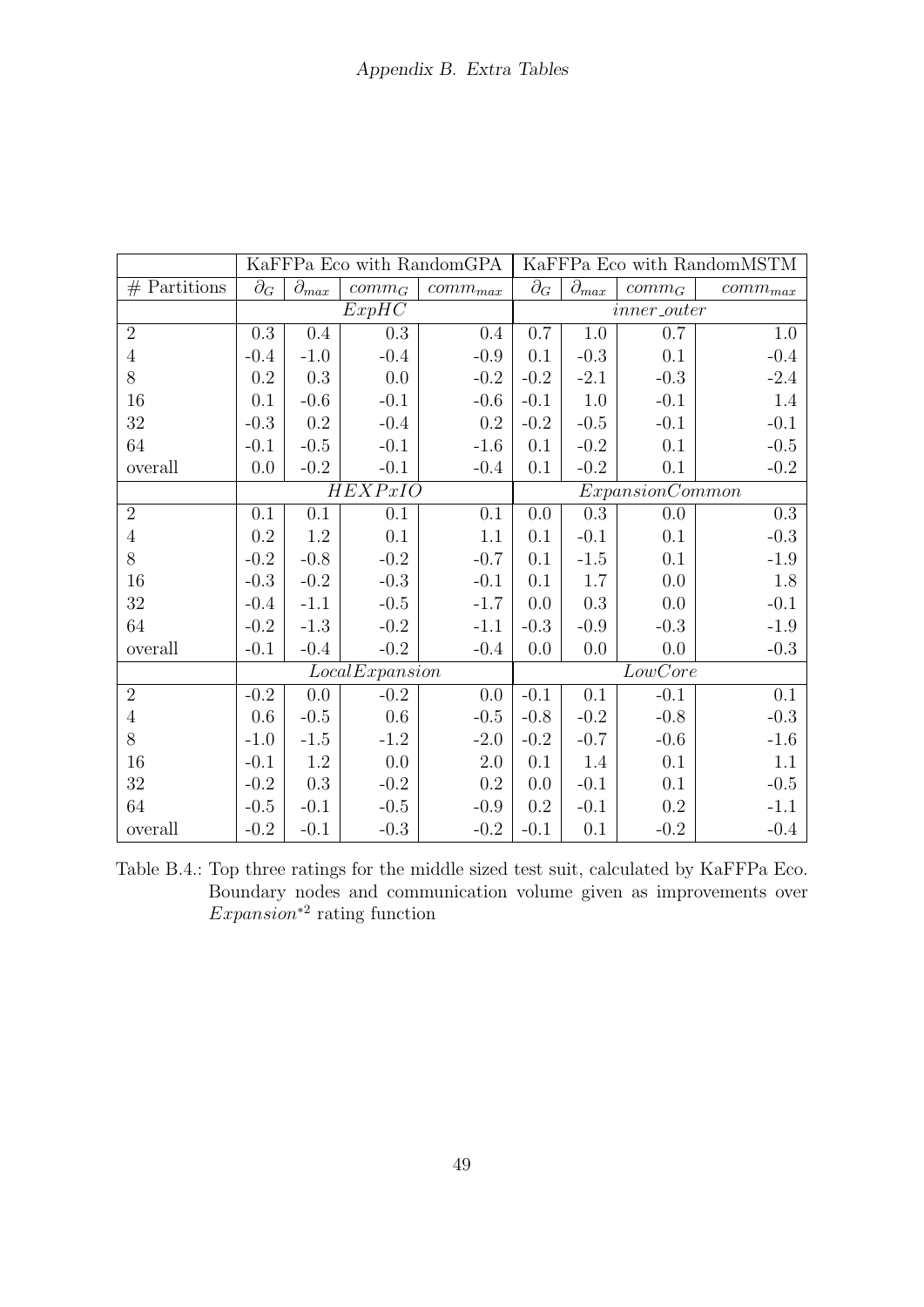| | KaFFPa Eco with RandomGPA | | | | KaFFPa Eco with RandomMSTM | | | |
|---|---|---|---|---|---|---|---|---|
| # Partitions | $\partial_G$ | $\partial_{max}$ | $comm_G$ | $comm_{max}$ | $\partial_G$ | $\partial_{max}$ | $comm_G$ | $comm_{max}$ |
| | *ExpHC* | | | | *inner_outer* | | | |
| 2 | 0.3 | 0.4 | 0.3 | 0.4 | 0.7 | 1.0 | 0.7 | 1.0 |
| 4 | -0.4 | -1.0 | -0.4 | -0.9 | 0.1 | -0.3 | 0.1 | -0.4 |
| 8 | 0.2 | 0.3 | 0.0 | -0.2 | -0.2 | -2.1 | -0.3 | -2.4 |
| 16 | 0.1 | -0.6 | -0.1 | -0.6 | -0.1 | 1.0 | -0.1 | 1.4 |
| 32 | -0.3 | 0.2 | -0.4 | 0.2 | -0.2 | -0.5 | -0.1 | -0.1 |
| 64 | -0.1 | -0.5 | -0.1 | -1.6 | 0.1 | -0.2 | 0.1 | -0.5 |
| overall | 0.0 | -0.2 | -0.1 | -0.4 | 0.1 | -0.2 | 0.1 | -0.2 |
| | *HEXPxIO* | | | | *ExpansionCommon* | | | |
| 2 | 0.1 | 0.1 | 0.1 | 0.1 | 0.0 | 0.3 | 0.0 | 0.3 |
| 4 | 0.2 | 1.2 | 0.1 | 1.1 | 0.1 | -0.1 | 0.1 | -0.3 |
| 8 | -0.2 | -0.8 | -0.2 | -0.7 | 0.1 | -1.5 | 0.1 | -1.9 |
| 16 | -0.3 | -0.2 | -0.3 | -0.1 | 0.1 | 1.7 | 0.0 | 1.8 |
| 32 | -0.4 | -1.1 | -0.5 | -1.7 | 0.0 | 0.3 | 0.0 | -0.1 |
| 64 | -0.2 | -1.3 | -0.2 | -1.1 | -0.3 | -0.9 | -0.3 | -1.9 |
| overall | -0.1 | -0.4 | -0.2 | -0.4 | 0.0 | 0.0 | 0.0 | -0.3 |
| | *LocalExpansion* | | | | *LowCore* | | | |
| 2 | -0.2 | 0.0 | -0.2 | 0.0 | -0.1 | 0.1 | -0.1 | 0.1 |
| 4 | 0.6 | -0.5 | 0.6 | -0.5 | -0.8 | -0.2 | -0.8 | -0.3 |
| 8 | -1.0 | -1.5 | -1.2 | -2.0 | -0.2 | -0.7 | -0.6 | -1.6 |
| 16 | -0.1 | 1.2 | 0.0 | 2.0 | 0.1 | 1.4 | 0.1 | 1.1 |
| 32 | -0.2 | 0.3 | -0.2 | 0.2 | 0.0 | -0.1 | 0.1 | -0.5 |
| 64 | -0.5 | -0.1 | -0.5 | -0.9 | 0.2 | -0.1 | 0.2 | -1.1 |
| overall | -0.2 | -0.1 | -0.3 | -0.2 | -0.1 | 0.1 | -0.2 | -0.4 |

Table B.4.: Top three ratings for the middle sized test suit, calculated by KaFFPa Eco. Boundary nodes and communication volume given as improvements over $Expansion^{*2}$ rating function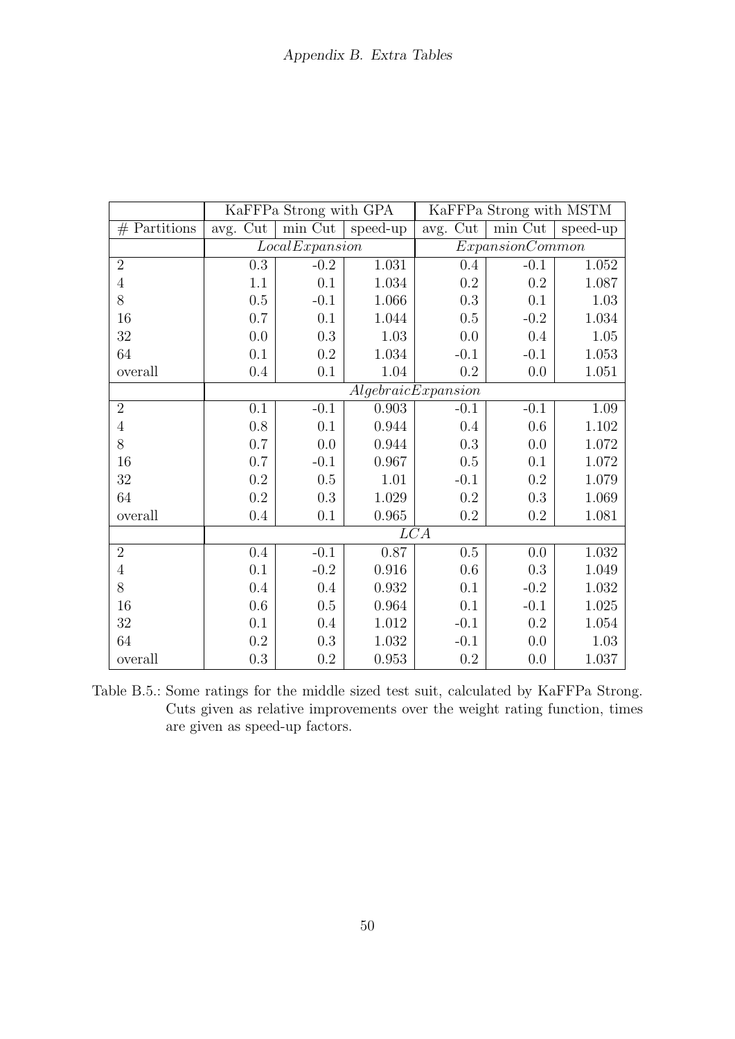| | KaFFPa Strong with GPA | | | KaFFPa Strong with MSTM | | |
|---|---|---|---|---|---|---|
| # Partitions | avg. Cut | min Cut | speed-up | avg. Cut | min Cut | speed-up |
| | *LocalExpansion* | | | *ExpansionCommon* | | |
| 2 | 0.3 | -0.2 | 1.031 | 0.4 | -0.1 | 1.052 |
| 4 | 1.1 | 0.1 | 1.034 | 0.2 | 0.2 | 1.087 |
| 8 | 0.5 | -0.1 | 1.066 | 0.3 | 0.1 | 1.03 |
| 16 | 0.7 | 0.1 | 1.044 | 0.5 | -0.2 | 1.034 |
| 32 | 0.0 | 0.3 | 1.03 | 0.0 | 0.4 | 1.05 |
| 64 | 0.1 | 0.2 | 1.034 | -0.1 | -0.1 | 1.053 |
| overall | 0.4 | 0.1 | 1.04 | 0.2 | 0.0 | 1.051 |
| | *AlgebraicExpansion* | | | | | |
| 2 | 0.1 | -0.1 | 0.903 | -0.1 | -0.1 | 1.09 |
| 4 | 0.8 | 0.1 | 0.944 | 0.4 | 0.6 | 1.102 |
| 8 | 0.7 | 0.0 | 0.944 | 0.3 | 0.0 | 1.072 |
| 16 | 0.7 | -0.1 | 0.967 | 0.5 | 0.1 | 1.072 |
| 32 | 0.2 | 0.5 | 1.01 | -0.1 | 0.2 | 1.079 |
| 64 | 0.2 | 0.3 | 1.029 | 0.2 | 0.3 | 1.069 |
| overall | 0.4 | 0.1 | 0.965 | 0.2 | 0.2 | 1.081 |
| | *LCA* | | | | | |
| 2 | 0.4 | -0.1 | 0.87 | 0.5 | 0.0 | 1.032 |
| 4 | 0.1 | -0.2 | 0.916 | 0.6 | 0.3 | 1.049 |
| 8 | 0.4 | 0.4 | 0.932 | 0.1 | -0.2 | 1.032 |
| 16 | 0.6 | 0.5 | 0.964 | 0.1 | -0.1 | 1.025 |
| 32 | 0.1 | 0.4 | 1.012 | -0.1 | 0.2 | 1.054 |
| 64 | 0.2 | 0.3 | 1.032 | -0.1 | 0.0 | 1.03 |
| overall | 0.3 | 0.2 | 0.953 | 0.2 | 0.0 | 1.037 |

Table B.5.: Some ratings for the middle sized test suit, calculated by KaFFPa Strong. Cuts given as relative improvements over the weight rating function, times are given as speed-up factors.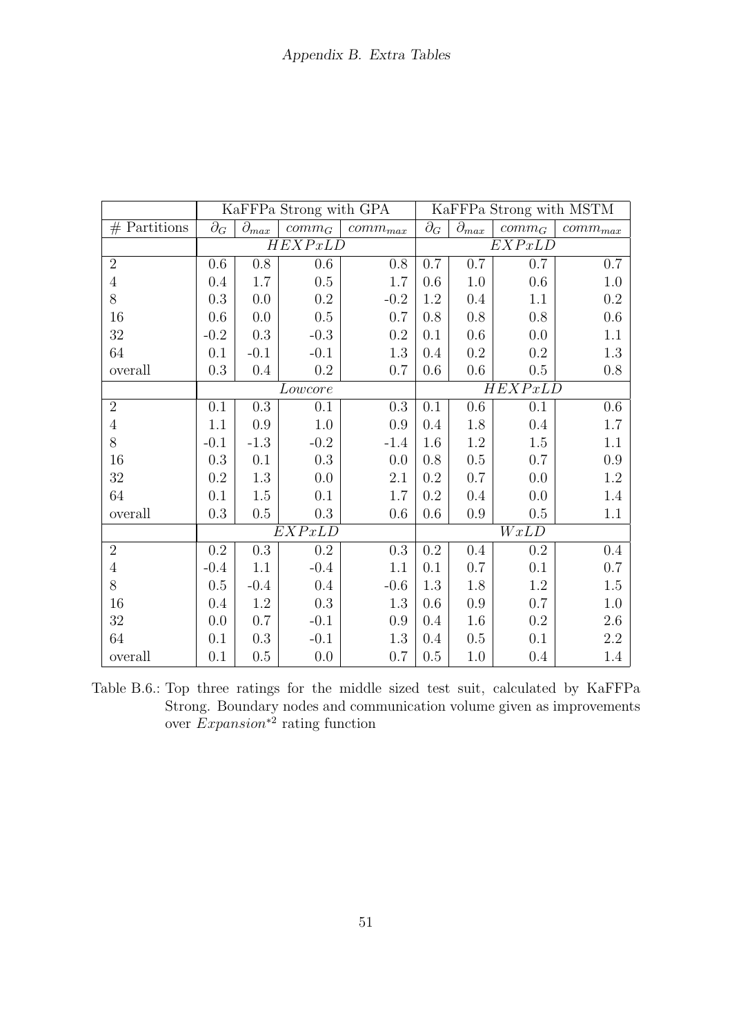| | KaFFPa Strong with GPA | | | | KaFFPa Strong with MSTM | | | |
|---|---|---|---|---|---|---|---|---|
| # Partitions | $\partial_G$ | $\partial_{max}$ | $comm_G$ | $comm_{max}$ | $\partial_G$ | $\partial_{max}$ | $comm_G$ | $comm_{max}$ |
| | $HEXPxLD$ | | | | $EXPxLD$ | | | |
| 2 | 0.6 | 0.8 | 0.6 | 0.8 | 0.7 | 0.7 | 0.7 | 0.7 |
| 4 | 0.4 | 1.7 | 0.5 | 1.7 | 0.6 | 1.0 | 0.6 | 1.0 |
| 8 | 0.3 | 0.0 | 0.2 | -0.2 | 1.2 | 0.4 | 1.1 | 0.2 |
| 16 | 0.6 | 0.0 | 0.5 | 0.7 | 0.8 | 0.8 | 0.8 | 0.6 |
| 32 | -0.2 | 0.3 | -0.3 | 0.2 | 0.1 | 0.6 | 0.0 | 1.1 |
| 64 | 0.1 | -0.1 | -0.1 | 1.3 | 0.4 | 0.2 | 0.2 | 1.3 |
| overall | 0.3 | 0.4 | 0.2 | 0.7 | 0.6 | 0.6 | 0.5 | 0.8 |
| | $Lowcore$ | | | | $HEXPxLD$ | | | |
| 2 | 0.1 | 0.3 | 0.1 | 0.3 | 0.1 | 0.6 | 0.1 | 0.6 |
| 4 | 1.1 | 0.9 | 1.0 | 0.9 | 0.4 | 1.8 | 0.4 | 1.7 |
| 8 | -0.1 | -1.3 | -0.2 | -1.4 | 1.6 | 1.2 | 1.5 | 1.1 |
| 16 | 0.3 | 0.1 | 0.3 | 0.0 | 0.8 | 0.5 | 0.7 | 0.9 |
| 32 | 0.2 | 1.3 | 0.0 | 2.1 | 0.2 | 0.7 | 0.0 | 1.2 |
| 64 | 0.1 | 1.5 | 0.1 | 1.7 | 0.2 | 0.4 | 0.0 | 1.4 |
| overall | 0.3 | 0.5 | 0.3 | 0.6 | 0.6 | 0.9 | 0.5 | 1.1 |
| | $EXPxLD$ | | | | $WxLD$ | | | |
| 2 | 0.2 | 0.3 | 0.2 | 0.3 | 0.2 | 0.4 | 0.2 | 0.4 |
| 4 | -0.4 | 1.1 | -0.4 | 1.1 | 0.1 | 0.7 | 0.1 | 0.7 |
| 8 | 0.5 | -0.4 | 0.4 | -0.6 | 1.3 | 1.8 | 1.2 | 1.5 |
| 16 | 0.4 | 1.2 | 0.3 | 1.3 | 0.6 | 0.9 | 0.7 | 1.0 |
| 32 | 0.0 | 0.7 | -0.1 | 0.9 | 0.4 | 1.6 | 0.2 | 2.6 |
| 64 | 0.1 | 0.3 | -0.1 | 1.3 | 0.4 | 0.5 | 0.1 | 2.2 |
| overall | 0.1 | 0.5 | 0.0 | 0.7 | 0.5 | 1.0 | 0.4 | 1.4 |

Table B.6.: Top three ratings for the middle sized test suit, calculated by KaFFPa Strong. Boundary nodes and communication volume given as improvements over $Expansion^{*2}$ rating function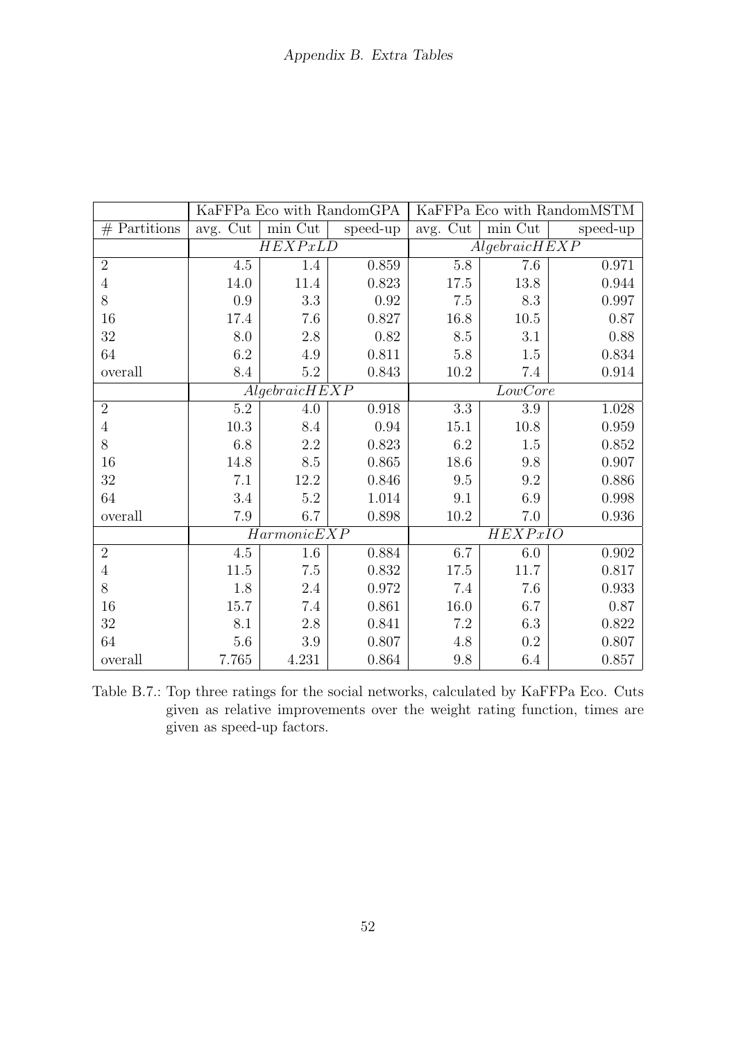|  | KaFFPa Eco with RandomGPA | | | KaFFPa Eco with RandomMSTM | | |
|---|---|---|---|---|---|---|
| # Partitions | avg. Cut | min Cut | speed-up | avg. Cut | min Cut | speed-up |
|  | *HEXPxLD* | | | *AlgebraicHEXP* | | |
| 2 | 4.5 | 1.4 | 0.859 | 5.8 | 7.6 | 0.971 |
| 4 | 14.0 | 11.4 | 0.823 | 17.5 | 13.8 | 0.944 |
| 8 | 0.9 | 3.3 | 0.92 | 7.5 | 8.3 | 0.997 |
| 16 | 17.4 | 7.6 | 0.827 | 16.8 | 10.5 | 0.87 |
| 32 | 8.0 | 2.8 | 0.82 | 8.5 | 3.1 | 0.88 |
| 64 | 6.2 | 4.9 | 0.811 | 5.8 | 1.5 | 0.834 |
| overall | 8.4 | 5.2 | 0.843 | 10.2 | 7.4 | 0.914 |
|  | *AlgebraicHEXP* | | | *LowCore* | | |
| 2 | 5.2 | 4.0 | 0.918 | 3.3 | 3.9 | 1.028 |
| 4 | 10.3 | 8.4 | 0.94 | 15.1 | 10.8 | 0.959 |
| 8 | 6.8 | 2.2 | 0.823 | 6.2 | 1.5 | 0.852 |
| 16 | 14.8 | 8.5 | 0.865 | 18.6 | 9.8 | 0.907 |
| 32 | 7.1 | 12.2 | 0.846 | 9.5 | 9.2 | 0.886 |
| 64 | 3.4 | 5.2 | 1.014 | 9.1 | 6.9 | 0.998 |
| overall | 7.9 | 6.7 | 0.898 | 10.2 | 7.0 | 0.936 |
|  | *HarmonicEXP* | | | *HEXPxIO* | | |
| 2 | 4.5 | 1.6 | 0.884 | 6.7 | 6.0 | 0.902 |
| 4 | 11.5 | 7.5 | 0.832 | 17.5 | 11.7 | 0.817 |
| 8 | 1.8 | 2.4 | 0.972 | 7.4 | 7.6 | 0.933 |
| 16 | 15.7 | 7.4 | 0.861 | 16.0 | 6.7 | 0.87 |
| 32 | 8.1 | 2.8 | 0.841 | 7.2 | 6.3 | 0.822 |
| 64 | 5.6 | 3.9 | 0.807 | 4.8 | 0.2 | 0.807 |
| overall | 7.765 | 4.231 | 0.864 | 9.8 | 6.4 | 0.857 |

Table B.7.: Top three ratings for the social networks, calculated by KaFFPa Eco. Cuts given as relative improvements over the weight rating function, times are given as speed-up factors.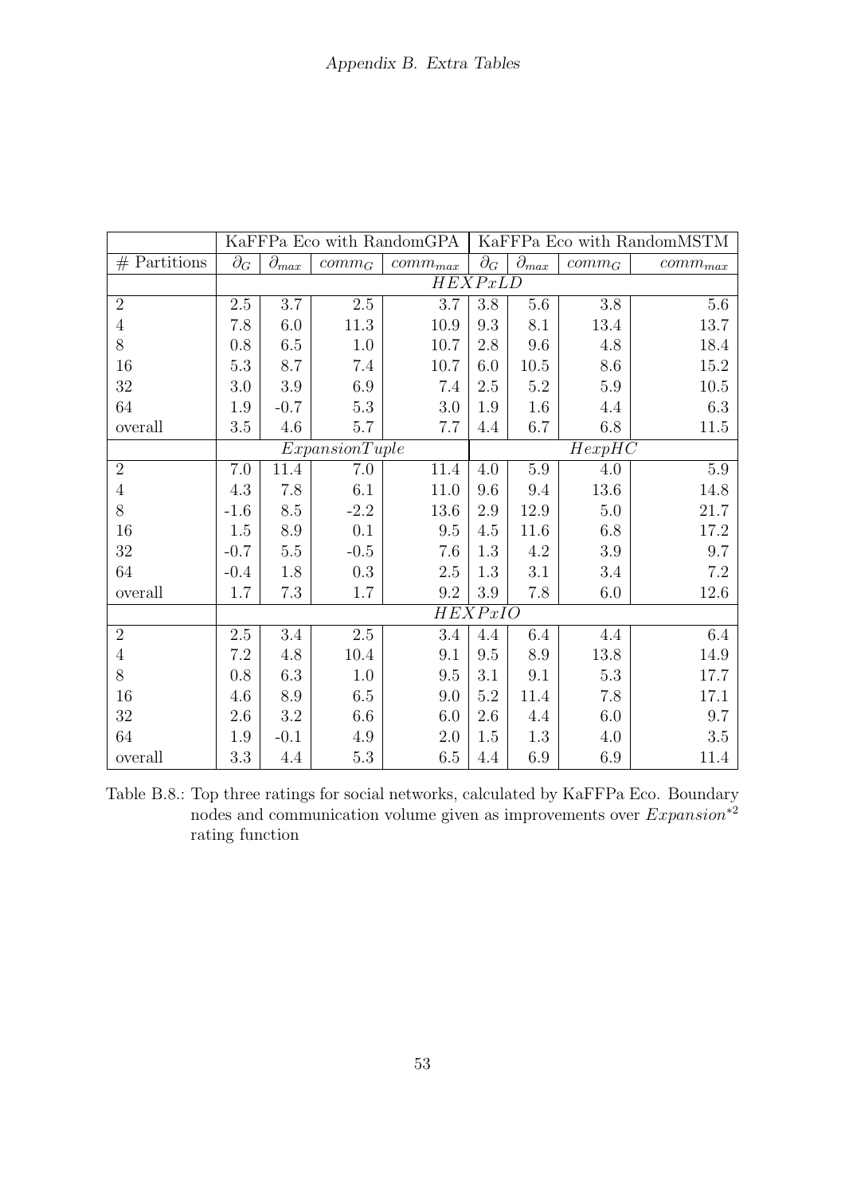| | KaFFPa Eco with RandomGPA | | | | KaFFPa Eco with RandomMSTM | | | |
|---|---|---|---|---|---|---|---|---|
| # Partitions | $\partial_G$ | $\partial_{max}$ | $comm_G$ | $comm_{max}$ | $\partial_G$ | $\partial_{max}$ | $comm_G$ | $comm_{max}$ |
| | *HEXPxLD* | | | | | | | |
| 2 | 2.5 | 3.7 | 2.5 | 3.7 | 3.8 | 5.6 | 3.8 | 5.6 |
| 4 | 7.8 | 6.0 | 11.3 | 10.9 | 9.3 | 8.1 | 13.4 | 13.7 |
| 8 | 0.8 | 6.5 | 1.0 | 10.7 | 2.8 | 9.6 | 4.8 | 18.4 |
| 16 | 5.3 | 8.7 | 7.4 | 10.7 | 6.0 | 10.5 | 8.6 | 15.2 |
| 32 | 3.0 | 3.9 | 6.9 | 7.4 | 2.5 | 5.2 | 5.9 | 10.5 |
| 64 | 1.9 | -0.7 | 5.3 | 3.0 | 1.9 | 1.6 | 4.4 | 6.3 |
| overall | 3.5 | 4.6 | 5.7 | 7.7 | 4.4 | 6.7 | 6.8 | 11.5 |
| | *ExpansionTuple* | | | | *HexpHC* | | | |
| 2 | 7.0 | 11.4 | 7.0 | 11.4 | 4.0 | 5.9 | 4.0 | 5.9 |
| 4 | 4.3 | 7.8 | 6.1 | 11.0 | 9.6 | 9.4 | 13.6 | 14.8 |
| 8 | -1.6 | 8.5 | -2.2 | 13.6 | 2.9 | 12.9 | 5.0 | 21.7 |
| 16 | 1.5 | 8.9 | 0.1 | 9.5 | 4.5 | 11.6 | 6.8 | 17.2 |
| 32 | -0.7 | 5.5 | -0.5 | 7.6 | 1.3 | 4.2 | 3.9 | 9.7 |
| 64 | -0.4 | 1.8 | 0.3 | 2.5 | 1.3 | 3.1 | 3.4 | 7.2 |
| overall | 1.7 | 7.3 | 1.7 | 9.2 | 3.9 | 7.8 | 6.0 | 12.6 |
| | *HEXPxIO* | | | | | | | |
| 2 | 2.5 | 3.4 | 2.5 | 3.4 | 4.4 | 6.4 | 4.4 | 6.4 |
| 4 | 7.2 | 4.8 | 10.4 | 9.1 | 9.5 | 8.9 | 13.8 | 14.9 |
| 8 | 0.8 | 6.3 | 1.0 | 9.5 | 3.1 | 9.1 | 5.3 | 17.7 |
| 16 | 4.6 | 8.9 | 6.5 | 9.0 | 5.2 | 11.4 | 7.8 | 17.1 |
| 32 | 2.6 | 3.2 | 6.6 | 6.0 | 2.6 | 4.4 | 6.0 | 9.7 |
| 64 | 1.9 | -0.1 | 4.9 | 2.0 | 1.5 | 1.3 | 4.0 | 3.5 |
| overall | 3.3 | 4.4 | 5.3 | 6.5 | 4.4 | 6.9 | 6.9 | 11.4 |

Table B.8.: Top three ratings for social networks, calculated by KaFFPa Eco. Boundary nodes and communication volume given as improvements over $Expansion^{*2}$ rating function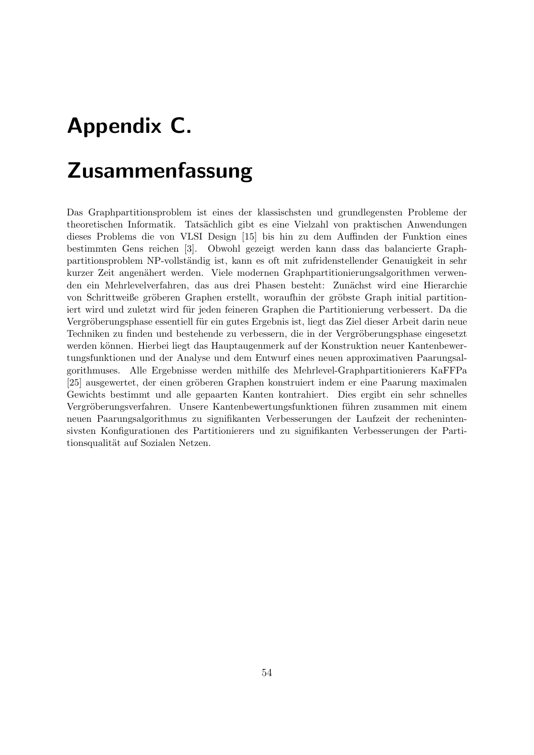# Appendix C.

# Zusammenfassung

Das Graphpartitionsproblem ist eines der klassischsten und grundlegensten Probleme der theoretischen Informatik. Tatsächlich gibt es eine Vielzahl von praktischen Anwendungen dieses Problems die von VLSI Design [15] bis hin zu dem Auffinden der Funktion eines bestimmten Gens reichen [3]. Obwohl gezeigt werden kann dass das balancierte Graphpartitionsproblem NP-vollständig ist, kann es oft mit zufridenstellender Genauigkeit in sehr kurzer Zeit angenähert werden. Viele modernen Graphpartitionierungsalgorithmen verwenden ein Mehrlevelverfahren, das aus drei Phasen besteht: Zunächst wird eine Hierarchie von Schrittweiße gröberen Graphen erstellt, woraufhin der gröbste Graph initial partitioniert wird und zuletzt wird für jeden feineren Graphen die Partitionierung verbessert. Da die Vergröberungsphase essentiell für ein gutes Ergebnis ist, liegt das Ziel dieser Arbeit darin neue Techniken zu finden und bestehende zu verbessern, die in der Vergröberungsphase eingesetzt werden können. Hierbei liegt das Hauptaugenmerk auf der Konstruktion neuer Kantenbewertungsfunktionen und der Analyse und dem Entwurf eines neuen approximativen Paarungsalgorithmuses. Alle Ergebnisse werden mithilfe des Mehrlevel-Graphpartitionierers KaFFPa [25] ausgewertet, der einen gröberen Graphen konstruiert indem er eine Paarung maximalen Gewichts bestimmt und alle gepaarten Kanten kontrahiert. Dies ergibt ein sehr schnelles Vergröberungsverfahren. Unsere Kantenbewertungsfunktionen führen zusammen mit einem neuen Paarungsalgorithmus zu signifikanten Verbesserungen der Laufzeit der rechenintensivsten Konfigurationen des Partitionierers und zu signifikanten Verbesserungen der Partitionsqualität auf Sozialen Netzen.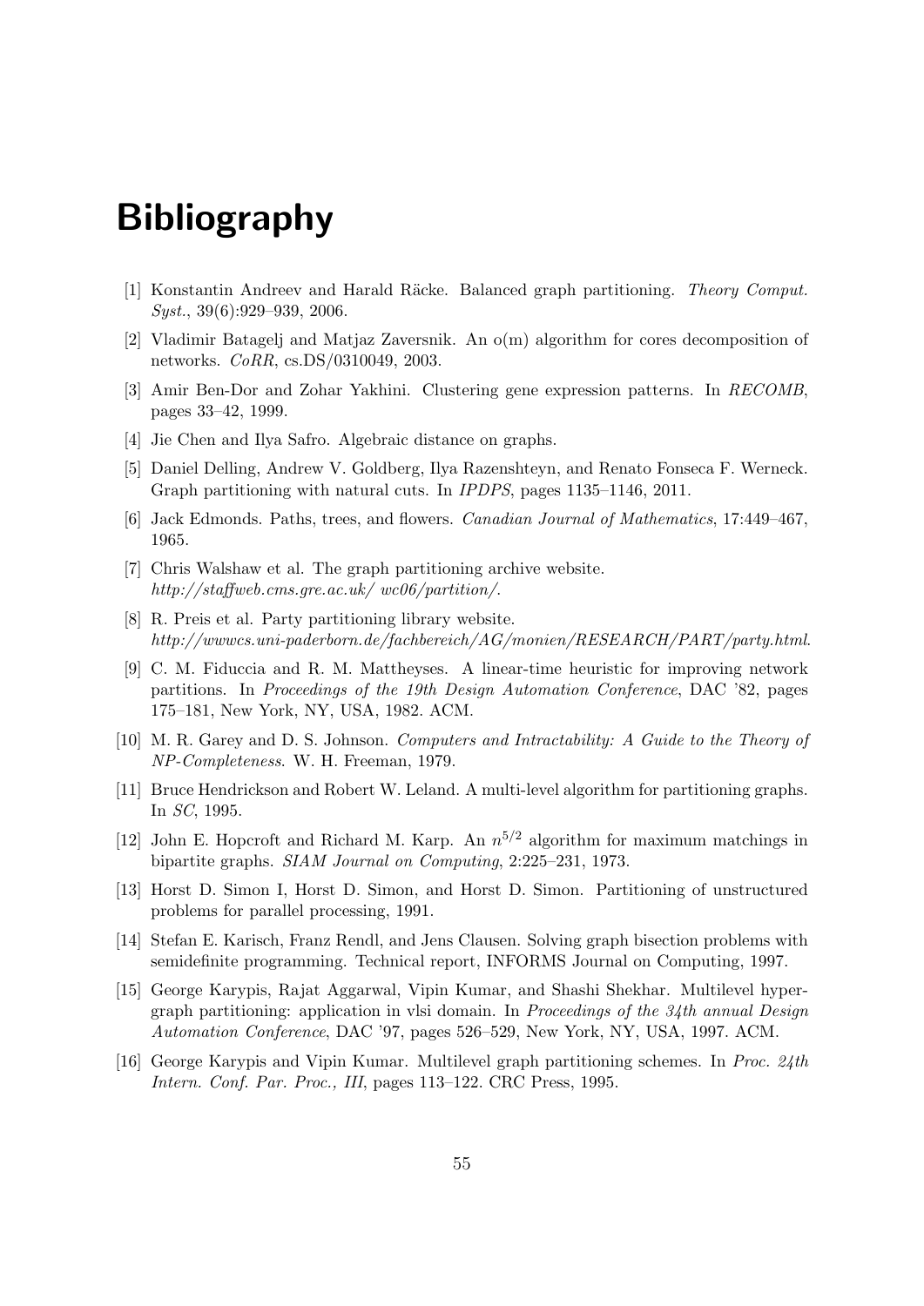# Bibliography

[1] Konstantin Andreev and Harald Räcke. Balanced graph partitioning. *Theory Comput. Syst.*, 39(6):929–939, 2006.

[2] Vladimir Batagelj and Matjaz Zaversnik. An o(m) algorithm for cores decomposition of networks. *CoRR*, cs.DS/0310049, 2003.

[3] Amir Ben-Dor and Zohar Yakhini. Clustering gene expression patterns. In *RECOMB*, pages 33–42, 1999.

[4] Jie Chen and Ilya Safro. Algebraic distance on graphs.

[5] Daniel Delling, Andrew V. Goldberg, Ilya Razenshteyn, and Renato Fonseca F. Werneck. Graph partitioning with natural cuts. In *IPDPS*, pages 1135–1146, 2011.

[6] Jack Edmonds. Paths, trees, and flowers. *Canadian Journal of Mathematics*, 17:449–467, 1965.

[7] Chris Walshaw et al. The graph partitioning archive website. *http://staffweb.cms.gre.ac.uk/ wc06/partition/*.

[8] R. Preis et al. Party partitioning library website. *http://wwwcs.uni-paderborn.de/fachbereich/AG/monien/RESEARCH/PART/party.html*.

[9] C. M. Fiduccia and R. M. Mattheyses. A linear-time heuristic for improving network partitions. In *Proceedings of the 19th Design Automation Conference*, DAC '82, pages 175–181, New York, NY, USA, 1982. ACM.

[10] M. R. Garey and D. S. Johnson. *Computers and Intractability: A Guide to the Theory of NP-Completeness*. W. H. Freeman, 1979.

[11] Bruce Hendrickson and Robert W. Leland. A multi-level algorithm for partitioning graphs. In *SC*, 1995.

[12] John E. Hopcroft and Richard M. Karp. An $n^{5/2}$ algorithm for maximum matchings in bipartite graphs. *SIAM Journal on Computing*, 2:225–231, 1973.

[13] Horst D. Simon I, Horst D. Simon, and Horst D. Simon. Partitioning of unstructured problems for parallel processing, 1991.

[14] Stefan E. Karisch, Franz Rendl, and Jens Clausen. Solving graph bisection problems with semidefinite programming. Technical report, INFORMS Journal on Computing, 1997.

[15] George Karypis, Rajat Aggarwal, Vipin Kumar, and Shashi Shekhar. Multilevel hypergraph partitioning: application in vlsi domain. In *Proceedings of the 34th annual Design Automation Conference*, DAC '97, pages 526–529, New York, NY, USA, 1997. ACM.

[16] George Karypis and Vipin Kumar. Multilevel graph partitioning schemes. In *Proc. 24th Intern. Conf. Par. Proc., III*, pages 113–122. CRC Press, 1995.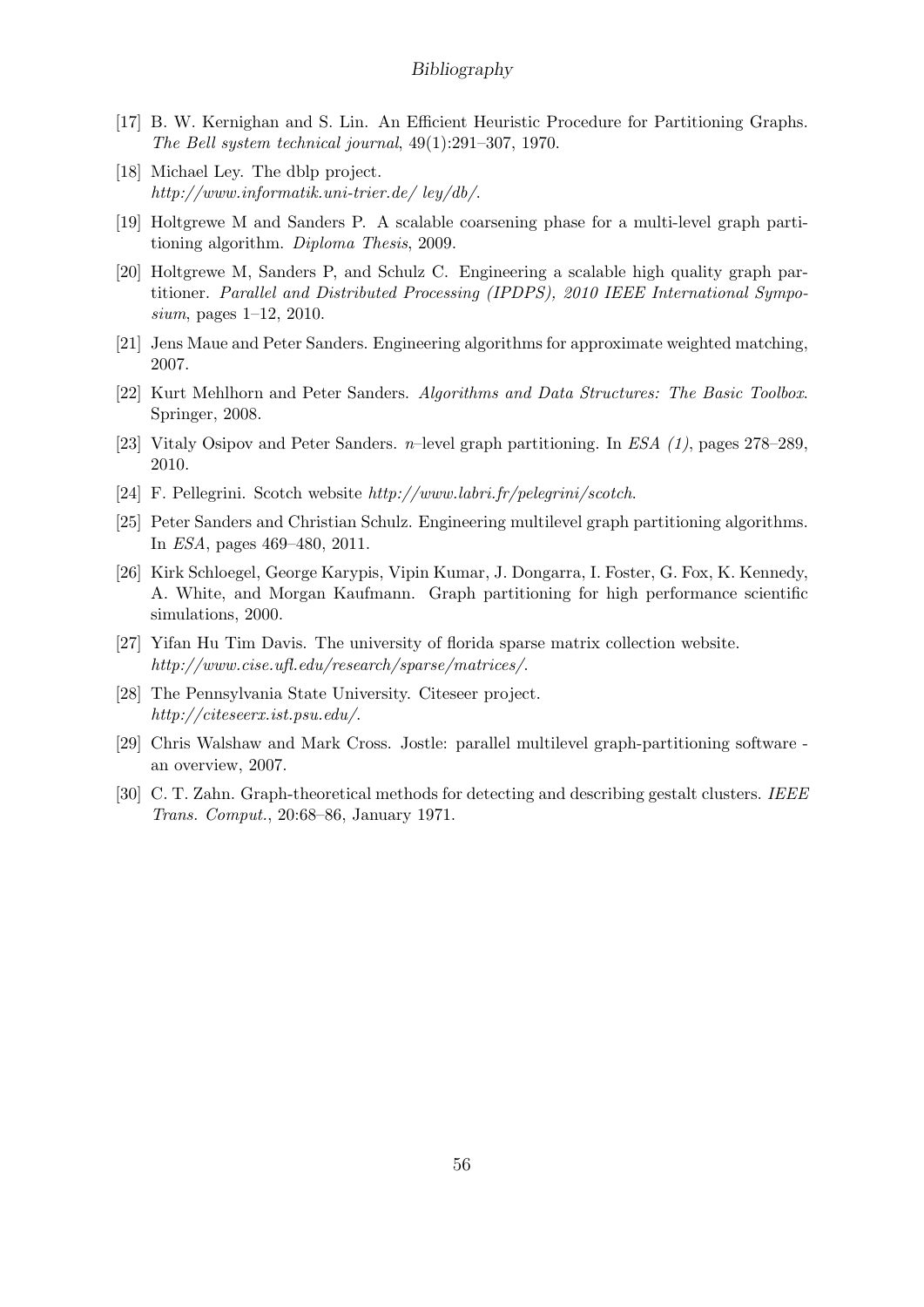[17] B. W. Kernighan and S. Lin. An Efficient Heuristic Procedure for Partitioning Graphs. *The Bell system technical journal*, 49(1):291–307, 1970.

[18] Michael Ley. The dblp project. *http://www.informatik.uni-trier.de/ ley/db/*.

[19] Holtgrewe M and Sanders P. A scalable coarsening phase for a multi-level graph partitioning algorithm. *Diploma Thesis*, 2009.

[20] Holtgrewe M, Sanders P, and Schulz C. Engineering a scalable high quality graph partitioner. *Parallel and Distributed Processing (IPDPS), 2010 IEEE International Symposium*, pages 1–12, 2010.

[21] Jens Maue and Peter Sanders. Engineering algorithms for approximate weighted matching, 2007.

[22] Kurt Mehlhorn and Peter Sanders. *Algorithms and Data Structures: The Basic Toolbox*. Springer, 2008.

[23] Vitaly Osipov and Peter Sanders. $n$–level graph partitioning. In *ESA (1)*, pages 278–289, 2010.

[24] F. Pellegrini. Scotch website *http://www.labri.fr/pelegrini/scotch*.

[25] Peter Sanders and Christian Schulz. Engineering multilevel graph partitioning algorithms. In *ESA*, pages 469–480, 2011.

[26] Kirk Schloegel, George Karypis, Vipin Kumar, J. Dongarra, I. Foster, G. Fox, K. Kennedy, A. White, and Morgan Kaufmann. Graph partitioning for high performance scientific simulations, 2000.

[27] Yifan Hu Tim Davis. The university of florida sparse matrix collection website. *http://www.cise.ufl.edu/research/sparse/matrices/*.

[28] The Pennsylvania State University. Citeseer project. *http://citeseerx.ist.psu.edu/*.

[29] Chris Walshaw and Mark Cross. Jostle: parallel multilevel graph-partitioning software - an overview, 2007.

[30] C. T. Zahn. Graph-theoretical methods for detecting and describing gestalt clusters. *IEEE Trans. Comput.*, 20:68–86, January 1971.